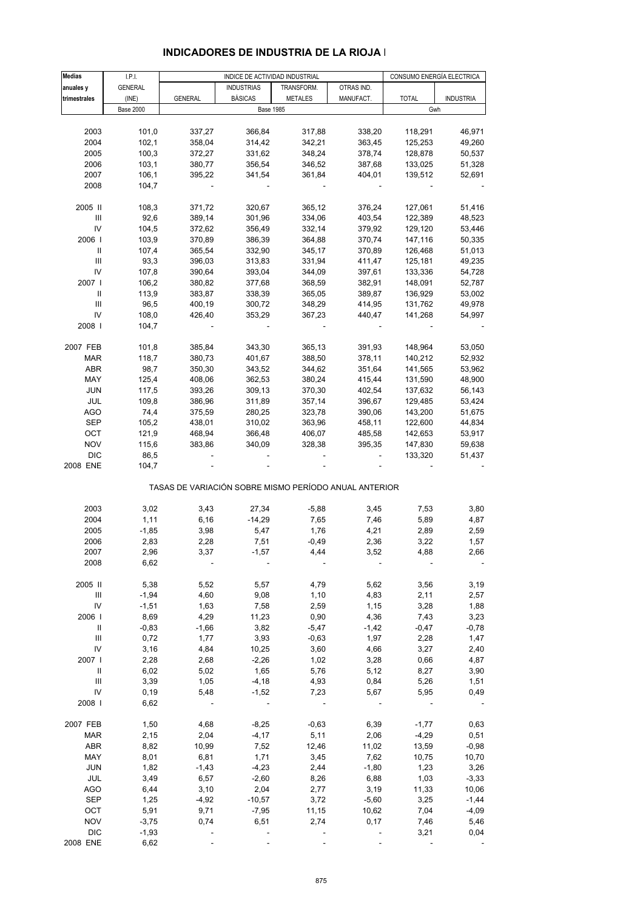## INDICADORES DE INDUSTRIA DE LA RIOJA I

| Medias anuales y trimestrales | I.P.I. GENERAL (INE) | INDICE DE ACTIVIDAD INDUSTRIAL | | | | CONSUMO ENERGÍA ELECTRICA | |
|---|---|---|---|---|---|---|---|
| | | GENERAL | INDUSTRIAS BÁSICAS | TRANSFORM. METALES | OTRAS IND. MANUFACT. | TOTAL | INDUSTRIA |
| | Base 2000 | Base 1985 | | | | Gwh | |
| 2003 | 101,0 | 337,27 | 366,84 | 317,88 | 338,20 | 118,291 | 46,971 |
| 2004 | 102,1 | 358,04 | 314,42 | 342,21 | 363,45 | 125,253 | 49,260 |
| 2005 | 100,3 | 372,27 | 331,62 | 348,24 | 378,74 | 128,878 | 50,537 |
| 2006 | 103,1 | 380,77 | 356,54 | 346,52 | 387,68 | 133,025 | 51,328 |
| 2007 | 106,1 | 395,22 | 341,54 | 361,84 | 404,01 | 139,512 | 52,691 |
| 2008 | 104,7 | - | - | - | - | - | - |
| 2005 II | 108,3 | 371,72 | 320,67 | 365,12 | 376,24 | 127,061 | 51,416 |
| III | 92,6 | 389,14 | 301,96 | 334,06 | 403,54 | 122,389 | 48,523 |
| IV | 104,5 | 372,62 | 356,49 | 332,14 | 379,92 | 129,120 | 53,446 |
| 2006 I | 103,9 | 370,89 | 386,39 | 364,88 | 370,74 | 147,116 | 50,335 |
| II | 107,4 | 365,54 | 332,90 | 345,17 | 370,89 | 126,468 | 51,013 |
| III | 93,3 | 396,03 | 313,83 | 331,94 | 411,47 | 125,181 | 49,235 |
| IV | 107,8 | 390,64 | 393,04 | 344,09 | 397,61 | 133,336 | 54,728 |
| 2007 I | 106,2 | 380,82 | 377,68 | 368,59 | 382,91 | 148,091 | 52,787 |
| II | 113,9 | 383,87 | 338,39 | 365,05 | 389,87 | 136,929 | 53,002 |
| III | 96,5 | 400,19 | 300,72 | 348,29 | 414,95 | 131,762 | 49,978 |
| IV | 108,0 | 426,40 | 353,29 | 367,23 | 440,47 | 141,268 | 54,997 |
| 2008 I | 104,7 | - | - | - | - | - | - |
| 2007 FEB | 101,8 | 385,84 | 343,30 | 365,13 | 391,93 | 148,964 | 53,050 |
| MAR | 118,7 | 380,73 | 401,67 | 388,50 | 378,11 | 140,212 | 52,932 |
| ABR | 98,7 | 350,30 | 343,52 | 344,62 | 351,64 | 141,565 | 53,962 |
| MAY | 125,4 | 408,06 | 362,53 | 380,24 | 415,44 | 131,590 | 48,900 |
| JUN | 117,5 | 393,26 | 309,13 | 370,30 | 402,54 | 137,632 | 56,143 |
| JUL | 109,8 | 386,96 | 311,89 | 357,14 | 396,67 | 129,485 | 53,424 |
| AGO | 74,4 | 375,59 | 280,25 | 323,78 | 390,06 | 143,200 | 51,675 |
| SEP | 105,2 | 438,01 | 310,02 | 363,96 | 458,11 | 122,600 | 44,834 |
| OCT | 121,9 | 468,94 | 366,48 | 406,07 | 485,58 | 142,653 | 53,917 |
| NOV | 115,6 | 383,86 | 340,09 | 328,38 | 395,35 | 147,830 | 59,638 |
| DIC | 86,5 | - | - | - | - | 133,320 | 51,437 |
| 2008 ENE | 104,7 | - | - | - | - | - | - |
| | | TASAS DE VARIACIÓN SOBRE MISMO PERÍODO ANUAL ANTERIOR | | | | | |
| 2003 | 3,02 | 3,43 | 27,34 | -5,88 | 3,45 | 7,53 | 3,80 |
| 2004 | 1,11 | 6,16 | -14,29 | 7,65 | 7,46 | 5,89 | 4,87 |
| 2005 | -1,85 | 3,98 | 5,47 | 1,76 | 4,21 | 2,89 | 2,59 |
| 2006 | 2,83 | 2,28 | 7,51 | -0,49 | 2,36 | 3,22 | 1,57 |
| 2007 | 2,96 | 3,37 | -1,57 | 4,44 | 3,52 | 4,88 | 2,66 |
| 2008 | 6,62 | - | - | - | - | - | - |
| 2005 II | 5,38 | 5,52 | 5,57 | 4,79 | 5,62 | 3,56 | 3,19 |
| III | -1,94 | 4,60 | 9,08 | 1,10 | 4,83 | 2,11 | 2,57 |
| IV | -1,51 | 1,63 | 7,58 | 2,59 | 1,15 | 3,28 | 1,88 |
| 2006 I | 8,69 | 4,29 | 11,23 | 0,90 | 4,36 | 7,43 | 3,23 |
| II | -0,83 | -1,66 | 3,82 | -5,47 | -1,42 | -0,47 | -0,78 |
| III | 0,72 | 1,77 | 3,93 | -0,63 | 1,97 | 2,28 | 1,47 |
| IV | 3,16 | 4,84 | 10,25 | 3,60 | 4,66 | 3,27 | 2,40 |
| 2007 I | 2,28 | 2,68 | -2,26 | 1,02 | 3,28 | 0,66 | 4,87 |
| II | 6,02 | 5,02 | 1,65 | 5,76 | 5,12 | 8,27 | 3,90 |
| III | 3,39 | 1,05 | -4,18 | 4,93 | 0,84 | 5,26 | 1,51 |
| IV | 0,19 | 5,48 | -1,52 | 7,23 | 5,67 | 5,95 | 0,49 |
| 2008 I | 6,62 | - | - | - | - | - | - |
| 2007 FEB | 1,50 | 4,68 | -8,25 | -0,63 | 6,39 | -1,77 | 0,63 |
| MAR | 2,15 | 2,04 | -4,17 | 5,11 | 2,06 | -4,29 | 0,51 |
| ABR | 8,82 | 10,99 | 7,52 | 12,46 | 11,02 | 13,59 | -0,98 |
| MAY | 8,01 | 6,81 | 1,71 | 3,45 | 7,62 | 10,75 | 10,70 |
| JUN | 1,82 | -1,43 | -4,23 | 2,44 | -1,80 | 1,23 | 3,26 |
| JUL | 3,49 | 6,57 | -2,60 | 8,26 | 6,88 | 1,03 | -3,33 |
| AGO | 6,44 | 3,10 | 2,04 | 2,77 | 3,19 | 11,33 | 10,06 |
| SEP | 1,25 | -4,92 | -10,57 | 3,72 | -5,60 | 3,25 | -1,44 |
| OCT | 5,91 | 9,71 | -7,95 | 11,15 | 10,62 | 7,04 | -4,09 |
| NOV | -3,75 | 0,74 | 6,51 | 2,74 | 0,17 | 7,46 | 5,46 |
| DIC | -1,93 | - | - | - | - | 3,21 | 0,04 |
| 2008 ENE | 6,62 | - | - | - | - | - | - |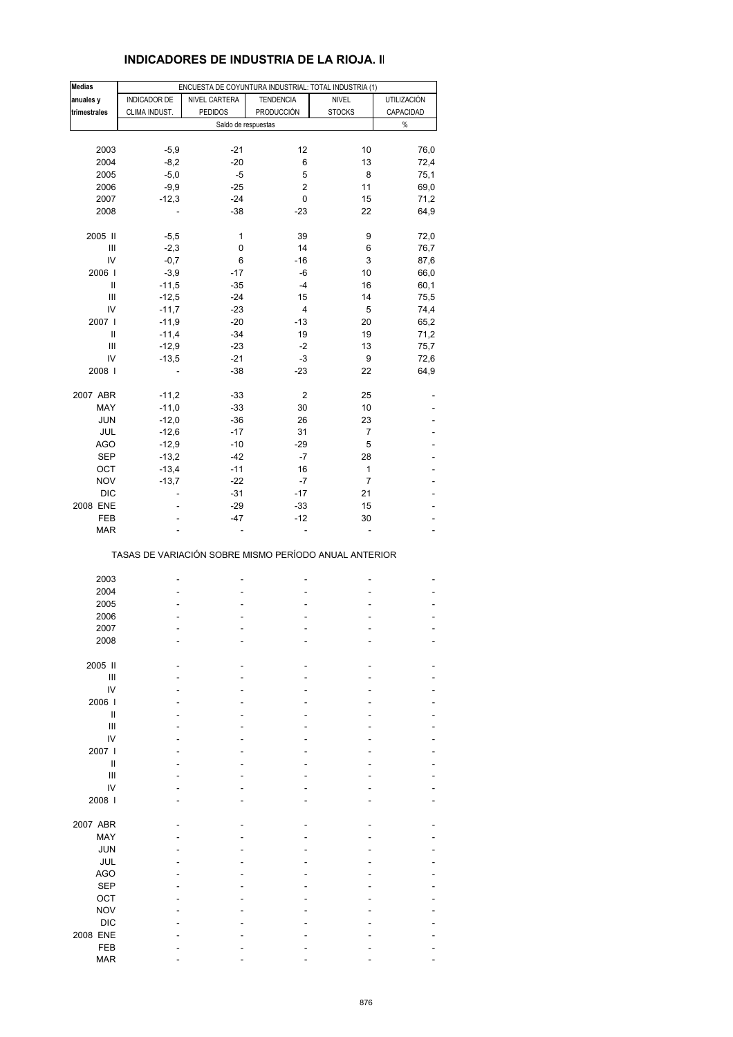## INDICADORES DE INDUSTRIA DE LA RIOJA. I

| Medias anuales y trimestrales | ENCUESTA DE COYUNTURA INDUSTRIAL: TOTAL INDUSTRIA (1) | | | | |
|---|---|---|---|---|---|
| | INDICADOR DE CLIMA INDUST. | NIVEL CARTERA PEDIDOS | TENDENCIA PRODUCCIÓN | NIVEL STOCKS | UTILIZACIÓN CAPACIDAD |
| | Saldo de respuestas | | | | % |
| 2003 | -5,9 | -21 | 12 | 10 | 76,0 |
| 2004 | -8,2 | -20 | 6 | 13 | 72,4 |
| 2005 | -5,0 | -5 | 5 | 8 | 75,1 |
| 2006 | -9,9 | -25 | 2 | 11 | 69,0 |
| 2007 | -12,3 | -24 | 0 | 15 | 71,2 |
| 2008 | - | -38 | -23 | 22 | 64,9 |
| 2005 II | -5,5 | 1 | 39 | 9 | 72,0 |
| III | -2,3 | 0 | 14 | 6 | 76,7 |
| IV | -0,7 | 6 | -16 | 3 | 87,6 |
| 2006 I | -3,9 | -17 | -6 | 10 | 66,0 |
| II | -11,5 | -35 | -4 | 16 | 60,1 |
| III | -12,5 | -24 | 15 | 14 | 75,5 |
| IV | -11,7 | -23 | 4 | 5 | 74,4 |
| 2007 I | -11,9 | -20 | -13 | 20 | 65,2 |
| II | -11,4 | -34 | 19 | 19 | 71,2 |
| III | -12,9 | -23 | -2 | 13 | 75,7 |
| IV | -13,5 | -21 | -3 | 9 | 72,6 |
| 2008 I | - | -38 | -23 | 22 | 64,9 |
| 2007 ABR | -11,2 | -33 | 2 | 25 | - |
| MAY | -11,0 | -33 | 30 | 10 | - |
| JUN | -12,0 | -36 | 26 | 23 | - |
| JUL | -12,6 | -17 | 31 | 7 | - |
| AGO | -12,9 | -10 | -29 | 5 | - |
| SEP | -13,2 | -42 | -7 | 28 | - |
| OCT | -13,4 | -11 | 16 | 1 | - |
| NOV | -13,7 | -22 | -7 | 7 | - |
| DIC | - | -31 | -17 | 21 | - |
| 2008 ENE | - | -29 | -33 | 15 | - |
| FEB | - | -47 | -12 | 30 | - |
| MAR | - | - | - | - | - |

TASAS DE VARIACIÓN SOBRE MISMO PERÍODO ANUAL ANTERIOR

| | | | | | |
|---|---|---|---|---|---|
| 2003 | - | - | - | - | - |
| 2004 | - | - | - | - | - |
| 2005 | - | - | - | - | - |
| 2006 | - | - | - | - | - |
| 2007 | - | - | - | - | - |
| 2008 | - | - | - | - | - |
| 2005 II | - | - | - | - | - |
| III | - | - | - | - | - |
| IV | - | - | - | - | - |
| 2006 I | - | - | - | - | - |
| II | - | - | - | - | - |
| III | - | - | - | - | - |
| IV | - | - | - | - | - |
| 2007 I | - | - | - | - | - |
| II | - | - | - | - | - |
| III | - | - | - | - | - |
| IV | - | - | - | - | - |
| 2008 I | - | - | - | - | - |
| 2007 ABR | - | - | - | - | - |
| MAY | - | - | - | - | - |
| JUN | - | - | - | - | - |
| JUL | - | - | - | - | - |
| AGO | - | - | - | - | - |
| SEP | - | - | - | - | - |
| OCT | - | - | - | - | - |
| NOV | - | - | - | - | - |
| DIC | - | - | - | - | - |
| 2008 ENE | - | - | - | - | - |
| FEB | - | - | - | - | - |
| MAR | - | - | - | - | - |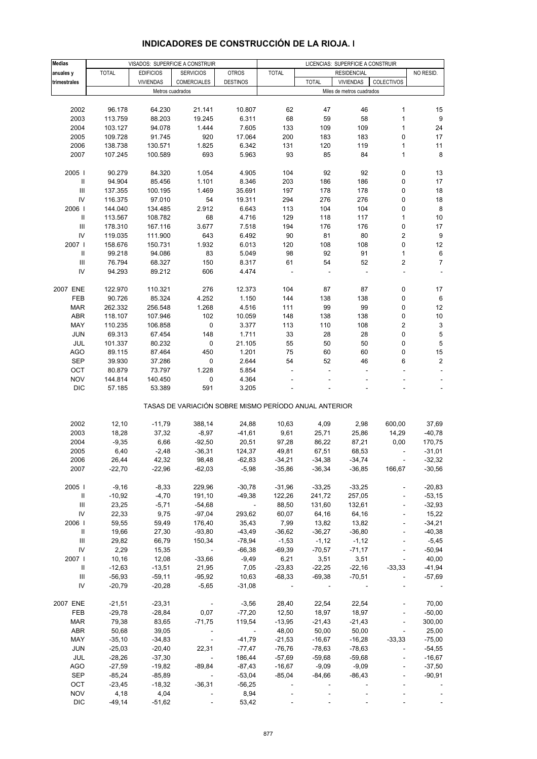# INDICADORES DE CONSTRUCCIÓN DE LA RIOJA. I

| Medias anuales y trimestrales | VISADOS: SUPERFICIE A CONSTRUIR | | | | LICENCIAS: SUPERFICIE A CONSTRUIR | | | | |
|---|---|---|---|---|---|---|---|---|---|
| | TOTAL | EDIFICIOS VIVIENDAS | SERVICIOS COMERCIALES | OTROS DESTINOS | TOTAL | RESIDENCIAL | | | NO RESID. |
| | | | | | | TOTAL | VIVIENDAS | COLECTIVOS | |
| | Metros cuadrados | | | | Miles de metros cuadrados | | | | |
| 2002 | 96.178 | 64.230 | 21.141 | 10.807 | 62 | 47 | 46 | 1 | 15 |
| 2003 | 113.759 | 88.203 | 19.245 | 6.311 | 68 | 59 | 58 | 1 | 9 |
| 2004 | 103.127 | 94.078 | 1.444 | 7.605 | 133 | 109 | 109 | 1 | 24 |
| 2005 | 109.728 | 91.745 | 920 | 17.064 | 200 | 183 | 183 | 0 | 17 |
| 2006 | 138.738 | 130.571 | 1.825 | 6.342 | 131 | 120 | 119 | 1 | 11 |
| 2007 | 107.245 | 100.589 | 693 | 5.963 | 93 | 85 | 84 | 1 | 8 |
| 2005 I | 90.279 | 84.320 | 1.054 | 4.905 | 104 | 92 | 92 | 0 | 13 |
| II | 94.904 | 85.456 | 1.101 | 8.346 | 203 | 186 | 186 | 0 | 17 |
| III | 137.355 | 100.195 | 1.469 | 35.691 | 197 | 178 | 178 | 0 | 18 |
| IV | 116.375 | 97.010 | 54 | 19.311 | 294 | 276 | 276 | 0 | 18 |
| 2006 I | 144.040 | 134.485 | 2.912 | 6.643 | 113 | 104 | 104 | 0 | 8 |
| II | 113.567 | 108.782 | 68 | 4.716 | 129 | 118 | 117 | 1 | 10 |
| III | 178.310 | 167.116 | 3.677 | 7.518 | 194 | 176 | 176 | 0 | 17 |
| IV | 119.035 | 111.900 | 643 | 6.492 | 90 | 81 | 80 | 2 | 9 |
| 2007 I | 158.676 | 150.731 | 1.932 | 6.013 | 120 | 108 | 108 | 0 | 12 |
| II | 99.218 | 94.086 | 83 | 5.049 | 98 | 92 | 91 | 1 | 6 |
| III | 76.794 | 68.327 | 150 | 8.317 | 61 | 54 | 52 | 2 | 7 |
| IV | 94.293 | 89.212 | 606 | 4.474 | - | - | - | - | - |
| 2007 ENE | 122.970 | 110.321 | 276 | 12.373 | 104 | 87 | 87 | 0 | 17 |
| FEB | 90.726 | 85.324 | 4.252 | 1.150 | 144 | 138 | 138 | 0 | 6 |
| MAR | 262.332 | 256.548 | 1.268 | 4.516 | 111 | 99 | 99 | 0 | 12 |
| ABR | 118.107 | 107.946 | 102 | 10.059 | 148 | 138 | 138 | 0 | 10 |
| MAY | 110.235 | 106.858 | 0 | 3.377 | 113 | 110 | 108 | 2 | 3 |
| JUN | 69.313 | 67.454 | 148 | 1.711 | 33 | 28 | 28 | 0 | 5 |
| JUL | 101.337 | 80.232 | 0 | 21.105 | 55 | 50 | 50 | 0 | 5 |
| AGO | 89.115 | 87.464 | 450 | 1.201 | 75 | 60 | 60 | 0 | 15 |
| SEP | 39.930 | 37.286 | 0 | 2.644 | 54 | 52 | 46 | 6 | 2 |
| OCT | 80.879 | 73.797 | 1.228 | 5.854 | - | - | - | - | - |
| NOV | 144.814 | 140.450 | 0 | 4.364 | - | - | - | - | - |
| DIC | 57.185 | 53.389 | 591 | 3.205 | - | - | - | - | - |
| TASAS DE VARIACIÓN SOBRE MISMO PERÍODO ANUAL ANTERIOR | | | | | | | | | |
| 2002 | 12,10 | -11,79 | 388,14 | 24,88 | 10,63 | 4,09 | 2,98 | 600,00 | 37,69 |
| 2003 | 18,28 | 37,32 | -8,97 | -41,61 | 9,61 | 25,71 | 25,86 | 14,29 | -40,78 |
| 2004 | -9,35 | 6,66 | -92,50 | 20,51 | 97,28 | 86,22 | 87,21 | 0,00 | 170,75 |
| 2005 | 6,40 | -2,48 | -36,31 | 124,37 | 49,81 | 67,51 | 68,53 | - | -31,01 |
| 2006 | 26,44 | 42,32 | 98,48 | -62,83 | -34,21 | -34,38 | -34,74 | - | -32,32 |
| 2007 | -22,70 | -22,96 | -62,03 | -5,98 | -35,86 | -36,34 | -36,85 | 166,67 | -30,56 |
| 2005 I | -9,16 | -8,33 | 229,96 | -30,78 | -31,96 | -33,25 | -33,25 | - | -20,83 |
| II | -10,92 | -4,70 | 191,10 | -49,38 | 122,26 | 241,72 | 257,05 | - | -53,15 |
| III | 23,25 | -5,71 | -54,68 | - | 88,50 | 131,60 | 132,61 | - | -32,93 |
| IV | 22,33 | 9,75 | -97,04 | 293,62 | 60,07 | 64,16 | 64,16 | - | 15,22 |
| 2006 I | 59,55 | 59,49 | 176,40 | 35,43 | 7,99 | 13,82 | 13,82 | - | -34,21 |
| II | 19,66 | 27,30 | -93,80 | -43,49 | -36,62 | -36,27 | -36,80 | - | -40,38 |
| III | 29,82 | 66,79 | 150,34 | -78,94 | -1,53 | -1,12 | -1,12 | - | -5,45 |
| IV | 2,29 | 15,35 | - | -66,38 | -69,39 | -70,57 | -71,17 | - | -50,94 |
| 2007 I | 10,16 | 12,08 | -33,66 | -9,49 | 6,21 | 3,51 | 3,51 | - | 40,00 |
| II | -12,63 | -13,51 | 21,95 | 7,05 | -23,83 | -22,25 | -22,16 | -33,33 | -41,94 |
| III | -56,93 | -59,11 | -95,92 | 10,63 | -68,33 | -69,38 | -70,51 | - | -57,69 |
| IV | -20,79 | -20,28 | -5,65 | -31,08 | - | - | - | - | - |
| 2007 ENE | -21,51 | -23,31 | - | -3,56 | 28,40 | 22,54 | 22,54 | - | 70,00 |
| FEB | -29,78 | -28,84 | 0,07 | -77,20 | 12,50 | 18,97 | 18,97 | - | -50,00 |
| MAR | 79,38 | 83,65 | -71,75 | 119,54 | -13,95 | -21,43 | -21,43 | - | 300,00 |
| ABR | 50,68 | 39,05 | - | - | 48,00 | 50,00 | 50,00 | - | 25,00 |
| MAY | -35,10 | -34,83 | - | -41,79 | -21,53 | -16,67 | -16,28 | -33,33 | -75,00 |
| JUN | -25,03 | -20,40 | 22,31 | -77,47 | -76,76 | -78,63 | -78,63 | - | -54,55 |
| JUL | -28,26 | -37,30 | - | 186,44 | -57,69 | -59,68 | -59,68 | - | -16,67 |
| AGO | -27,59 | -19,82 | -89,84 | -87,43 | -16,67 | -9,09 | -9,09 | - | -37,50 |
| SEP | -85,24 | -85,89 | - | -53,04 | -85,04 | -84,66 | -86,43 | - | -90,91 |
| OCT | -23,45 | -18,32 | -36,31 | -56,25 | - | - | - | - | - |
| NOV | 4,18 | 4,04 | - | 8,94 | - | - | - | - | - |
| DIC | -49,14 | -51,62 | - | 53,42 | - | - | - | - | - |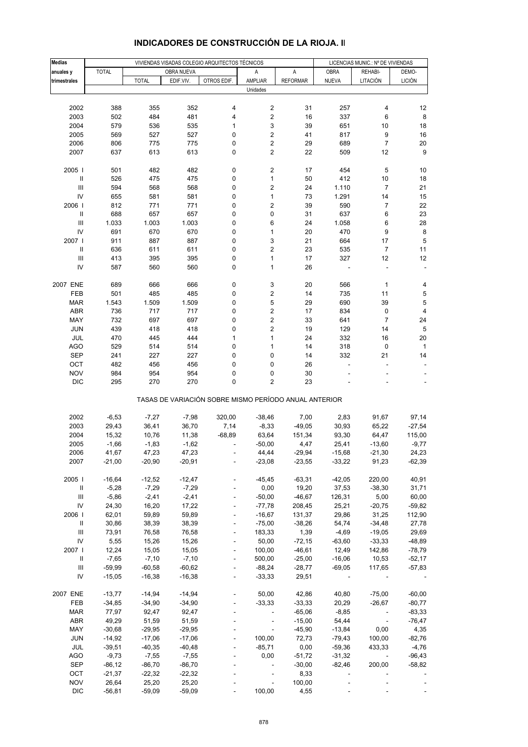# INDICADORES DE CONSTRUCCIÓN DE LA RIOJA. II

| Medias anuales y trimestrales | VIVIENDAS VISADAS COLEGIO ARQUITECTOS TÉCNICOS | | | | | | LICENCIAS MUNIC.: Nº DE VIVIENDAS | | |
|---|---|---|---|---|---|---|---|---|---|
| | TOTAL | OBRA NUEVA | | | A AMPLIAR | A REFORMAR | OBRA NUEVA | REHABI-LITACIÓN | DEMO-LICIÓN |
| | | TOTAL | EDIF.VIV. | OTROS EDIF. | | | | | |
| | Unidades | | | | | | | | |
| 2002 | 388 | 355 | 352 | 4 | 2 | 31 | 257 | 4 | 12 |
| 2003 | 502 | 484 | 481 | 4 | 2 | 16 | 337 | 6 | 8 |
| 2004 | 579 | 536 | 535 | 1 | 3 | 39 | 651 | 10 | 18 |
| 2005 | 569 | 527 | 527 | 0 | 2 | 41 | 817 | 9 | 16 |
| 2006 | 806 | 775 | 775 | 0 | 2 | 29 | 689 | 7 | 20 |
| 2007 | 637 | 613 | 613 | 0 | 2 | 22 | 509 | 12 | 9 |
| 2005 I | 501 | 482 | 482 | 0 | 2 | 17 | 454 | 5 | 10 |
| II | 526 | 475 | 475 | 0 | 1 | 50 | 412 | 10 | 18 |
| III | 594 | 568 | 568 | 0 | 2 | 24 | 1.110 | 7 | 21 |
| IV | 655 | 581 | 581 | 0 | 1 | 73 | 1.291 | 14 | 15 |
| 2006 I | 812 | 771 | 771 | 0 | 2 | 39 | 590 | 7 | 22 |
| II | 688 | 657 | 657 | 0 | 0 | 31 | 637 | 6 | 23 |
| III | 1.033 | 1.003 | 1.003 | 0 | 6 | 24 | 1.058 | 6 | 28 |
| IV | 691 | 670 | 670 | 0 | 1 | 20 | 470 | 9 | 8 |
| 2007 I | 911 | 887 | 887 | 0 | 3 | 21 | 664 | 17 | 5 |
| II | 636 | 611 | 611 | 0 | 2 | 23 | 535 | 7 | 11 |
| III | 413 | 395 | 395 | 0 | 1 | 17 | 327 | 12 | 12 |
| IV | 587 | 560 | 560 | 0 | 1 | 26 | - | - | - |
| 2007 ENE | 689 | 666 | 666 | 0 | 3 | 20 | 566 | 1 | 4 |
| FEB | 501 | 485 | 485 | 0 | 2 | 14 | 735 | 11 | 5 |
| MAR | 1.543 | 1.509 | 1.509 | 0 | 5 | 29 | 690 | 39 | 5 |
| ABR | 736 | 717 | 717 | 0 | 2 | 17 | 834 | 0 | 4 |
| MAY | 732 | 697 | 697 | 0 | 2 | 33 | 641 | 7 | 24 |
| JUN | 439 | 418 | 418 | 0 | 2 | 19 | 129 | 14 | 5 |
| JUL | 470 | 445 | 444 | 1 | 1 | 24 | 332 | 16 | 20 |
| AGO | 529 | 514 | 514 | 0 | 1 | 14 | 318 | 0 | 1 |
| SEP | 241 | 227 | 227 | 0 | 0 | 14 | 332 | 21 | 14 |
| OCT | 482 | 456 | 456 | 0 | 0 | 26 | - | - | - |
| NOV | 984 | 954 | 954 | 0 | 0 | 30 | - | - | - |
| DIC | 295 | 270 | 270 | 0 | 2 | 23 | - | - | - |
| | TASAS DE VARIACIÓN SOBRE MISMO PERÍODO ANUAL ANTERIOR | | | | | | | | |
| 2002 | -6,53 | -7,27 | -7,98 | 320,00 | -38,46 | 7,00 | 2,83 | 91,67 | 97,14 |
| 2003 | 29,43 | 36,41 | 36,70 | 7,14 | -8,33 | -49,05 | 30,93 | 65,22 | -27,54 |
| 2004 | 15,32 | 10,76 | 11,38 | -68,89 | 63,64 | 151,34 | 93,30 | 64,47 | 115,00 |
| 2005 | -1,66 | -1,83 | -1,62 | - | -50,00 | 4,47 | 25,41 | -13,60 | -9,77 |
| 2006 | 41,67 | 47,23 | 47,23 | - | 44,44 | -29,94 | -15,68 | -21,30 | 24,23 |
| 2007 | -21,00 | -20,90 | -20,91 | - | -23,08 | -23,55 | -33,22 | 91,23 | -62,39 |
| 2005 I | -16,64 | -12,52 | -12,47 | - | -45,45 | -63,31 | -42,05 | 220,00 | 40,91 |
| II | -5,28 | -7,29 | -7,29 | - | 0,00 | 19,20 | 37,53 | -38,30 | 31,71 |
| III | -5,86 | -2,41 | -2,41 | - | -50,00 | -46,67 | 126,31 | 5,00 | 60,00 |
| IV | 24,30 | 16,20 | 17,22 | - | -77,78 | 208,45 | 25,21 | -20,75 | -59,82 |
| 2006 I | 62,01 | 59,89 | 59,89 | - | -16,67 | 131,37 | 29,86 | 31,25 | 112,90 |
| II | 30,86 | 38,39 | 38,39 | - | -75,00 | -38,26 | 54,74 | -34,48 | 27,78 |
| III | 73,91 | 76,58 | 76,58 | - | 183,33 | 1,39 | -4,69 | -19,05 | 29,69 |
| IV | 5,55 | 15,26 | 15,26 | - | 50,00 | -72,15 | -63,60 | -33,33 | -48,89 |
| 2007 I | 12,24 | 15,05 | 15,05 | - | 100,00 | -46,61 | 12,49 | 142,86 | -78,79 |
| II | -7,65 | -7,10 | -7,10 | - | 500,00 | -25,00 | -16,06 | 10,53 | -52,17 |
| III | -59,99 | -60,58 | -60,62 | - | -88,24 | -28,77 | -69,05 | 117,65 | -57,83 |
| IV | -15,05 | -16,38 | -16,38 | - | -33,33 | 29,51 | - | - | - |
| 2007 ENE | -13,77 | -14,94 | -14,94 | - | 50,00 | 42,86 | 40,80 | -75,00 | -60,00 |
| FEB | -34,85 | -34,90 | -34,90 | - | -33,33 | -33,33 | 20,29 | -26,67 | -80,77 |
| MAR | 77,97 | 92,47 | 92,47 | - | - | -65,06 | -8,85 | - | -83,33 |
| ABR | 49,29 | 51,59 | 51,59 | - | - | -15,00 | 54,44 | - | -76,47 |
| MAY | -30,68 | -29,95 | -29,95 | - | - | -45,90 | -13,84 | 0,00 | 4,35 |
| JUN | -14,92 | -17,06 | -17,06 | - | 100,00 | 72,73 | -79,43 | 100,00 | -82,76 |
| JUL | -39,51 | -40,35 | -40,48 | - | -85,71 | 0,00 | -59,36 | 433,33 | -4,76 |
| AGO | -9,73 | -7,55 | -7,55 | - | 0,00 | -51,72 | -31,32 | - | -96,43 |
| SEP | -86,12 | -86,70 | -86,70 | - | - | -30,00 | -82,46 | 200,00 | -58,82 |
| OCT | -21,37 | -22,32 | -22,32 | - | - | 8,33 | - | - | - |
| NOV | 26,64 | 25,20 | 25,20 | - | - | 100,00 | - | - | - |
| DIC | -56,81 | -59,09 | -59,09 | - | 100,00 | 4,55 | - | - | - |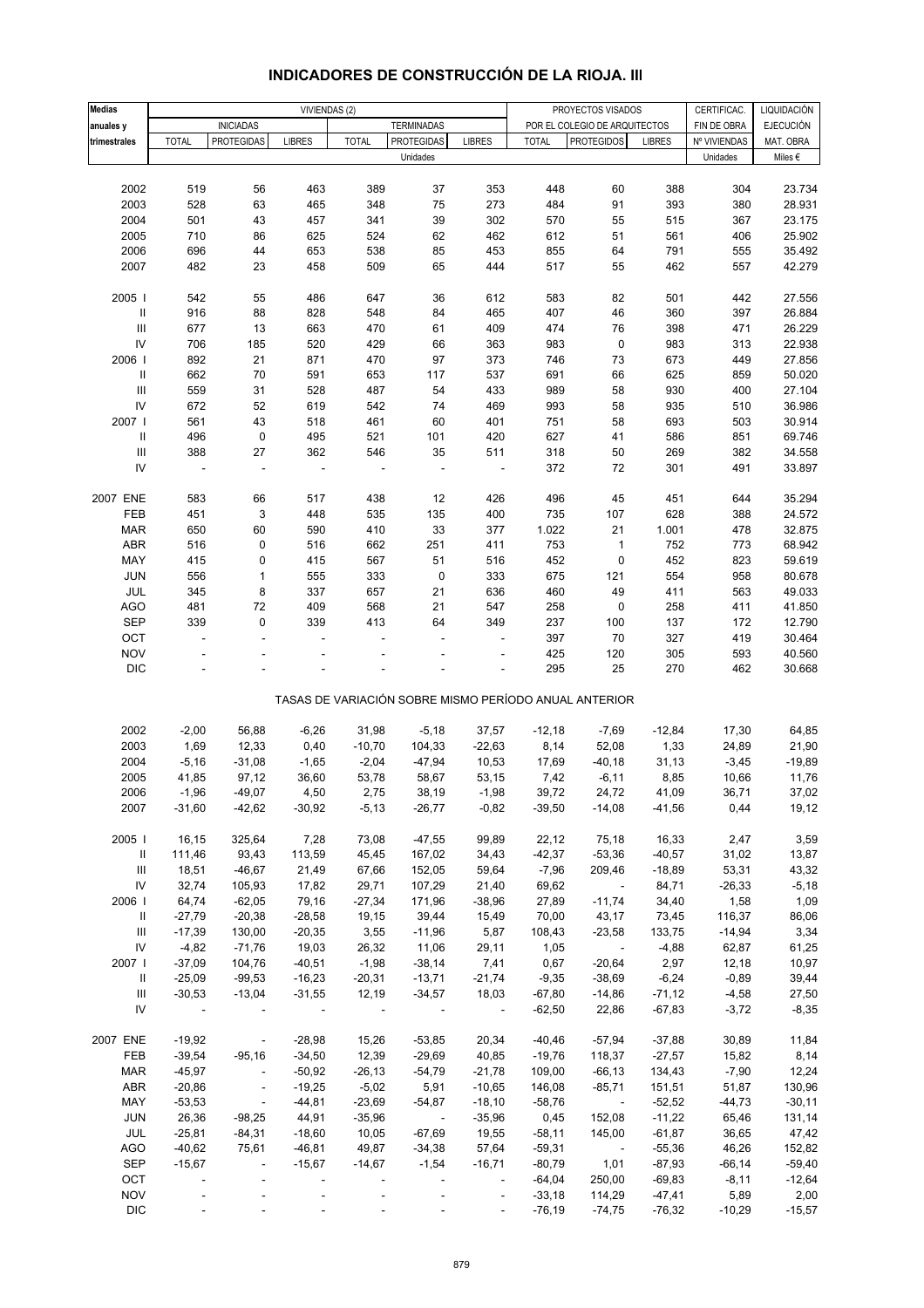# INDICADORES DE CONSTRUCCIÓN DE LA RIOJA. III

| Medias anuales y trimestrales | VIVIENDAS (2) | | | | | | PROYECTOS VISADOS POR EL COLEGIO DE ARQUITECTOS | | | CERTIFICAC. FIN DE OBRA | LIQUIDACIÓN EJECUCIÓN MAT. OBRA |
|---|---|---|---|---|---|---|---|---|---|---|---|
| | INICIADAS | | | TERMINADAS | | | | | | | |
| | TOTAL | PROTEGIDAS | LIBRES | TOTAL | PROTEGIDAS | LIBRES | TOTAL | PROTEGIDOS | LIBRES | Nº VIVIENDAS | |
| | Unidades | | | | | | | | | Unidades | Miles € |
| 2002 | 519 | 56 | 463 | 389 | 37 | 353 | 448 | 60 | 388 | 304 | 23.734 |
| 2003 | 528 | 63 | 465 | 348 | 75 | 273 | 484 | 91 | 393 | 380 | 28.931 |
| 2004 | 501 | 43 | 457 | 341 | 39 | 302 | 570 | 55 | 515 | 367 | 23.175 |
| 2005 | 710 | 86 | 625 | 524 | 62 | 462 | 612 | 51 | 561 | 406 | 25.902 |
| 2006 | 696 | 44 | 653 | 538 | 85 | 453 | 855 | 64 | 791 | 555 | 35.492 |
| 2007 | 482 | 23 | 458 | 509 | 65 | 444 | 517 | 55 | 462 | 557 | 42.279 |
| 2005 I | 542 | 55 | 486 | 647 | 36 | 612 | 583 | 82 | 501 | 442 | 27.556 |
| II | 916 | 88 | 828 | 548 | 84 | 465 | 407 | 46 | 360 | 397 | 26.884 |
| III | 677 | 13 | 663 | 470 | 61 | 409 | 474 | 76 | 398 | 471 | 26.229 |
| IV | 706 | 185 | 520 | 429 | 66 | 363 | 983 | 0 | 983 | 313 | 22.938 |
| 2006 I | 892 | 21 | 871 | 470 | 97 | 373 | 746 | 73 | 673 | 449 | 27.856 |
| II | 662 | 70 | 591 | 653 | 117 | 537 | 691 | 66 | 625 | 859 | 50.020 |
| III | 559 | 31 | 528 | 487 | 54 | 433 | 989 | 58 | 930 | 400 | 27.104 |
| IV | 672 | 52 | 619 | 542 | 74 | 469 | 993 | 58 | 935 | 510 | 36.986 |
| 2007 I | 561 | 43 | 518 | 461 | 60 | 401 | 751 | 58 | 693 | 503 | 30.914 |
| II | 496 | 0 | 495 | 521 | 101 | 420 | 627 | 41 | 586 | 851 | 69.746 |
| III | 388 | 27 | 362 | 546 | 35 | 511 | 318 | 50 | 269 | 382 | 34.558 |
| IV | - | - | - | - | - | - | 372 | 72 | 301 | 491 | 33.897 |
| 2007 ENE | 583 | 66 | 517 | 438 | 12 | 426 | 496 | 45 | 451 | 644 | 35.294 |
| FEB | 451 | 3 | 448 | 535 | 135 | 400 | 735 | 107 | 628 | 388 | 24.572 |
| MAR | 650 | 60 | 590 | 410 | 33 | 377 | 1.022 | 21 | 1.001 | 478 | 32.875 |
| ABR | 516 | 0 | 516 | 662 | 251 | 411 | 753 | 1 | 752 | 773 | 68.942 |
| MAY | 415 | 0 | 415 | 567 | 51 | 516 | 452 | 0 | 452 | 823 | 59.619 |
| JUN | 556 | 1 | 555 | 333 | 0 | 333 | 675 | 121 | 554 | 958 | 80.678 |
| JUL | 345 | 8 | 337 | 657 | 21 | 636 | 460 | 49 | 411 | 563 | 49.033 |
| AGO | 481 | 72 | 409 | 568 | 21 | 547 | 258 | 0 | 258 | 411 | 41.850 |
| SEP | 339 | 0 | 339 | 413 | 64 | 349 | 237 | 100 | 137 | 172 | 12.790 |
| OCT | - | - | - | - | - | - | 397 | 70 | 327 | 419 | 30.464 |
| NOV | - | - | - | - | - | - | 425 | 120 | 305 | 593 | 40.560 |
| DIC | - | - | - | - | - | - | 295 | 25 | 270 | 462 | 30.668 |
| **TASAS DE VARIACIÓN SOBRE MISMO PERÍODO ANUAL ANTERIOR** | | | | | | | | | | | |
| 2002 | -2,00 | 56,88 | -6,26 | 31,98 | -5,18 | 37,57 | -12,18 | -7,69 | -12,84 | 17,30 | 64,85 |
| 2003 | 1,69 | 12,33 | 0,40 | -10,70 | 104,33 | -22,63 | 8,14 | 52,08 | 1,33 | 24,89 | 21,90 |
| 2004 | -5,16 | -31,08 | -1,65 | -2,04 | -47,94 | 10,53 | 17,69 | -40,18 | 31,13 | -3,45 | -19,89 |
| 2005 | 41,85 | 97,12 | 36,60 | 53,78 | 58,67 | 53,15 | 7,42 | -6,11 | 8,85 | 10,66 | 11,76 |
| 2006 | -1,96 | -49,07 | 4,50 | 2,75 | 38,19 | -1,98 | 39,72 | 24,72 | 41,09 | 36,71 | 37,02 |
| 2007 | -31,60 | -42,62 | -30,92 | -5,13 | -26,77 | -0,82 | -39,50 | -14,08 | -41,56 | 0,44 | 19,12 |
| 2005 I | 16,15 | 325,64 | 7,28 | 73,08 | -47,55 | 99,89 | 22,12 | 75,18 | 16,33 | 2,47 | 3,59 |
| II | 111,46 | 93,43 | 113,59 | 45,45 | 167,02 | 34,43 | -42,37 | -53,36 | -40,57 | 31,02 | 13,87 |
| III | 18,51 | -46,67 | 21,49 | 67,66 | 152,05 | 59,64 | -7,96 | 209,46 | -18,89 | 53,31 | 43,32 |
| IV | 32,74 | 105,93 | 17,82 | 29,71 | 107,29 | 21,40 | 69,62 | - | 84,71 | -26,33 | -5,18 |
| 2006 I | 64,74 | -62,05 | 79,16 | -27,34 | 171,96 | -38,96 | 27,89 | -11,74 | 34,40 | 1,58 | 1,09 |
| II | -27,79 | -20,38 | -28,58 | 19,15 | 39,44 | 15,49 | 70,00 | 43,17 | 73,45 | 116,37 | 86,06 |
| III | -17,39 | 130,00 | -20,35 | 3,55 | -11,96 | 5,87 | 108,43 | -23,58 | 133,75 | -14,94 | 3,34 |
| IV | -4,82 | -71,76 | 19,03 | 26,32 | 11,06 | 29,11 | 1,05 | - | -4,88 | 62,87 | 61,25 |
| 2007 I | -37,09 | 104,76 | -40,51 | -1,98 | -38,14 | 7,41 | 0,67 | -20,64 | 2,97 | 12,18 | 10,97 |
| II | -25,09 | -99,53 | -16,23 | -20,31 | -13,71 | -21,74 | -9,35 | -38,69 | -6,24 | -0,89 | 39,44 |
| III | -30,53 | -13,04 | -31,55 | 12,19 | -34,57 | 18,03 | -67,80 | -14,86 | -71,12 | -4,58 | 27,50 |
| IV | - | - | - | - | - | - | -62,50 | 22,86 | -67,83 | -3,72 | -8,35 |
| 2007 ENE | -19,92 | - | -28,98 | 15,26 | -53,85 | 20,34 | -40,46 | -57,94 | -37,88 | 30,89 | 11,84 |
| FEB | -39,54 | -95,16 | -34,50 | 12,39 | -29,69 | 40,85 | -19,76 | 118,37 | -27,57 | 15,82 | 8,14 |
| MAR | -45,97 | - | -50,92 | -26,13 | -54,79 | -21,78 | 109,00 | -66,13 | 134,43 | -7,90 | 12,24 |
| ABR | -20,86 | - | -19,25 | -5,02 | 5,91 | -10,65 | 146,08 | -85,71 | 151,51 | 51,87 | 130,96 |
| MAY | -53,53 | - | -44,81 | -23,69 | -54,87 | -18,10 | -58,76 | - | -52,52 | -44,73 | -30,11 |
| JUN | 26,36 | -98,25 | 44,91 | -35,96 | - | -35,96 | 0,45 | 152,08 | -11,22 | 65,46 | 131,14 |
| JUL | -25,81 | -84,31 | -18,60 | 10,05 | -67,69 | 19,55 | -58,11 | 145,00 | -61,87 | 36,65 | 47,42 |
| AGO | -40,62 | 75,61 | -46,81 | 49,87 | -34,38 | 57,64 | -59,31 | - | -55,36 | 46,26 | 152,82 |
| SEP | -15,67 | - | -15,67 | -14,67 | -1,54 | -16,71 | -80,79 | 1,01 | -87,93 | -66,14 | -59,40 |
| OCT | - | - | - | - | - | - | -64,04 | 250,00 | -69,83 | -8,11 | -12,64 |
| NOV | - | - | - | - | - | - | -33,18 | 114,29 | -47,41 | 5,89 | 2,00 |
| DIC | - | - | - | - | - | - | -76,19 | -74,75 | -76,32 | -10,29 | -15,57 |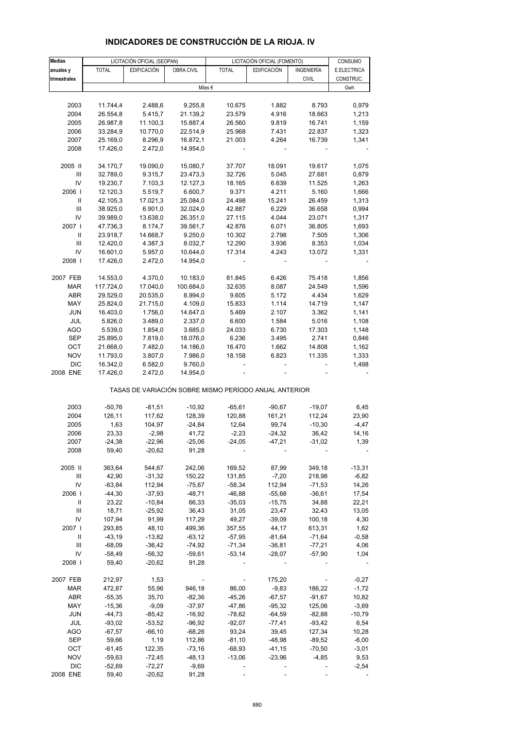# INDICADORES DE CONSTRUCCIÓN DE LA RIOJA. IV

| Medias anuales y trimestrales | LICITACIÓN OFICIAL (SEOPAN) | | | LICITACIÓN OFICIAL (FOMENTO) | | | CONSUMO |
|---|---|---|---|---|---|---|---|
| | TOTAL | EDIFICACIÓN | OBRA CIVIL | TOTAL | EDIFICACIÓN | INGENIERÍA CIVIL | E.ELECTRICA CONSTRUC. |
| | Miles € | | | | | | Gwh |
| 2003 | 11.744,4 | 2.488,6 | 9.255,8 | 10.675 | 1.882 | 8.793 | 0,979 |
| 2004 | 26.554,8 | 5.415,7 | 21.139,2 | 23.579 | 4.916 | 18.663 | 1,213 |
| 2005 | 26.987,8 | 11.100,3 | 15.887,4 | 26.560 | 9.819 | 16.741 | 1,159 |
| 2006 | 33.284,9 | 10.770,0 | 22.514,9 | 25.968 | 7.431 | 22.837 | 1,323 |
| 2007 | 25.169,0 | 8.296,9 | 16.872,1 | 21.003 | 4.264 | 16.739 | 1,341 |
| 2008 | 17.426,0 | 2.472,0 | 14.954,0 | - | - | - | - |
| 2005 II | 34.170,7 | 19.090,0 | 15.080,7 | 37.707 | 18.091 | 19.617 | 1,075 |
| III | 32.789,0 | 9.315,7 | 23.473,3 | 32.726 | 5.045 | 27.681 | 0,879 |
| IV | 19.230,7 | 7.103,3 | 12.127,3 | 18.165 | 6.639 | 11.525 | 1,263 |
| 2006 I | 12.120,3 | 5.519,7 | 6.600,7 | 9.371 | 4.211 | 5.160 | 1,666 |
| II | 42.105,3 | 17.021,3 | 25.084,0 | 24.498 | 15.241 | 26.459 | 1,313 |
| III | 38.925,0 | 6.901,0 | 32.024,0 | 42.887 | 6.229 | 36.658 | 0,994 |
| IV | 39.989,0 | 13.638,0 | 26.351,0 | 27.115 | 4.044 | 23.071 | 1,317 |
| 2007 I | 47.736,3 | 8.174,7 | 39.561,7 | 42.876 | 6.071 | 36.805 | 1,693 |
| II | 23.918,7 | 14.668,7 | 9.250,0 | 10.302 | 2.798 | 7.505 | 1,306 |
| III | 12.420,0 | 4.387,3 | 8.032,7 | 12.290 | 3.936 | 8.353 | 1,034 |
| IV | 16.601,0 | 5.957,0 | 10.644,0 | 17.314 | 4.243 | 13.072 | 1,331 |
| 2008 I | 17.426,0 | 2.472,0 | 14.954,0 | - | - | - | - |
| 2007 FEB | 14.553,0 | 4.370,0 | 10.183,0 | 81.845 | 6.426 | 75.418 | 1,856 |
| MAR | 117.724,0 | 17.040,0 | 100.684,0 | 32.635 | 8.087 | 24.549 | 1,596 |
| ABR | 29.529,0 | 20.535,0 | 8.994,0 | 9.605 | 5.172 | 4.434 | 1,629 |
| MAY | 25.824,0 | 21.715,0 | 4.109,0 | 15.833 | 1.114 | 14.719 | 1,147 |
| JUN | 16.403,0 | 1.756,0 | 14.647,0 | 5.469 | 2.107 | 3.362 | 1,141 |
| JUL | 5.826,0 | 3.489,0 | 2.337,0 | 6.600 | 1.584 | 5.016 | 1,108 |
| AGO | 5.539,0 | 1.854,0 | 3.685,0 | 24.033 | 6.730 | 17.303 | 1,148 |
| SEP | 25.895,0 | 7.819,0 | 18.076,0 | 6.236 | 3.495 | 2.741 | 0,846 |
| OCT | 21.668,0 | 7.482,0 | 14.186,0 | 16.470 | 1.662 | 14.808 | 1,162 |
| NOV | 11.793,0 | 3.807,0 | 7.986,0 | 18.158 | 6.823 | 11.335 | 1,333 |
| DIC | 16.342,0 | 6.582,0 | 9.760,0 | - | - | - | 1,498 |
| 2008 ENE | 17.426,0 | 2.472,0 | 14.954,0 | - | - | - | - |

TASAS DE VARIACIÓN SOBRE MISMO PERÍODO ANUAL ANTERIOR

| | TOTAL | EDIFICACIÓN | OBRA CIVIL | TOTAL | EDIFICACIÓN | INGENIERÍA CIVIL | E.ELECTRICA CONSTRUC. |
|---|---|---|---|---|---|---|---|
| 2003 | -50,76 | -81,51 | -10,92 | -65,61 | -90,67 | -19,07 | 6,45 |
| 2004 | 126,11 | 117,62 | 128,39 | 120,88 | 161,21 | 112,24 | 23,90 |
| 2005 | 1,63 | 104,97 | -24,84 | 12,64 | 99,74 | -10,30 | -4,47 |
| 2006 | 23,33 | -2,98 | 41,72 | -2,23 | -24,32 | 36,42 | 14,16 |
| 2007 | -24,38 | -22,96 | -25,06 | -24,05 | -47,21 | -31,02 | 1,39 |
| 2008 | 59,40 | -20,62 | 91,28 | - | - | - | - |
| 2005 II | 363,64 | 544,67 | 242,06 | 169,52 | 87,99 | 349,18 | -13,31 |
| III | 42,90 | -31,32 | 150,22 | 131,85 | -7,20 | 218,98 | -6,82 |
| IV | -63,84 | 112,94 | -75,67 | -58,34 | 112,94 | -71,53 | 14,26 |
| 2006 I | -44,30 | -37,93 | -48,71 | -46,88 | -55,68 | -36,61 | 17,54 |
| II | 23,22 | -10,84 | 66,33 | -35,03 | -15,75 | 34,88 | 22,21 |
| III | 18,71 | -25,92 | 36,43 | 31,05 | 23,47 | 32,43 | 13,05 |
| IV | 107,94 | 91,99 | 117,29 | 49,27 | -39,09 | 100,18 | 4,30 |
| 2007 I | 293,85 | 48,10 | 499,36 | 357,55 | 44,17 | 613,31 | 1,62 |
| II | -43,19 | -13,82 | -63,12 | -57,95 | -81,64 | -71,64 | -0,58 |
| III | -68,09 | -36,42 | -74,92 | -71,34 | -36,81 | -77,21 | 4,06 |
| IV | -58,49 | -56,32 | -59,61 | -53,14 | -28,07 | -57,90 | 1,04 |
| 2008 I | 59,40 | -20,62 | 91,28 | - | - | - | - |
| 2007 FEB | 212,97 | 1,53 | - | - | 175,20 | - | -0,27 |
| MAR | 472,87 | 55,96 | 946,18 | 86,00 | -9,83 | 186,22 | -1,72 |
| ABR | -55,35 | 35,70 | -82,36 | -45,26 | -67,57 | -91,67 | 10,82 |
| MAY | -15,36 | -9,09 | -37,97 | -47,86 | -95,32 | 125,06 | -3,69 |
| JUN | -44,73 | -85,42 | -16,92 | -78,62 | -64,59 | -82,88 | -10,79 |
| JUL | -93,02 | -53,52 | -96,92 | -92,07 | -77,41 | -93,42 | 6,54 |
| AGO | -67,57 | -66,10 | -68,26 | 93,24 | 39,45 | 127,34 | 10,28 |
| SEP | 59,66 | 1,19 | 112,86 | -81,10 | -48,98 | -89,52 | -6,00 |
| OCT | -61,45 | 122,35 | -73,16 | -68,93 | -41,15 | -70,50 | -3,01 |
| NOV | -59,63 | -72,45 | -48,13 | -13,06 | -23,96 | -4,85 | 9,53 |
| DIC | -52,69 | -72,27 | -9,69 | - | - | - | -2,54 |
| 2008 ENE | 59,40 | -20,62 | 91,28 | - | - | - | - |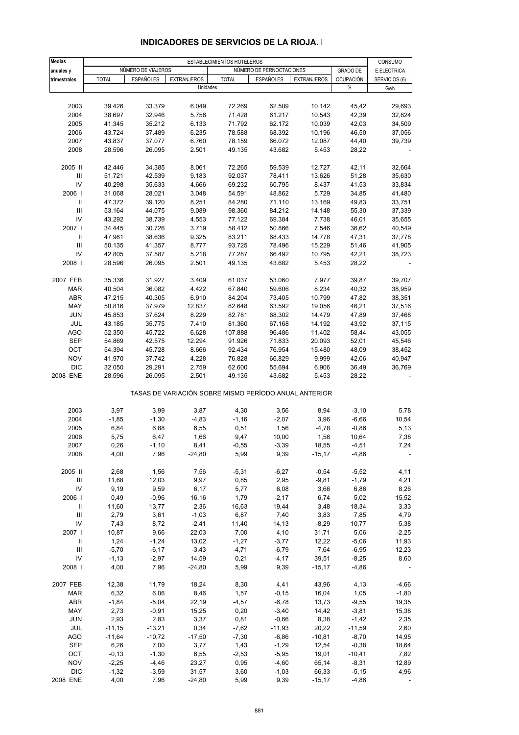# INDICADORES DE SERVICIOS DE LA RIOJA. I

| Medias anuales y trimestrales | ESTABLECIMIENTOS HOTELEROS | | | | | | | CONSUMO E.ELECTRICA SERVICIOS (6) |
|---|---|---|---|---|---|---|---|---|
| | NÚMERO DE VIAJEROS | | | NÚMERO DE PERNOCTACIONES | | | GRADO DE OCUPACIÓN | |
| | TOTAL | ESPAÑOLES | EXTRANJEROS | TOTAL | ESPAÑOLES | EXTRANJEROS | | |
| | Unidades | | | | | | % | Gwh |
| 2003 | 39.426 | 33.379 | 6.049 | 72.269 | 62.509 | 10.142 | 45,42 | 29,693 |
| 2004 | 38.697 | 32.946 | 5.756 | 71.428 | 61.217 | 10.543 | 42,39 | 32,824 |
| 2005 | 41.345 | 35.212 | 6.133 | 71.792 | 62.172 | 10.039 | 42,03 | 34,509 |
| 2006 | 43.724 | 37.489 | 6.235 | 78.588 | 68.392 | 10.196 | 46,50 | 37,056 |
| 2007 | 43.837 | 37.077 | 6.760 | 78.159 | 66.072 | 12.087 | 44,40 | 39,739 |
| 2008 | 28.596 | 26.095 | 2.501 | 49.135 | 43.682 | 5.453 | 28,22 | - |
| 2005 II | 42.446 | 34.385 | 8.061 | 72.265 | 59.539 | 12.727 | 42,11 | 32,664 |
| III | 51.721 | 42.539 | 9.183 | 92.037 | 78.411 | 13.626 | 51,28 | 35,630 |
| IV | 40.298 | 35.633 | 4.666 | 69.232 | 60.795 | 8.437 | 41,53 | 33,834 |
| 2006 I | 31.068 | 28.021 | 3.048 | 54.591 | 48.862 | 5.729 | 34,85 | 41,480 |
| II | 47.372 | 39.120 | 8.251 | 84.280 | 71.110 | 13.169 | 49,83 | 33,751 |
| III | 53.164 | 44.075 | 9.089 | 98.360 | 84.212 | 14.148 | 55,30 | 37,339 |
| IV | 43.292 | 38.739 | 4.553 | 77.122 | 69.384 | 7.738 | 46,01 | 35,655 |
| 2007 I | 34.445 | 30.726 | 3.719 | 58.412 | 50.866 | 7.546 | 36,62 | 40,549 |
| II | 47.961 | 38.636 | 9.325 | 83.211 | 68.433 | 14.778 | 47,31 | 37,778 |
| III | 50.135 | 41.357 | 8.777 | 93.725 | 78.496 | 15.229 | 51,46 | 41,905 |
| IV | 42.805 | 37.587 | 5.218 | 77.287 | 66.492 | 10.795 | 42,21 | 38,723 |
| 2008 I | 28.596 | 26.095 | 2.501 | 49.135 | 43.682 | 5.453 | 28,22 | - |
| 2007 FEB | 35.336 | 31.927 | 3.409 | 61.037 | 53.060 | 7.977 | 39,87 | 39,707 |
| MAR | 40.504 | 36.082 | 4.422 | 67.840 | 59.606 | 8.234 | 40,32 | 38,959 |
| ABR | 47.215 | 40.305 | 6.910 | 84.204 | 73.405 | 10.799 | 47,82 | 38,351 |
| MAY | 50.816 | 37.979 | 12.837 | 82.648 | 63.592 | 19.056 | 46,21 | 37,516 |
| JUN | 45.853 | 37.624 | 8.229 | 82.781 | 68.302 | 14.479 | 47,89 | 37,468 |
| JUL | 43.185 | 35.775 | 7.410 | 81.360 | 67.168 | 14.192 | 43,92 | 37,115 |
| AGO | 52.350 | 45.722 | 6.628 | 107.888 | 96.486 | 11.402 | 58,44 | 43,055 |
| SEP | 54.869 | 42.575 | 12.294 | 91.926 | 71.833 | 20.093 | 52,01 | 45,546 |
| OCT | 54.394 | 45.728 | 8.666 | 92.434 | 76.954 | 15.480 | 48,09 | 38,452 |
| NOV | 41.970 | 37.742 | 4.228 | 76.828 | 66.829 | 9.999 | 42,06 | 40,947 |
| DIC | 32.050 | 29.291 | 2.759 | 62.600 | 55.694 | 6.906 | 36,49 | 36,769 |
| 2008 ENE | 28.596 | 26.095 | 2.501 | 49.135 | 43.682 | 5.453 | 28,22 | - |
| | TASAS DE VARIACIÓN SOBRE MISMO PERÍODO ANUAL ANTERIOR | | | | | | | |
| 2003 | 3,97 | 3,99 | 3,87 | 4,30 | 3,56 | 8,94 | -3,10 | 5,78 |
| 2004 | -1,85 | -1,30 | -4,83 | -1,16 | -2,07 | 3,96 | -6,66 | 10,54 |
| 2005 | 6,84 | 6,88 | 6,55 | 0,51 | 1,56 | -4,78 | -0,86 | 5,13 |
| 2006 | 5,75 | 6,47 | 1,66 | 9,47 | 10,00 | 1,56 | 10,64 | 7,38 |
| 2007 | 0,26 | -1,10 | 8,41 | -0,55 | -3,39 | 18,55 | -4,51 | 7,24 |
| 2008 | 4,00 | 7,96 | -24,80 | 5,99 | 9,39 | -15,17 | -4,86 | - |
| 2005 II | 2,68 | 1,56 | 7,56 | -5,31 | -6,27 | -0,54 | -5,52 | 4,11 |
| III | 11,68 | 12,03 | 9,97 | 0,85 | 2,95 | -9,81 | -1,79 | 4,21 |
| IV | 9,19 | 9,59 | 6,17 | 5,77 | 6,08 | 3,66 | 6,86 | 8,26 |
| 2006 I | 0,49 | -0,96 | 16,16 | 1,79 | -2,17 | 6,74 | 5,02 | 15,52 |
| II | 11,60 | 13,77 | 2,36 | 16,63 | 19,44 | 3,48 | 18,34 | 3,33 |
| III | 2,79 | 3,61 | -1,03 | 6,87 | 7,40 | 3,83 | 7,85 | 4,79 |
| IV | 7,43 | 8,72 | -2,41 | 11,40 | 14,13 | -8,29 | 10,77 | 5,38 |
| 2007 I | 10,87 | 9,66 | 22,03 | 7,00 | 4,10 | 31,71 | 5,06 | -2,25 |
| II | 1,24 | -1,24 | 13,02 | -1,27 | -3,77 | 12,22 | -5,06 | 11,93 |
| III | -5,70 | -6,17 | -3,43 | -4,71 | -6,79 | 7,64 | -6,95 | 12,23 |
| IV | -1,13 | -2,97 | 14,59 | 0,21 | -4,17 | 39,51 | -8,25 | 8,60 |
| 2008 I | 4,00 | 7,96 | -24,80 | 5,99 | 9,39 | -15,17 | -4,86 | - |
| 2007 FEB | 12,38 | 11,79 | 18,24 | 8,30 | 4,41 | 43,96 | 4,13 | -4,66 |
| MAR | 6,32 | 6,06 | 8,46 | 1,57 | -0,15 | 16,04 | 1,05 | -1,80 |
| ABR | -1,84 | -5,04 | 22,19 | -4,57 | -6,78 | 13,73 | -9,55 | 19,35 |
| MAY | 2,73 | -0,91 | 15,25 | 0,20 | -3,40 | 14,42 | -3,81 | 15,38 |
| JUN | 2,93 | 2,83 | 3,37 | 0,81 | -0,66 | 8,38 | -1,42 | 2,35 |
| JUL | -11,15 | -13,21 | 0,34 | -7,62 | -11,93 | 20,22 | -11,59 | 2,60 |
| AGO | -11,64 | -10,72 | -17,50 | -7,30 | -6,86 | -10,81 | -8,70 | 14,95 |
| SEP | 6,26 | 7,00 | 3,77 | 1,43 | -1,29 | 12,54 | -0,38 | 18,64 |
| OCT | -0,13 | -1,30 | 6,55 | -2,53 | -5,95 | 19,01 | -10,41 | 7,82 |
| NOV | -2,25 | -4,46 | 23,27 | 0,95 | -4,60 | 65,14 | -8,31 | 12,89 |
| DIC | -1,32 | -3,59 | 31,57 | 3,60 | -1,03 | 66,33 | -5,15 | 4,96 |
| 2008 ENE | 4,00 | 7,96 | -24,80 | 5,99 | 9,39 | -15,17 | -4,86 | - |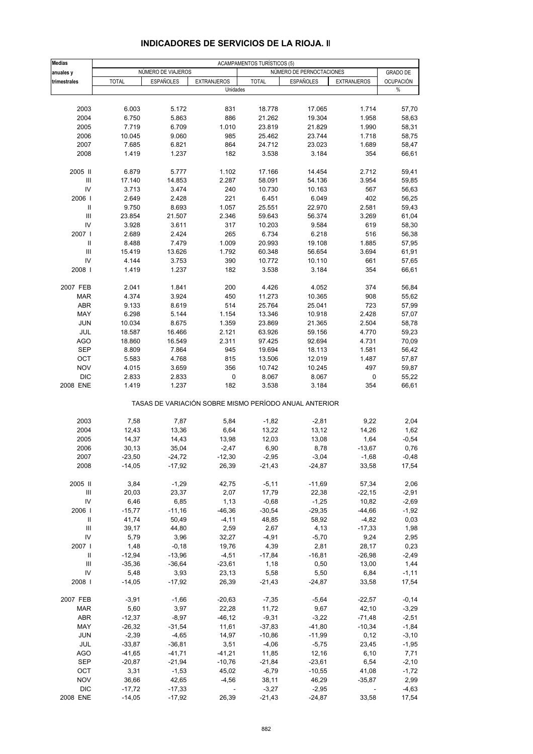## INDICADORES DE SERVICIOS DE LA RIOJA. II

| Medias anuales y trimestrales | ACAMPAMENTOS TURÍSTICOS (5) | | | | | | |
|---|---|---|---|---|---|---|---|
| | NÚMERO DE VIAJEROS | | | NÚMERO DE PERNOCTACIONES | | | GRADO DE OCUPACIÓN |
| | TOTAL | ESPAÑOLES | EXTRANJEROS | TOTAL | ESPAÑOLES | EXTRANJEROS | |
| | Unidades | | | | | | % |
| 2003 | 6.003 | 5.172 | 831 | 18.778 | 17.065 | 1.714 | 57,70 |
| 2004 | 6.750 | 5.863 | 886 | 21.262 | 19.304 | 1.958 | 58,63 |
| 2005 | 7.719 | 6.709 | 1.010 | 23.819 | 21.829 | 1.990 | 58,31 |
| 2006 | 10.045 | 9.060 | 985 | 25.462 | 23.744 | 1.718 | 58,75 |
| 2007 | 7.685 | 6.821 | 864 | 24.712 | 23.023 | 1.689 | 58,47 |
| 2008 | 1.419 | 1.237 | 182 | 3.538 | 3.184 | 354 | 66,61 |
| 2005 II | 6.879 | 5.777 | 1.102 | 17.166 | 14.454 | 2.712 | 59,41 |
| III | 17.140 | 14.853 | 2.287 | 58.091 | 54.136 | 3.954 | 59,85 |
| IV | 3.713 | 3.474 | 240 | 10.730 | 10.163 | 567 | 56,63 |
| 2006 I | 2.649 | 2.428 | 221 | 6.451 | 6.049 | 402 | 56,25 |
| II | 9.750 | 8.693 | 1.057 | 25.551 | 22.970 | 2.581 | 59,43 |
| III | 23.854 | 21.507 | 2.346 | 59.643 | 56.374 | 3.269 | 61,04 |
| IV | 3.928 | 3.611 | 317 | 10.203 | 9.584 | 619 | 58,30 |
| 2007 I | 2.689 | 2.424 | 265 | 6.734 | 6.218 | 516 | 56,38 |
| II | 8.488 | 7.479 | 1.009 | 20.993 | 19.108 | 1.885 | 57,95 |
| III | 15.419 | 13.626 | 1.792 | 60.348 | 56.654 | 3.694 | 61,91 |
| IV | 4.144 | 3.753 | 390 | 10.772 | 10.110 | 661 | 57,65 |
| 2008 I | 1.419 | 1.237 | 182 | 3.538 | 3.184 | 354 | 66,61 |
| 2007 FEB | 2.041 | 1.841 | 200 | 4.426 | 4.052 | 374 | 56,84 |
| MAR | 4.374 | 3.924 | 450 | 11.273 | 10.365 | 908 | 55,62 |
| ABR | 9.133 | 8.619 | 514 | 25.764 | 25.041 | 723 | 57,99 |
| MAY | 6.298 | 5.144 | 1.154 | 13.346 | 10.918 | 2.428 | 57,07 |
| JUN | 10.034 | 8.675 | 1.359 | 23.869 | 21.365 | 2.504 | 58,78 |
| JUL | 18.587 | 16.466 | 2.121 | 63.926 | 59.156 | 4.770 | 59,23 |
| AGO | 18.860 | 16.549 | 2.311 | 97.425 | 92.694 | 4.731 | 70,09 |
| SEP | 8.809 | 7.864 | 945 | 19.694 | 18.113 | 1.581 | 56,42 |
| OCT | 5.583 | 4.768 | 815 | 13.506 | 12.019 | 1.487 | 57,87 |
| NOV | 4.015 | 3.659 | 356 | 10.742 | 10.245 | 497 | 59,87 |
| DIC | 2.833 | 2.833 | 0 | 8.067 | 8.067 | 0 | 55,22 |
| 2008 ENE | 1.419 | 1.237 | 182 | 3.538 | 3.184 | 354 | 66,61 |
| | TASAS DE VARIACIÓN SOBRE MISMO PERÍODO ANUAL ANTERIOR | | | | | | |
| 2003 | 7,58 | 7,87 | 5,84 | -1,82 | -2,81 | 9,22 | 2,04 |
| 2004 | 12,43 | 13,36 | 6,64 | 13,22 | 13,12 | 14,26 | 1,62 |
| 2005 | 14,37 | 14,43 | 13,98 | 12,03 | 13,08 | 1,64 | -0,54 |
| 2006 | 30,13 | 35,04 | -2,47 | 6,90 | 8,78 | -13,67 | 0,76 |
| 2007 | -23,50 | -24,72 | -12,30 | -2,95 | -3,04 | -1,68 | -0,48 |
| 2008 | -14,05 | -17,92 | 26,39 | -21,43 | -24,87 | 33,58 | 17,54 |
| 2005 II | 3,84 | -1,29 | 42,75 | -5,11 | -11,69 | 57,34 | 2,06 |
| III | 20,03 | 23,37 | 2,07 | 17,79 | 22,38 | -22,15 | -2,91 |
| IV | 6,46 | 6,85 | 1,13 | -0,68 | -1,25 | 10,82 | -2,69 |
| 2006 I | -15,77 | -11,16 | -46,36 | -30,54 | -29,35 | -44,66 | -1,92 |
| II | 41,74 | 50,49 | -4,11 | 48,85 | 58,92 | -4,82 | 0,03 |
| III | 39,17 | 44,80 | 2,59 | 2,67 | 4,13 | -17,33 | 1,98 |
| IV | 5,79 | 3,96 | 32,27 | -4,91 | -5,70 | 9,24 | 2,95 |
| 2007 I | 1,48 | -0,18 | 19,76 | 4,39 | 2,81 | 28,17 | 0,23 |
| II | -12,94 | -13,96 | -4,51 | -17,84 | -16,81 | -26,98 | -2,49 |
| III | -35,36 | -36,64 | -23,61 | 1,18 | 0,50 | 13,00 | 1,44 |
| IV | 5,48 | 3,93 | 23,13 | 5,58 | 5,50 | 6,84 | -1,11 |
| 2008 I | -14,05 | -17,92 | 26,39 | -21,43 | -24,87 | 33,58 | 17,54 |
| 2007 FEB | -3,91 | -1,66 | -20,63 | -7,35 | -5,64 | -22,57 | -0,14 |
| MAR | 5,60 | 3,97 | 22,28 | 11,72 | 9,67 | 42,10 | -3,29 |
| ABR | -12,37 | -8,97 | -46,12 | -9,31 | -3,22 | -71,48 | -2,51 |
| MAY | -26,32 | -31,54 | 11,61 | -37,83 | -41,80 | -10,34 | -1,84 |
| JUN | -2,39 | -4,65 | 14,97 | -10,86 | -11,99 | 0,12 | -3,10 |
| JUL | -33,87 | -36,81 | 3,51 | -4,06 | -5,75 | 23,45 | -1,95 |
| AGO | -41,65 | -41,71 | -41,21 | 11,85 | 12,16 | 6,10 | 7,71 |
| SEP | -20,87 | -21,94 | -10,76 | -21,84 | -23,61 | 6,54 | -2,10 |
| OCT | 3,31 | -1,53 | 45,02 | -6,79 | -10,55 | 41,08 | -1,72 |
| NOV | 36,66 | 42,65 | -4,56 | 38,11 | 46,29 | -35,87 | 2,99 |
| DIC | -17,72 | -17,33 | - | -3,27 | -2,95 | - | -4,63 |
| 2008 ENE | -14,05 | -17,92 | 26,39 | -21,43 | -24,87 | 33,58 | 17,54 |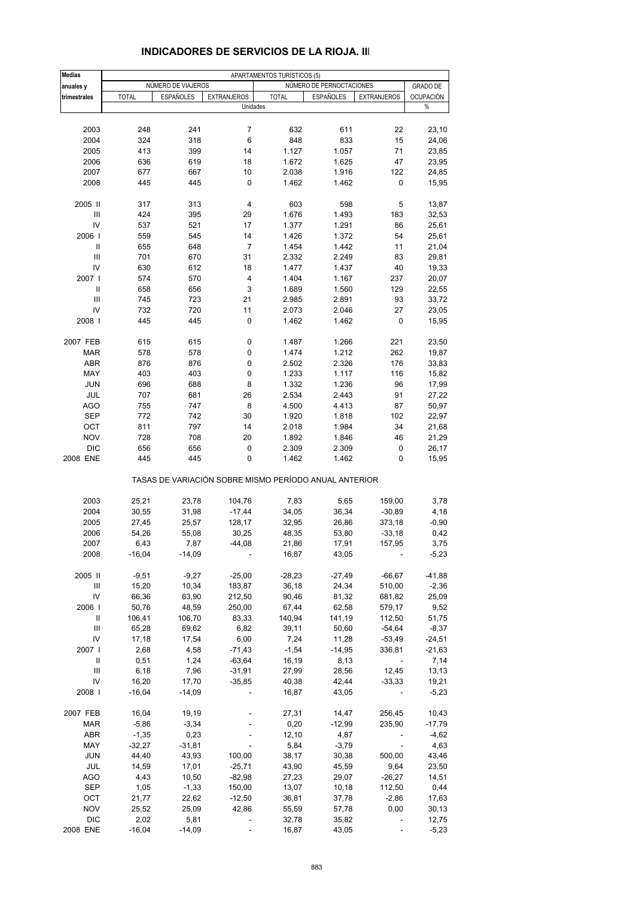## INDICADORES DE SERVICIOS DE LA RIOJA. III

| Medias anuales y trimestrales | APARTAMENTOS TURÍSTICOS (5) | | | | | | |
|---|---|---|---|---|---|---|---|
| | NÚMERO DE VIAJEROS | | | NÚMERO DE PERNOCTACIONES | | | GRADO DE OCUPACIÓN |
| | TOTAL | ESPAÑOLES | EXTRANJEROS | TOTAL | ESPAÑOLES | EXTRANJEROS | |
| | Unidades | | | | | | % |
| 2003 | 248 | 241 | 7 | 632 | 611 | 22 | 23,10 |
| 2004 | 324 | 318 | 6 | 848 | 833 | 15 | 24,06 |
| 2005 | 413 | 399 | 14 | 1.127 | 1.057 | 71 | 23,85 |
| 2006 | 636 | 619 | 18 | 1.672 | 1.625 | 47 | 23,95 |
| 2007 | 677 | 667 | 10 | 2.038 | 1.916 | 122 | 24,85 |
| 2008 | 445 | 445 | 0 | 1.462 | 1.462 | 0 | 15,95 |
| 2005 II | 317 | 313 | 4 | 603 | 598 | 5 | 13,87 |
| III | 424 | 395 | 29 | 1.676 | 1.493 | 183 | 32,53 |
| IV | 537 | 521 | 17 | 1.377 | 1.291 | 86 | 25,61 |
| 2006 I | 559 | 545 | 14 | 1.426 | 1.372 | 54 | 25,61 |
| II | 655 | 648 | 7 | 1.454 | 1.442 | 11 | 21,04 |
| III | 701 | 670 | 31 | 2.332 | 2.249 | 83 | 29,81 |
| IV | 630 | 612 | 18 | 1.477 | 1.437 | 40 | 19,33 |
| 2007 I | 574 | 570 | 4 | 1.404 | 1.167 | 237 | 20,07 |
| II | 658 | 656 | 3 | 1.689 | 1.560 | 129 | 22,55 |
| III | 745 | 723 | 21 | 2.985 | 2.891 | 93 | 33,72 |
| IV | 732 | 720 | 11 | 2.073 | 2.046 | 27 | 23,05 |
| 2008 I | 445 | 445 | 0 | 1.462 | 1.462 | 0 | 15,95 |
| 2007 FEB | 615 | 615 | 0 | 1.487 | 1.266 | 221 | 23,50 |
| MAR | 578 | 578 | 0 | 1.474 | 1.212 | 262 | 19,87 |
| ABR | 876 | 876 | 0 | 2.502 | 2.326 | 176 | 33,83 |
| MAY | 403 | 403 | 0 | 1.233 | 1.117 | 116 | 15,82 |
| JUN | 696 | 688 | 8 | 1.332 | 1.236 | 96 | 17,99 |
| JUL | 707 | 681 | 26 | 2.534 | 2.443 | 91 | 27,22 |
| AGO | 755 | 747 | 8 | 4.500 | 4.413 | 87 | 50,97 |
| SEP | 772 | 742 | 30 | 1.920 | 1.818 | 102 | 22,97 |
| OCT | 811 | 797 | 14 | 2.018 | 1.984 | 34 | 21,68 |
| NOV | 728 | 708 | 20 | 1.892 | 1.846 | 46 | 21,29 |
| DIC | 656 | 656 | 0 | 2.309 | 2.309 | 0 | 26,17 |
| 2008 ENE | 445 | 445 | 0 | 1.462 | 1.462 | 0 | 15,95 |
| | TASAS DE VARIACIÓN SOBRE MISMO PERÍODO ANUAL ANTERIOR | | | | | | |
| 2003 | 25,21 | 23,78 | 104,76 | 7,83 | 5,65 | 159,00 | 3,78 |
| 2004 | 30,55 | 31,98 | -17,44 | 34,05 | 36,34 | -30,89 | 4,18 |
| 2005 | 27,45 | 25,57 | 128,17 | 32,95 | 26,86 | 373,18 | -0,90 |
| 2006 | 54,26 | 55,08 | 30,25 | 48,35 | 53,80 | -33,18 | 0,42 |
| 2007 | 6,43 | 7,87 | -44,08 | 21,86 | 17,91 | 157,95 | 3,75 |
| 2008 | -16,04 | -14,09 | - | 16,87 | 43,05 | - | -5,23 |
| 2005 II | -9,51 | -9,27 | -25,00 | -28,23 | -27,49 | -66,67 | -41,88 |
| III | 15,20 | 10,34 | 183,87 | 36,18 | 24,34 | 510,00 | -2,36 |
| IV | 66,36 | 63,90 | 212,50 | 90,46 | 81,32 | 681,82 | 25,09 |
| 2006 I | 50,76 | 48,59 | 250,00 | 67,44 | 62,58 | 579,17 | 9,52 |
| II | 106,41 | 106,70 | 83,33 | 140,94 | 141,19 | 112,50 | 51,75 |
| III | 65,28 | 69,62 | 6,82 | 39,11 | 50,60 | -54,64 | -8,37 |
| IV | 17,18 | 17,54 | 6,00 | 7,24 | 11,28 | -53,49 | -24,51 |
| 2007 I | 2,68 | 4,58 | -71,43 | -1,54 | -14,95 | 336,81 | -21,63 |
| II | 0,51 | 1,24 | -63,64 | 16,19 | 8,13 | - | 7,14 |
| III | 6,18 | 7,96 | -31,91 | 27,99 | 28,56 | 12,45 | 13,13 |
| IV | 16,20 | 17,70 | -35,85 | 40,38 | 42,44 | -33,33 | 19,21 |
| 2008 I | -16,04 | -14,09 | - | 16,87 | 43,05 | - | -5,23 |
| 2007 FEB | 16,04 | 19,19 | - | 27,31 | 14,47 | 256,45 | 10,43 |
| MAR | -5,86 | -3,34 | - | 0,20 | -12,99 | 235,90 | -17,79 |
| ABR | -1,35 | 0,23 | - | 12,10 | 4,87 | - | -4,62 |
| MAY | -32,27 | -31,81 | - | 5,84 | -3,79 | - | 4,63 |
| JUN | 44,40 | 43,93 | 100,00 | 38,17 | 30,38 | 500,00 | 43,46 |
| JUL | 14,59 | 17,01 | -25,71 | 43,90 | 45,59 | 9,64 | 23,50 |
| AGO | 4,43 | 10,50 | -82,98 | 27,23 | 29,07 | -26,27 | 14,51 |
| SEP | 1,05 | -1,33 | 150,00 | 13,07 | 10,18 | 112,50 | 0,44 |
| OCT | 21,77 | 22,62 | -12,50 | 36,81 | 37,78 | -2,86 | 17,63 |
| NOV | 25,52 | 25,09 | 42,86 | 55,59 | 57,78 | 0,00 | 30,13 |
| DIC | 2,02 | 5,81 | - | 32,78 | 35,82 | - | 12,75 |
| 2008 ENE | -16,04 | -14,09 | - | 16,87 | 43,05 | - | -5,23 |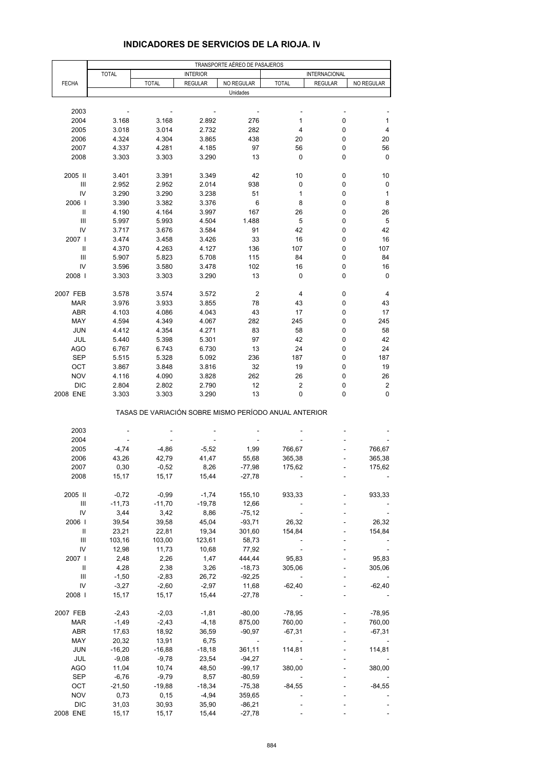## INDICADORES DE SERVICIOS DE LA RIOJA. IV

| FECHA | TRANSPORTE AÉREO DE PASAJEROS | | | | | | |
|---|---|---|---|---|---|---|---|
| | TOTAL | INTERIOR | | | INTERNACIONAL | | |
| | | TOTAL | REGULAR | NO REGULAR | TOTAL | REGULAR | NO REGULAR |
| | Unidades | | | | | | |
| 2003 | - | - | - | - | - | - | - |
| 2004 | 3.168 | 3.168 | 2.892 | 276 | 1 | 0 | 1 |
| 2005 | 3.018 | 3.014 | 2.732 | 282 | 4 | 0 | 4 |
| 2006 | 4.324 | 4.304 | 3.865 | 438 | 20 | 0 | 20 |
| 2007 | 4.337 | 4.281 | 4.185 | 97 | 56 | 0 | 56 |
| 2008 | 3.303 | 3.303 | 3.290 | 13 | 0 | 0 | 0 |
| 2005 II | 3.401 | 3.391 | 3.349 | 42 | 10 | 0 | 10 |
| III | 2.952 | 2.952 | 2.014 | 938 | 0 | 0 | 0 |
| IV | 3.290 | 3.290 | 3.238 | 51 | 1 | 0 | 1 |
| 2006 I | 3.390 | 3.382 | 3.376 | 6 | 8 | 0 | 8 |
| II | 4.190 | 4.164 | 3.997 | 167 | 26 | 0 | 26 |
| III | 5.997 | 5.993 | 4.504 | 1.488 | 5 | 0 | 5 |
| IV | 3.717 | 3.676 | 3.584 | 91 | 42 | 0 | 42 |
| 2007 I | 3.474 | 3.458 | 3.426 | 33 | 16 | 0 | 16 |
| II | 4.370 | 4.263 | 4.127 | 136 | 107 | 0 | 107 |
| III | 5.907 | 5.823 | 5.708 | 115 | 84 | 0 | 84 |
| IV | 3.596 | 3.580 | 3.478 | 102 | 16 | 0 | 16 |
| 2008 I | 3.303 | 3.303 | 3.290 | 13 | 0 | 0 | 0 |
| 2007 FEB | 3.578 | 3.574 | 3.572 | 2 | 4 | 0 | 4 |
| MAR | 3.976 | 3.933 | 3.855 | 78 | 43 | 0 | 43 |
| ABR | 4.103 | 4.086 | 4.043 | 43 | 17 | 0 | 17 |
| MAY | 4.594 | 4.349 | 4.067 | 282 | 245 | 0 | 245 |
| JUN | 4.412 | 4.354 | 4.271 | 83 | 58 | 0 | 58 |
| JUL | 5.440 | 5.398 | 5.301 | 97 | 42 | 0 | 42 |
| AGO | 6.767 | 6.743 | 6.730 | 13 | 24 | 0 | 24 |
| SEP | 5.515 | 5.328 | 5.092 | 236 | 187 | 0 | 187 |
| OCT | 3.867 | 3.848 | 3.816 | 32 | 19 | 0 | 19 |
| NOV | 4.116 | 4.090 | 3.828 | 262 | 26 | 0 | 26 |
| DIC | 2.804 | 2.802 | 2.790 | 12 | 2 | 0 | 2 |
| 2008 ENE | 3.303 | 3.303 | 3.290 | 13 | 0 | 0 | 0 |
| | TASAS DE VARIACIÓN SOBRE MISMO PERÍODO ANUAL ANTERIOR | | | | | | |
| 2003 | - | - | - | - | - | - | - |
| 2004 | - | - | - | - | - | - | - |
| 2005 | -4,74 | -4,86 | -5,52 | 1,99 | 766,67 | - | 766,67 |
| 2006 | 43,26 | 42,79 | 41,47 | 55,68 | 365,38 | - | 365,38 |
| 2007 | 0,30 | -0,52 | 8,26 | -77,98 | 175,62 | - | 175,62 |
| 2008 | 15,17 | 15,17 | 15,44 | -27,78 | - | - | - |
| 2005 II | -0,72 | -0,99 | -1,74 | 155,10 | 933,33 | - | 933,33 |
| III | -11,73 | -11,70 | -19,78 | 12,66 | - | - | - |
| IV | 3,44 | 3,42 | 8,86 | -75,12 | - | - | - |
| 2006 I | 39,54 | 39,58 | 45,04 | -93,71 | 26,32 | - | 26,32 |
| II | 23,21 | 22,81 | 19,34 | 301,60 | 154,84 | - | 154,84 |
| III | 103,16 | 103,00 | 123,61 | 58,73 | - | - | - |
| IV | 12,98 | 11,73 | 10,68 | 77,92 | - | - | - |
| 2007 I | 2,48 | 2,26 | 1,47 | 444,44 | 95,83 | - | 95,83 |
| II | 4,28 | 2,38 | 3,26 | -18,73 | 305,06 | - | 305,06 |
| III | -1,50 | -2,83 | 26,72 | -92,25 | - | - | - |
| IV | -3,27 | -2,60 | -2,97 | 11,68 | -62,40 | - | -62,40 |
| 2008 I | 15,17 | 15,17 | 15,44 | -27,78 | - | - | - |
| 2007 FEB | -2,43 | -2,03 | -1,81 | -80,00 | -78,95 | - | -78,95 |
| MAR | -1,49 | -2,43 | -4,18 | 875,00 | 760,00 | - | 760,00 |
| ABR | 17,63 | 18,92 | 36,59 | -90,97 | -67,31 | - | -67,31 |
| MAY | 20,32 | 13,91 | 6,75 | - | - | - | - |
| JUN | -16,20 | -16,88 | -18,18 | 361,11 | 114,81 | - | 114,81 |
| JUL | -9,08 | -9,78 | 23,54 | -94,27 | - | - | - |
| AGO | 11,04 | 10,74 | 48,50 | -99,17 | 380,00 | - | 380,00 |
| SEP | -6,76 | -9,79 | 8,57 | -80,59 | - | - | - |
| OCT | -21,50 | -19,88 | -18,34 | -75,38 | -84,55 | - | -84,55 |
| NOV | 0,73 | 0,15 | -4,94 | 359,65 | - | - | - |
| DIC | 31,03 | 30,93 | 35,90 | -86,21 | - | - | - |
| 2008 ENE | 15,17 | 15,17 | 15,44 | -27,78 | - | - | - |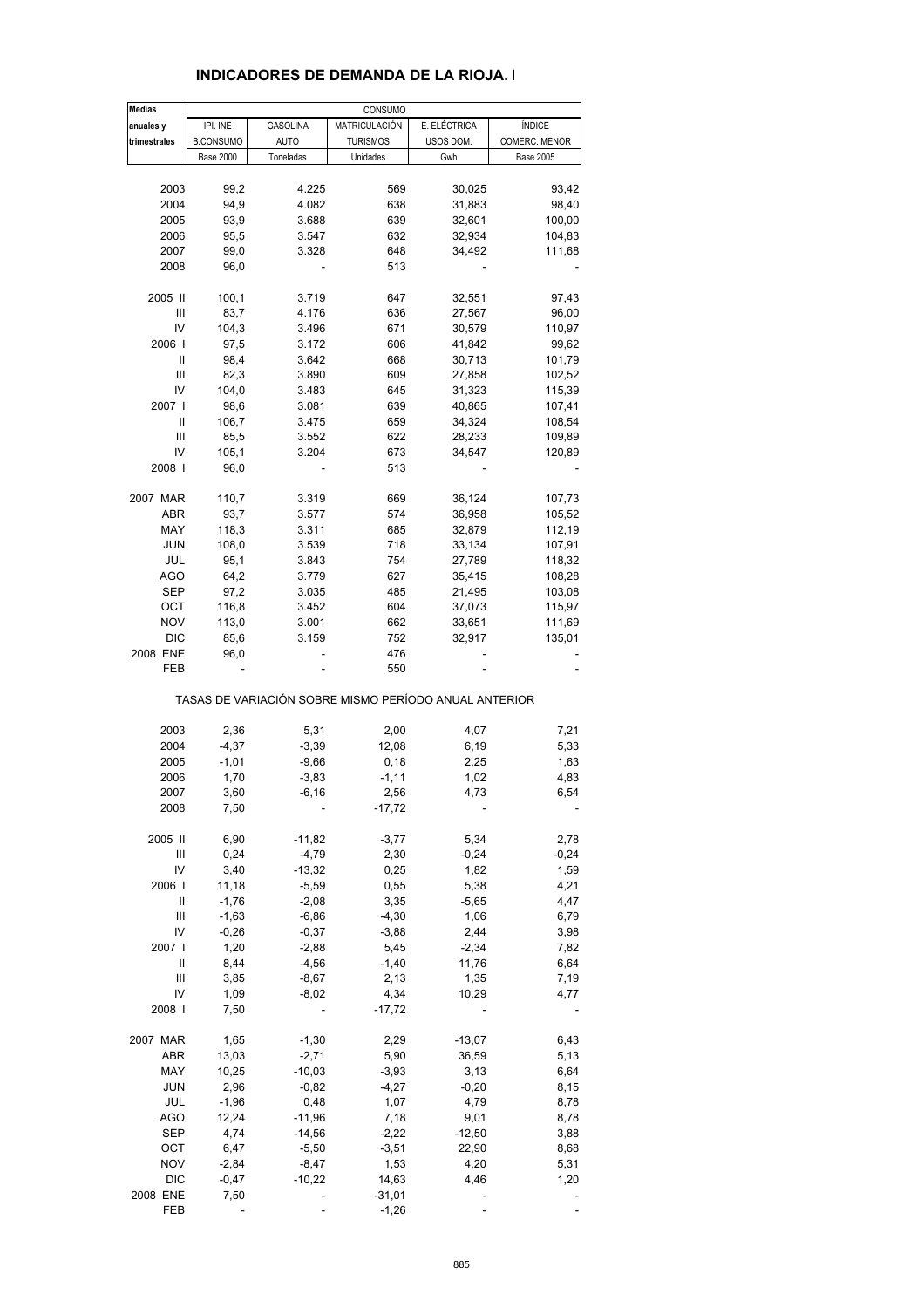## INDICADORES DE DEMANDA DE LA RIOJA. I

| Medias anuales y trimestrales | CONSUMO | | | | |
|---|---|---|---|---|---|
| | IPI. INE B.CONSUMO | GASOLINA AUTO | MATRICULACIÓN TURISMOS | E. ELÉCTRICA USOS DOM. | ÍNDICE COMERC. MENOR |
| | Base 2000 | Toneladas | Unidades | Gwh | Base 2005 |
| 2003 | 99,2 | 4.225 | 569 | 30,025 | 93,42 |
| 2004 | 94,9 | 4.082 | 638 | 31,883 | 98,40 |
| 2005 | 93,9 | 3.688 | 639 | 32,601 | 100,00 |
| 2006 | 95,5 | 3.547 | 632 | 32,934 | 104,83 |
| 2007 | 99,0 | 3.328 | 648 | 34,492 | 111,68 |
| 2008 | 96,0 | - | 513 | - | - |
| 2005 II | 100,1 | 3.719 | 647 | 32,551 | 97,43 |
| III | 83,7 | 4.176 | 636 | 27,567 | 96,00 |
| IV | 104,3 | 3.496 | 671 | 30,579 | 110,97 |
| 2006 I | 97,5 | 3.172 | 606 | 41,842 | 99,62 |
| II | 98,4 | 3.642 | 668 | 30,713 | 101,79 |
| III | 82,3 | 3.890 | 609 | 27,858 | 102,52 |
| IV | 104,0 | 3.483 | 645 | 31,323 | 115,39 |
| 2007 I | 98,6 | 3.081 | 639 | 40,865 | 107,41 |
| II | 106,7 | 3.475 | 659 | 34,324 | 108,54 |
| III | 85,5 | 3.552 | 622 | 28,233 | 109,89 |
| IV | 105,1 | 3.204 | 673 | 34,547 | 120,89 |
| 2008 I | 96,0 | - | 513 | - | - |
| 2007 MAR | 110,7 | 3.319 | 669 | 36,124 | 107,73 |
| ABR | 93,7 | 3.577 | 574 | 36,958 | 105,52 |
| MAY | 118,3 | 3.311 | 685 | 32,879 | 112,19 |
| JUN | 108,0 | 3.539 | 718 | 33,134 | 107,91 |
| JUL | 95,1 | 3.843 | 754 | 27,789 | 118,32 |
| AGO | 64,2 | 3.779 | 627 | 35,415 | 108,28 |
| SEP | 97,2 | 3.035 | 485 | 21,495 | 103,08 |
| OCT | 116,8 | 3.452 | 604 | 37,073 | 115,97 |
| NOV | 113,0 | 3.001 | 662 | 33,651 | 111,69 |
| DIC | 85,6 | 3.159 | 752 | 32,917 | 135,01 |
| 2008 ENE | 96,0 | - | 476 | - | - |
| FEB | - | - | 550 | - | - |

TASAS DE VARIACIÓN SOBRE MISMO PERÍODO ANUAL ANTERIOR

| | IPI. INE B.CONSUMO | GASOLINA AUTO | MATRICULACIÓN TURISMOS | E. ELÉCTRICA USOS DOM. | ÍNDICE COMERC. MENOR |
|---|---|---|---|---|---|
| 2003 | 2,36 | 5,31 | 2,00 | 4,07 | 7,21 |
| 2004 | -4,37 | -3,39 | 12,08 | 6,19 | 5,33 |
| 2005 | -1,01 | -9,66 | 0,18 | 2,25 | 1,63 |
| 2006 | 1,70 | -3,83 | -1,11 | 1,02 | 4,83 |
| 2007 | 3,60 | -6,16 | 2,56 | 4,73 | 6,54 |
| 2008 | 7,50 | - | -17,72 | - | - |
| 2005 II | 6,90 | -11,82 | -3,77 | 5,34 | 2,78 |
| III | 0,24 | -4,79 | 2,30 | -0,24 | -0,24 |
| IV | 3,40 | -13,32 | 0,25 | 1,82 | 1,59 |
| 2006 I | 11,18 | -5,59 | 0,55 | 5,38 | 4,21 |
| II | -1,76 | -2,08 | 3,35 | -5,65 | 4,47 |
| III | -1,63 | -6,86 | -4,30 | 1,06 | 6,79 |
| IV | -0,26 | -0,37 | -3,88 | 2,44 | 3,98 |
| 2007 I | 1,20 | -2,88 | 5,45 | -2,34 | 7,82 |
| II | 8,44 | -4,56 | -1,40 | 11,76 | 6,64 |
| III | 3,85 | -8,67 | 2,13 | 1,35 | 7,19 |
| IV | 1,09 | -8,02 | 4,34 | 10,29 | 4,77 |
| 2008 I | 7,50 | - | -17,72 | - | - |
| 2007 MAR | 1,65 | -1,30 | 2,29 | -13,07 | 6,43 |
| ABR | 13,03 | -2,71 | 5,90 | 36,59 | 5,13 |
| MAY | 10,25 | -10,03 | -3,93 | 3,13 | 6,64 |
| JUN | 2,96 | -0,82 | -4,27 | -0,20 | 8,15 |
| JUL | -1,96 | 0,48 | 1,07 | 4,79 | 8,78 |
| AGO | 12,24 | -11,96 | 7,18 | 9,01 | 8,78 |
| SEP | 4,74 | -14,56 | -2,22 | -12,50 | 3,88 |
| OCT | 6,47 | -5,50 | -3,51 | 22,90 | 8,68 |
| NOV | -2,84 | -8,47 | 1,53 | 4,20 | 5,31 |
| DIC | -0,47 | -10,22 | 14,63 | 4,46 | 1,20 |
| 2008 ENE | 7,50 | - | -31,01 | - | - |
| FEB | - | - | -1,26 | - | - |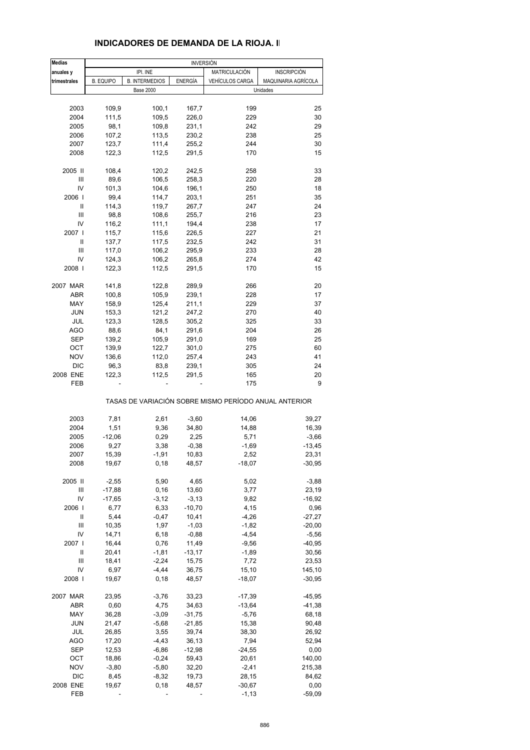## INDICADORES DE DEMANDA DE LA RIOJA. I

| Medias anuales y trimestrales | INVERSIÓN | | | | |
|---|---|---|---|---|---|
| | IPI. INE | | | MATRICULACIÓN | INSCRIPCIÓN |
| | B. EQUIPO | B. INTERMEDIOS | ENERGÍA | VEHÍCULOS CARGA | MAQUINARIA AGRÍCOLA |
| | Base 2000 | | | Unidades | |
| 2003 | 109,9 | 100,1 | 167,7 | 199 | 25 |
| 2004 | 111,5 | 109,5 | 226,0 | 229 | 30 |
| 2005 | 98,1 | 109,8 | 231,1 | 242 | 29 |
| 2006 | 107,2 | 113,5 | 230,2 | 238 | 25 |
| 2007 | 123,7 | 111,4 | 255,2 | 244 | 30 |
| 2008 | 122,3 | 112,5 | 291,5 | 170 | 15 |
| 2005 II | 108,4 | 120,2 | 242,5 | 258 | 33 |
| III | 89,6 | 106,5 | 258,3 | 220 | 28 |
| IV | 101,3 | 104,6 | 196,1 | 250 | 18 |
| 2006 I | 99,4 | 114,7 | 203,1 | 251 | 35 |
| II | 114,3 | 119,7 | 267,7 | 247 | 24 |
| III | 98,8 | 108,6 | 255,7 | 216 | 23 |
| IV | 116,2 | 111,1 | 194,4 | 238 | 17 |
| 2007 I | 115,7 | 115,6 | 226,5 | 227 | 21 |
| II | 137,7 | 117,5 | 232,5 | 242 | 31 |
| III | 117,0 | 106,2 | 295,9 | 233 | 28 |
| IV | 124,3 | 106,2 | 265,8 | 274 | 42 |
| 2008 I | 122,3 | 112,5 | 291,5 | 170 | 15 |
| 2007 MAR | 141,8 | 122,8 | 289,9 | 266 | 20 |
| ABR | 100,8 | 105,9 | 239,1 | 228 | 17 |
| MAY | 158,9 | 125,4 | 211,1 | 229 | 37 |
| JUN | 153,3 | 121,2 | 247,2 | 270 | 40 |
| JUL | 123,3 | 128,5 | 305,2 | 325 | 33 |
| AGO | 88,6 | 84,1 | 291,6 | 204 | 26 |
| SEP | 139,2 | 105,9 | 291,0 | 169 | 25 |
| OCT | 139,9 | 122,7 | 301,0 | 275 | 60 |
| NOV | 136,6 | 112,0 | 257,4 | 243 | 41 |
| DIC | 96,3 | 83,8 | 239,1 | 305 | 24 |
| 2008 ENE | 122,3 | 112,5 | 291,5 | 165 | 20 |
| FEB | - | - | - | 175 | 9 |
| | TASAS DE VARIACIÓN SOBRE MISMO PERÍODO ANUAL ANTERIOR | | | | |
| 2003 | 7,81 | 2,61 | -3,60 | 14,06 | 39,27 |
| 2004 | 1,51 | 9,36 | 34,80 | 14,88 | 16,39 |
| 2005 | -12,06 | 0,29 | 2,25 | 5,71 | -3,66 |
| 2006 | 9,27 | 3,38 | -0,38 | -1,69 | -13,45 |
| 2007 | 15,39 | -1,91 | 10,83 | 2,52 | 23,31 |
| 2008 | 19,67 | 0,18 | 48,57 | -18,07 | -30,95 |
| 2005 II | -2,55 | 5,90 | 4,65 | 5,02 | -3,88 |
| III | -17,88 | 0,16 | 13,60 | 3,77 | 23,19 |
| IV | -17,65 | -3,12 | -3,13 | 9,82 | -16,92 |
| 2006 I | 6,77 | 6,33 | -10,70 | 4,15 | 0,96 |
| II | 5,44 | -0,47 | 10,41 | -4,26 | -27,27 |
| III | 10,35 | 1,97 | -1,03 | -1,82 | -20,00 |
| IV | 14,71 | 6,18 | -0,88 | -4,54 | -5,56 |
| 2007 I | 16,44 | 0,76 | 11,49 | -9,56 | -40,95 |
| II | 20,41 | -1,81 | -13,17 | -1,89 | 30,56 |
| III | 18,41 | -2,24 | 15,75 | 7,72 | 23,53 |
| IV | 6,97 | -4,44 | 36,75 | 15,10 | 145,10 |
| 2008 I | 19,67 | 0,18 | 48,57 | -18,07 | -30,95 |
| 2007 MAR | 23,95 | -3,76 | 33,23 | -17,39 | -45,95 |
| ABR | 0,60 | 4,75 | 34,63 | -13,64 | -41,38 |
| MAY | 36,28 | -3,09 | -31,75 | -5,76 | 68,18 |
| JUN | 21,47 | -5,68 | -21,85 | 15,38 | 90,48 |
| JUL | 26,85 | 3,55 | 39,74 | 38,30 | 26,92 |
| AGO | 17,20 | -4,43 | 36,13 | 7,94 | 52,94 |
| SEP | 12,53 | -6,86 | -12,98 | -24,55 | 0,00 |
| OCT | 18,86 | -0,24 | 59,43 | 20,61 | 140,00 |
| NOV | -3,80 | -5,80 | 32,20 | -2,41 | 215,38 |
| DIC | 8,45 | -8,32 | 19,73 | 28,15 | 84,62 |
| 2008 ENE | 19,67 | 0,18 | 48,57 | -30,67 | 0,00 |
| FEB | - | - | - | -1,13 | -59,09 |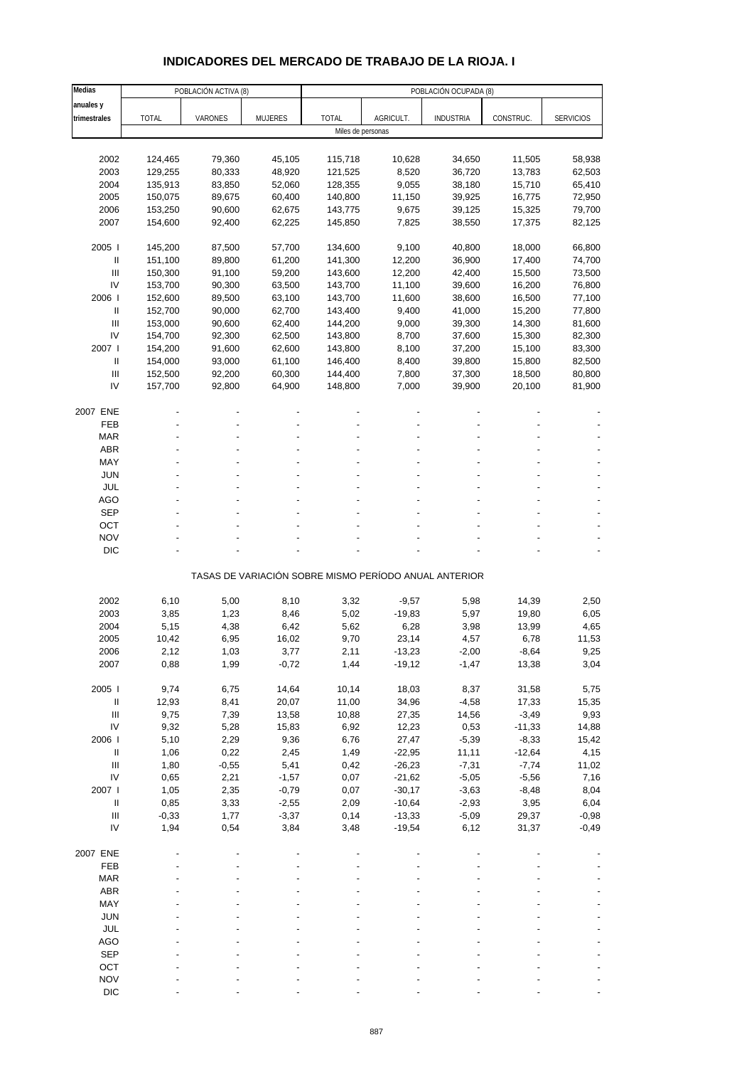# INDICADORES DEL MERCADO DE TRABAJO DE LA RIOJA. I

| Medias anuales y trimestrales | POBLACIÓN ACTIVA (8) | | | POBLACIÓN OCUPADA (8) | | | | |
|---|---|---|---|---|---|---|---|---|
| | TOTAL | VARONES | MUJERES | TOTAL | AGRICULT. | INDUSTRIA | CONSTRUC. | SERVICIOS |
| | Miles de personas | | | | | | | |
| 2002 | 124,465 | 79,360 | 45,105 | 115,718 | 10,628 | 34,650 | 11,505 | 58,938 |
| 2003 | 129,255 | 80,333 | 48,920 | 121,525 | 8,520 | 36,720 | 13,783 | 62,503 |
| 2004 | 135,913 | 83,850 | 52,060 | 128,355 | 9,055 | 38,180 | 15,710 | 65,410 |
| 2005 | 150,075 | 89,675 | 60,400 | 140,800 | 11,150 | 39,925 | 16,775 | 72,950 |
| 2006 | 153,250 | 90,600 | 62,675 | 143,775 | 9,675 | 39,125 | 15,325 | 79,700 |
| 2007 | 154,600 | 92,400 | 62,225 | 145,850 | 7,825 | 38,550 | 17,375 | 82,125 |
| 2005 I | 145,200 | 87,500 | 57,700 | 134,600 | 9,100 | 40,800 | 18,000 | 66,800 |
| II | 151,100 | 89,800 | 61,200 | 141,300 | 12,200 | 36,900 | 17,400 | 74,700 |
| III | 150,300 | 91,100 | 59,200 | 143,600 | 12,200 | 42,400 | 15,500 | 73,500 |
| IV | 153,700 | 90,300 | 63,500 | 143,700 | 11,100 | 39,600 | 16,200 | 76,800 |
| 2006 I | 152,600 | 89,500 | 63,100 | 143,700 | 11,600 | 38,600 | 16,500 | 77,100 |
| II | 152,700 | 90,000 | 62,700 | 143,400 | 9,400 | 41,000 | 15,200 | 77,800 |
| III | 153,000 | 90,600 | 62,400 | 144,200 | 9,000 | 39,300 | 14,300 | 81,600 |
| IV | 154,700 | 92,300 | 62,500 | 143,800 | 8,700 | 37,600 | 15,300 | 82,300 |
| 2007 I | 154,200 | 91,600 | 62,600 | 143,800 | 8,100 | 37,200 | 15,100 | 83,300 |
| II | 154,000 | 93,000 | 61,100 | 146,400 | 8,400 | 39,800 | 15,800 | 82,500 |
| III | 152,500 | 92,200 | 60,300 | 144,400 | 7,800 | 37,300 | 18,500 | 80,800 |
| IV | 157,700 | 92,800 | 64,900 | 148,800 | 7,000 | 39,900 | 20,100 | 81,900 |
| 2007 ENE | - | - | - | - | - | - | - | - |
| FEB | - | - | - | - | - | - | - | - |
| MAR | - | - | - | - | - | - | - | - |
| ABR | - | - | - | - | - | - | - | - |
| MAY | - | - | - | - | - | - | - | - |
| JUN | - | - | - | - | - | - | - | - |
| JUL | - | - | - | - | - | - | - | - |
| AGO | - | - | - | - | - | - | - | - |
| SEP | - | - | - | - | - | - | - | - |
| OCT | - | - | - | - | - | - | - | - |
| NOV | - | - | - | - | - | - | - | - |
| DIC | - | - | - | - | - | - | - | - |
| | TASAS DE VARIACIÓN SOBRE MISMO PERÍODO ANUAL ANTERIOR | | | | | | | |
| 2002 | 6,10 | 5,00 | 8,10 | 3,32 | -9,57 | 5,98 | 14,39 | 2,50 |
| 2003 | 3,85 | 1,23 | 8,46 | 5,02 | -19,83 | 5,97 | 19,80 | 6,05 |
| 2004 | 5,15 | 4,38 | 6,42 | 5,62 | 6,28 | 3,98 | 13,99 | 4,65 |
| 2005 | 10,42 | 6,95 | 16,02 | 9,70 | 23,14 | 4,57 | 6,78 | 11,53 |
| 2006 | 2,12 | 1,03 | 3,77 | 2,11 | -13,23 | -2,00 | -8,64 | 9,25 |
| 2007 | 0,88 | 1,99 | -0,72 | 1,44 | -19,12 | -1,47 | 13,38 | 3,04 |
| 2005 I | 9,74 | 6,75 | 14,64 | 10,14 | 18,03 | 8,37 | 31,58 | 5,75 |
| II | 12,93 | 8,41 | 20,07 | 11,00 | 34,96 | -4,58 | 17,33 | 15,35 |
| III | 9,75 | 7,39 | 13,58 | 10,88 | 27,35 | 14,56 | -3,49 | 9,93 |
| IV | 9,32 | 5,28 | 15,83 | 6,92 | 12,23 | 0,53 | -11,33 | 14,88 |
| 2006 I | 5,10 | 2,29 | 9,36 | 6,76 | 27,47 | -5,39 | -8,33 | 15,42 |
| II | 1,06 | 0,22 | 2,45 | 1,49 | -22,95 | 11,11 | -12,64 | 4,15 |
| III | 1,80 | -0,55 | 5,41 | 0,42 | -26,23 | -7,31 | -7,74 | 11,02 |
| IV | 0,65 | 2,21 | -1,57 | 0,07 | -21,62 | -5,05 | -5,56 | 7,16 |
| 2007 I | 1,05 | 2,35 | -0,79 | 0,07 | -30,17 | -3,63 | -8,48 | 8,04 |
| II | 0,85 | 3,33 | -2,55 | 2,09 | -10,64 | -2,93 | 3,95 | 6,04 |
| III | -0,33 | 1,77 | -3,37 | 0,14 | -13,33 | -5,09 | 29,37 | -0,98 |
| IV | 1,94 | 0,54 | 3,84 | 3,48 | -19,54 | 6,12 | 31,37 | -0,49 |
| 2007 ENE | - | - | - | - | - | - | - | - |
| FEB | - | - | - | - | - | - | - | - |
| MAR | - | - | - | - | - | - | - | - |
| ABR | - | - | - | - | - | - | - | - |
| MAY | - | - | - | - | - | - | - | - |
| JUN | - | - | - | - | - | - | - | - |
| JUL | - | - | - | - | - | - | - | - |
| AGO | - | - | - | - | - | - | - | - |
| SEP | - | - | - | - | - | - | - | - |
| OCT | - | - | - | - | - | - | - | - |
| NOV | - | - | - | - | - | - | - | - |
| DIC | - | - | - | - | - | - | - | - |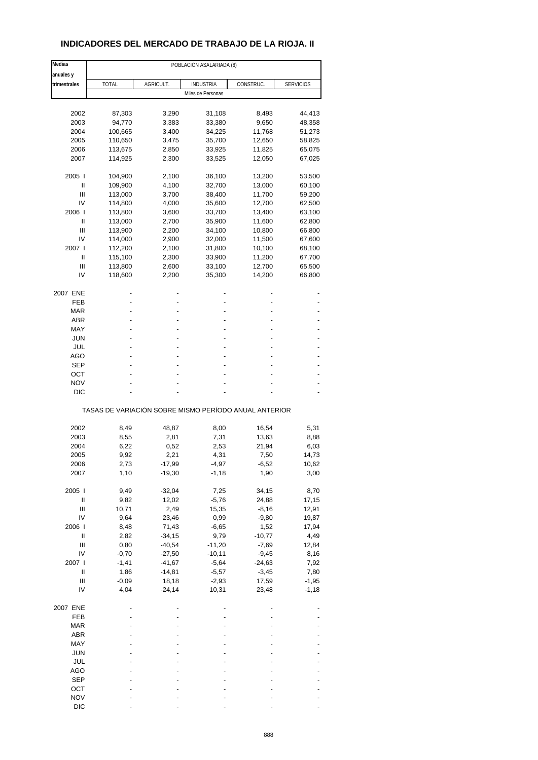## INDICADORES DEL MERCADO DE TRABAJO DE LA RIOJA. II

| Medias anuales y trimestrales | POBLACIÓN ASALARIADA (8) | | | | |
|---|---|---|---|---|---|
| | TOTAL | AGRICULT. | INDUSTRIA | CONSTRUC. | SERVICIOS |
| | Miles de Personas | | | | |
| 2002 | 87,303 | 3,290 | 31,108 | 8,493 | 44,413 |
| 2003 | 94,770 | 3,383 | 33,380 | 9,650 | 48,358 |
| 2004 | 100,665 | 3,400 | 34,225 | 11,768 | 51,273 |
| 2005 | 110,650 | 3,475 | 35,700 | 12,650 | 58,825 |
| 2006 | 113,675 | 2,850 | 33,925 | 11,825 | 65,075 |
| 2007 | 114,925 | 2,300 | 33,525 | 12,050 | 67,025 |
| 2005 I | 104,900 | 2,100 | 36,100 | 13,200 | 53,500 |
| II | 109,900 | 4,100 | 32,700 | 13,000 | 60,100 |
| III | 113,000 | 3,700 | 38,400 | 11,700 | 59,200 |
| IV | 114,800 | 4,000 | 35,600 | 12,700 | 62,500 |
| 2006 I | 113,800 | 3,600 | 33,700 | 13,400 | 63,100 |
| II | 113,000 | 2,700 | 35,900 | 11,600 | 62,800 |
| III | 113,900 | 2,200 | 34,100 | 10,800 | 66,800 |
| IV | 114,000 | 2,900 | 32,000 | 11,500 | 67,600 |
| 2007 I | 112,200 | 2,100 | 31,800 | 10,100 | 68,100 |
| II | 115,100 | 2,300 | 33,900 | 11,200 | 67,700 |
| III | 113,800 | 2,600 | 33,100 | 12,700 | 65,500 |
| IV | 118,600 | 2,200 | 35,300 | 14,200 | 66,800 |
| 2007 ENE | - | - | - | - | - |
| FEB | - | - | - | - | - |
| MAR | - | - | - | - | - |
| ABR | - | - | - | - | - |
| MAY | - | - | - | - | - |
| JUN | - | - | - | - | - |
| JUL | - | - | - | - | - |
| AGO | - | - | - | - | - |
| SEP | - | - | - | - | - |
| OCT | - | - | - | - | - |
| NOV | - | - | - | - | - |
| DIC | - | - | - | - | - |
| | TASAS DE VARIACIÓN SOBRE MISMO PERÍODO ANUAL ANTERIOR | | | | |
| 2002 | 8,49 | 48,87 | 8,00 | 16,54 | 5,31 |
| 2003 | 8,55 | 2,81 | 7,31 | 13,63 | 8,88 |
| 2004 | 6,22 | 0,52 | 2,53 | 21,94 | 6,03 |
| 2005 | 9,92 | 2,21 | 4,31 | 7,50 | 14,73 |
| 2006 | 2,73 | -17,99 | -4,97 | -6,52 | 10,62 |
| 2007 | 1,10 | -19,30 | -1,18 | 1,90 | 3,00 |
| 2005 I | 9,49 | -32,04 | 7,25 | 34,15 | 8,70 |
| II | 9,82 | 12,02 | -5,76 | 24,88 | 17,15 |
| III | 10,71 | 2,49 | 15,35 | -8,16 | 12,91 |
| IV | 9,64 | 23,46 | 0,99 | -9,80 | 19,87 |
| 2006 I | 8,48 | 71,43 | -6,65 | 1,52 | 17,94 |
| II | 2,82 | -34,15 | 9,79 | -10,77 | 4,49 |
| III | 0,80 | -40,54 | -11,20 | -7,69 | 12,84 |
| IV | -0,70 | -27,50 | -10,11 | -9,45 | 8,16 |
| 2007 I | -1,41 | -41,67 | -5,64 | -24,63 | 7,92 |
| II | 1,86 | -14,81 | -5,57 | -3,45 | 7,80 |
| III | -0,09 | 18,18 | -2,93 | 17,59 | -1,95 |
| IV | 4,04 | -24,14 | 10,31 | 23,48 | -1,18 |
| 2007 ENE | - | - | - | - | - |
| FEB | - | - | - | - | - |
| MAR | - | - | - | - | - |
| ABR | - | - | - | - | - |
| MAY | - | - | - | - | - |
| JUN | - | - | - | - | - |
| JUL | - | - | - | - | - |
| AGO | - | - | - | - | - |
| SEP | - | - | - | - | - |
| OCT | - | - | - | - | - |
| NOV | - | - | - | - | - |
| DIC | - | - | - | - | - |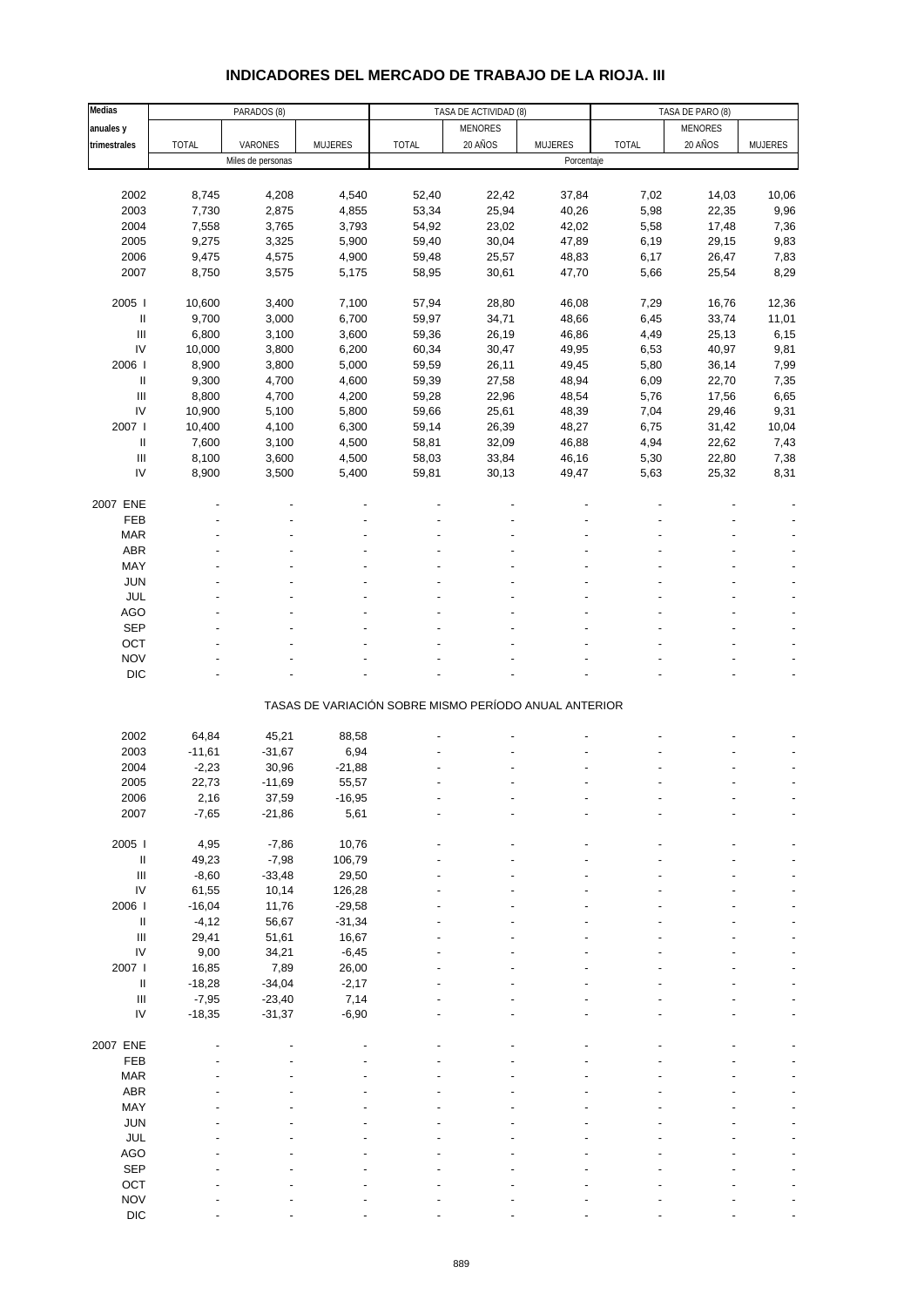# INDICADORES DEL MERCADO DE TRABAJO DE LA RIOJA. III

| Medias anuales y trimestrales | PARADOS (8) | | | TASA DE ACTIVIDAD (8) | | | TASA DE PARO (8) | | |
|---|---|---|---|---|---|---|---|---|---|
| | TOTAL | VARONES | MUJERES | TOTAL | MENORES 20 AÑOS | MUJERES | TOTAL | MENORES 20 AÑOS | MUJERES |
| | Miles de personas | | | Porcentaje | | | | | |
| 2002 | 8,745 | 4,208 | 4,540 | 52,40 | 22,42 | 37,84 | 7,02 | 14,03 | 10,06 |
| 2003 | 7,730 | 2,875 | 4,855 | 53,34 | 25,94 | 40,26 | 5,98 | 22,35 | 9,96 |
| 2004 | 7,558 | 3,765 | 3,793 | 54,92 | 23,02 | 42,02 | 5,58 | 17,48 | 7,36 |
| 2005 | 9,275 | 3,325 | 5,900 | 59,40 | 30,04 | 47,89 | 6,19 | 29,15 | 9,83 |
| 2006 | 9,475 | 4,575 | 4,900 | 59,48 | 25,57 | 48,83 | 6,17 | 26,47 | 7,83 |
| 2007 | 8,750 | 3,575 | 5,175 | 58,95 | 30,61 | 47,70 | 5,66 | 25,54 | 8,29 |
| 2005 I | 10,600 | 3,400 | 7,100 | 57,94 | 28,80 | 46,08 | 7,29 | 16,76 | 12,36 |
| II | 9,700 | 3,000 | 6,700 | 59,97 | 34,71 | 48,66 | 6,45 | 33,74 | 11,01 |
| III | 6,800 | 3,100 | 3,600 | 59,36 | 26,19 | 46,86 | 4,49 | 25,13 | 6,15 |
| IV | 10,000 | 3,800 | 6,200 | 60,34 | 30,47 | 49,95 | 6,53 | 40,97 | 9,81 |
| 2006 I | 8,900 | 3,800 | 5,000 | 59,59 | 26,11 | 49,45 | 5,80 | 36,14 | 7,99 |
| II | 9,300 | 4,700 | 4,600 | 59,39 | 27,58 | 48,94 | 6,09 | 22,70 | 7,35 |
| III | 8,800 | 4,700 | 4,200 | 59,28 | 22,96 | 48,54 | 5,76 | 17,56 | 6,65 |
| IV | 10,900 | 5,100 | 5,800 | 59,66 | 25,61 | 48,39 | 7,04 | 29,46 | 9,31 |
| 2007 I | 10,400 | 4,100 | 6,300 | 59,14 | 26,39 | 48,27 | 6,75 | 31,42 | 10,04 |
| II | 7,600 | 3,100 | 4,500 | 58,81 | 32,09 | 46,88 | 4,94 | 22,62 | 7,43 |
| III | 8,100 | 3,600 | 4,500 | 58,03 | 33,84 | 46,16 | 5,30 | 22,80 | 7,38 |
| IV | 8,900 | 3,500 | 5,400 | 59,81 | 30,13 | 49,47 | 5,63 | 25,32 | 8,31 |
| 2007 ENE | - | - | - | - | - | - | - | - | - |
| FEB | - | - | - | - | - | - | - | - | - |
| MAR | - | - | - | - | - | - | - | - | - |
| ABR | - | - | - | - | - | - | - | - | - |
| MAY | - | - | - | - | - | - | - | - | - |
| JUN | - | - | - | - | - | - | - | - | - |
| JUL | - | - | - | - | - | - | - | - | - |
| AGO | - | - | - | - | - | - | - | - | - |
| SEP | - | - | - | - | - | - | - | - | - |
| OCT | - | - | - | - | - | - | - | - | - |
| NOV | - | - | - | - | - | - | - | - | - |
| DIC | - | - | - | - | - | - | - | - | - |
| | TASAS DE VARIACIÓN SOBRE MISMO PERÍODO ANUAL ANTERIOR | | | | | | | | |
| 2002 | 64,84 | 45,21 | 88,58 | - | - | - | - | - | - |
| 2003 | -11,61 | -31,67 | 6,94 | - | - | - | - | - | - |
| 2004 | -2,23 | 30,96 | -21,88 | - | - | - | - | - | - |
| 2005 | 22,73 | -11,69 | 55,57 | - | - | - | - | - | - |
| 2006 | 2,16 | 37,59 | -16,95 | - | - | - | - | - | - |
| 2007 | -7,65 | -21,86 | 5,61 | - | - | - | - | - | - |
| 2005 I | 4,95 | -7,86 | 10,76 | - | - | - | - | - | - |
| II | 49,23 | -7,98 | 106,79 | - | - | - | - | - | - |
| III | -8,60 | -33,48 | 29,50 | - | - | - | - | - | - |
| IV | 61,55 | 10,14 | 126,28 | - | - | - | - | - | - |
| 2006 I | -16,04 | 11,76 | -29,58 | - | - | - | - | - | - |
| II | -4,12 | 56,67 | -31,34 | - | - | - | - | - | - |
| III | 29,41 | 51,61 | 16,67 | - | - | - | - | - | - |
| IV | 9,00 | 34,21 | -6,45 | - | - | - | - | - | - |
| 2007 I | 16,85 | 7,89 | 26,00 | - | - | - | - | - | - |
| II | -18,28 | -34,04 | -2,17 | - | - | - | - | - | - |
| III | -7,95 | -23,40 | 7,14 | - | - | - | - | - | - |
| IV | -18,35 | -31,37 | -6,90 | - | - | - | - | - | - |
| 2007 ENE | - | - | - | - | - | - | - | - | - |
| FEB | - | - | - | - | - | - | - | - | - |
| MAR | - | - | - | - | - | - | - | - | - |
| ABR | - | - | - | - | - | - | - | - | - |
| MAY | - | - | - | - | - | - | - | - | - |
| JUN | - | - | - | - | - | - | - | - | - |
| JUL | - | - | - | - | - | - | - | - | - |
| AGO | - | - | - | - | - | - | - | - | - |
| SEP | - | - | - | - | - | - | - | - | - |
| OCT | - | - | - | - | - | - | - | - | - |
| NOV | - | - | - | - | - | - | - | - | - |
| DIC | - | - | - | - | - | - | - | - | - |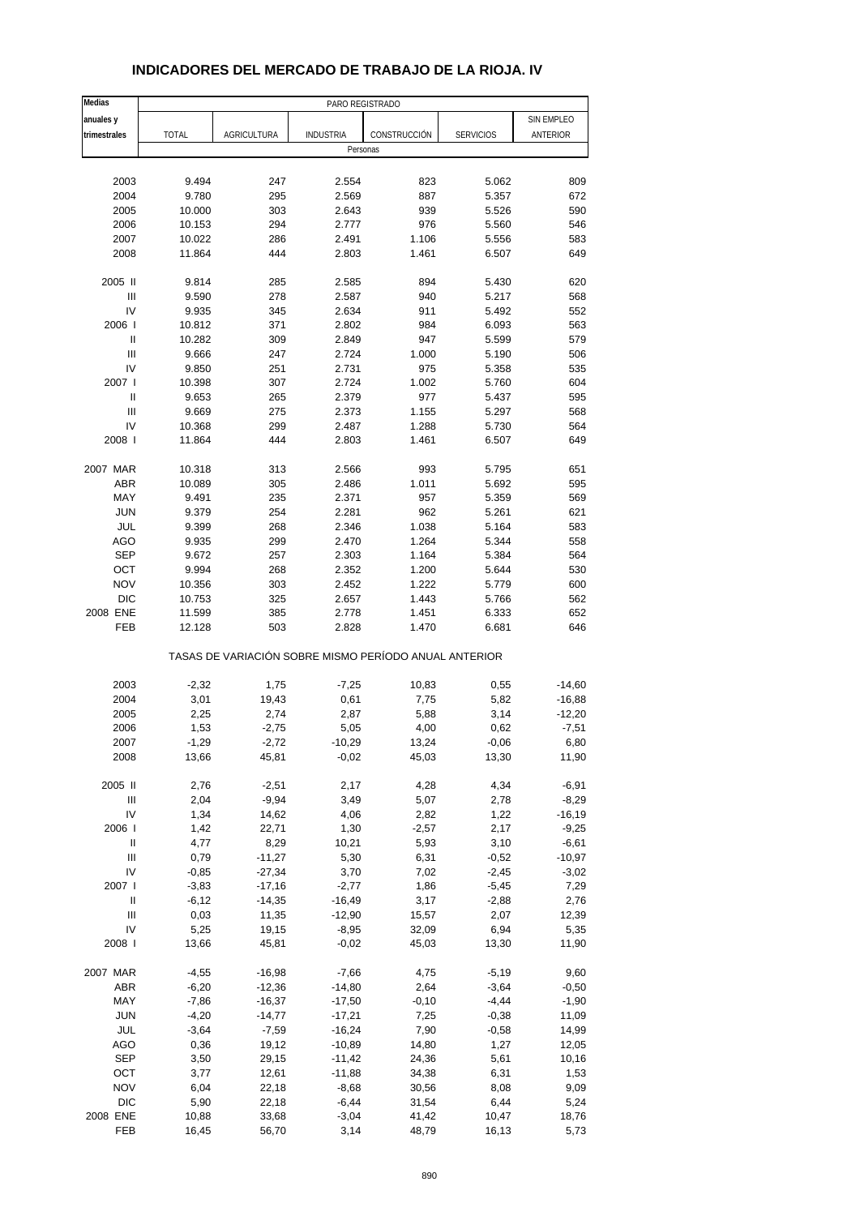# INDICADORES DEL MERCADO DE TRABAJO DE LA RIOJA. IV

| Medias anuales y trimestrales | PARO REGISTRADO | | | | | |
|---|---|---|---|---|---|---|
| | TOTAL | AGRICULTURA | INDUSTRIA | CONSTRUCCIÓN | SERVICIOS | SIN EMPLEO ANTERIOR |
| | Personas | | | | | |
| 2003 | 9.494 | 247 | 2.554 | 823 | 5.062 | 809 |
| 2004 | 9.780 | 295 | 2.569 | 887 | 5.357 | 672 |
| 2005 | 10.000 | 303 | 2.643 | 939 | 5.526 | 590 |
| 2006 | 10.153 | 294 | 2.777 | 976 | 5.560 | 546 |
| 2007 | 10.022 | 286 | 2.491 | 1.106 | 5.556 | 583 |
| 2008 | 11.864 | 444 | 2.803 | 1.461 | 6.507 | 649 |
| 2005 II | 9.814 | 285 | 2.585 | 894 | 5.430 | 620 |
| III | 9.590 | 278 | 2.587 | 940 | 5.217 | 568 |
| IV | 9.935 | 345 | 2.634 | 911 | 5.492 | 552 |
| 2006 I | 10.812 | 371 | 2.802 | 984 | 6.093 | 563 |
| II | 10.282 | 309 | 2.849 | 947 | 5.599 | 579 |
| III | 9.666 | 247 | 2.724 | 1.000 | 5.190 | 506 |
| IV | 9.850 | 251 | 2.731 | 975 | 5.358 | 535 |
| 2007 I | 10.398 | 307 | 2.724 | 1.002 | 5.760 | 604 |
| II | 9.653 | 265 | 2.379 | 977 | 5.437 | 595 |
| III | 9.669 | 275 | 2.373 | 1.155 | 5.297 | 568 |
| IV | 10.368 | 299 | 2.487 | 1.288 | 5.730 | 564 |
| 2008 I | 11.864 | 444 | 2.803 | 1.461 | 6.507 | 649 |
| 2007 MAR | 10.318 | 313 | 2.566 | 993 | 5.795 | 651 |
| ABR | 10.089 | 305 | 2.486 | 1.011 | 5.692 | 595 |
| MAY | 9.491 | 235 | 2.371 | 957 | 5.359 | 569 |
| JUN | 9.379 | 254 | 2.281 | 962 | 5.261 | 621 |
| JUL | 9.399 | 268 | 2.346 | 1.038 | 5.164 | 583 |
| AGO | 9.935 | 299 | 2.470 | 1.264 | 5.344 | 558 |
| SEP | 9.672 | 257 | 2.303 | 1.164 | 5.384 | 564 |
| OCT | 9.994 | 268 | 2.352 | 1.200 | 5.644 | 530 |
| NOV | 10.356 | 303 | 2.452 | 1.222 | 5.779 | 600 |
| DIC | 10.753 | 325 | 2.657 | 1.443 | 5.766 | 562 |
| 2008 ENE | 11.599 | 385 | 2.778 | 1.451 | 6.333 | 652 |
| FEB | 12.128 | 503 | 2.828 | 1.470 | 6.681 | 646 |
| | TASAS DE VARIACIÓN SOBRE MISMO PERÍODO ANUAL ANTERIOR | | | | | |
| 2003 | -2,32 | 1,75 | -7,25 | 10,83 | 0,55 | -14,60 |
| 2004 | 3,01 | 19,43 | 0,61 | 7,75 | 5,82 | -16,88 |
| 2005 | 2,25 | 2,74 | 2,87 | 5,88 | 3,14 | -12,20 |
| 2006 | 1,53 | -2,75 | 5,05 | 4,00 | 0,62 | -7,51 |
| 2007 | -1,29 | -2,72 | -10,29 | 13,24 | -0,06 | 6,80 |
| 2008 | 13,66 | 45,81 | -0,02 | 45,03 | 13,30 | 11,90 |
| 2005 II | 2,76 | -2,51 | 2,17 | 4,28 | 4,34 | -6,91 |
| III | 2,04 | -9,94 | 3,49 | 5,07 | 2,78 | -8,29 |
| IV | 1,34 | 14,62 | 4,06 | 2,82 | 1,22 | -16,19 |
| 2006 I | 1,42 | 22,71 | 1,30 | -2,57 | 2,17 | -9,25 |
| II | 4,77 | 8,29 | 10,21 | 5,93 | 3,10 | -6,61 |
| III | 0,79 | -11,27 | 5,30 | 6,31 | -0,52 | -10,97 |
| IV | -0,85 | -27,34 | 3,70 | 7,02 | -2,45 | -3,02 |
| 2007 I | -3,83 | -17,16 | -2,77 | 1,86 | -5,45 | 7,29 |
| II | -6,12 | -14,35 | -16,49 | 3,17 | -2,88 | 2,76 |
| III | 0,03 | 11,35 | -12,90 | 15,57 | 2,07 | 12,39 |
| IV | 5,25 | 19,15 | -8,95 | 32,09 | 6,94 | 5,35 |
| 2008 I | 13,66 | 45,81 | -0,02 | 45,03 | 13,30 | 11,90 |
| 2007 MAR | -4,55 | -16,98 | -7,66 | 4,75 | -5,19 | 9,60 |
| ABR | -6,20 | -12,36 | -14,80 | 2,64 | -3,64 | -0,50 |
| MAY | -7,86 | -16,37 | -17,50 | -0,10 | -4,44 | -1,90 |
| JUN | -4,20 | -14,77 | -17,21 | 7,25 | -0,38 | 11,09 |
| JUL | -3,64 | -7,59 | -16,24 | 7,90 | -0,58 | 14,99 |
| AGO | 0,36 | 19,12 | -10,89 | 14,80 | 1,27 | 12,05 |
| SEP | 3,50 | 29,15 | -11,42 | 24,36 | 5,61 | 10,16 |
| OCT | 3,77 | 12,61 | -11,88 | 34,38 | 6,31 | 1,53 |
| NOV | 6,04 | 22,18 | -8,68 | 30,56 | 8,08 | 9,09 |
| DIC | 5,90 | 22,18 | -6,44 | 31,54 | 6,44 | 5,24 |
| 2008 ENE | 10,88 | 33,68 | -3,04 | 41,42 | 10,47 | 18,76 |
| FEB | 16,45 | 56,70 | 3,14 | 48,79 | 16,13 | 5,73 |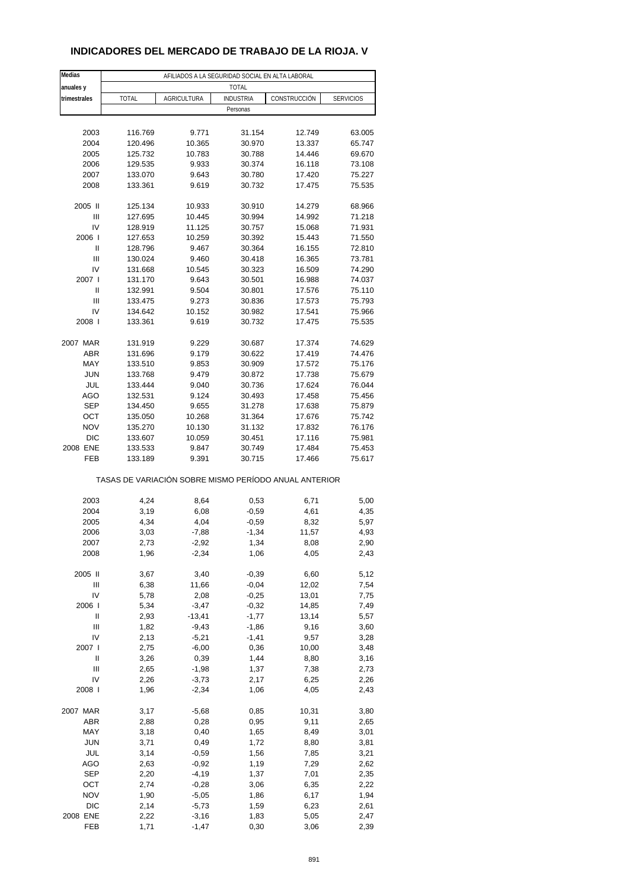# INDICADORES DEL MERCADO DE TRABAJO DE LA RIOJA. V

| Medias anuales y trimestrales | AFILIADOS A LA SEGURIDAD SOCIAL EN ALTA LABORAL | | | | |
|---|---|---|---|---|---|
| | TOTAL | | | | |
| | TOTAL | AGRICULTURA | INDUSTRIA | CONSTRUCCIÓN | SERVICIOS |
| | Personas | | | | |
| 2003 | 116.769 | 9.771 | 31.154 | 12.749 | 63.005 |
| 2004 | 120.496 | 10.365 | 30.970 | 13.337 | 65.747 |
| 2005 | 125.732 | 10.783 | 30.788 | 14.446 | 69.670 |
| 2006 | 129.535 | 9.933 | 30.374 | 16.118 | 73.108 |
| 2007 | 133.070 | 9.643 | 30.780 | 17.420 | 75.227 |
| 2008 | 133.361 | 9.619 | 30.732 | 17.475 | 75.535 |
| 2005 II | 125.134 | 10.933 | 30.910 | 14.279 | 68.966 |
| III | 127.695 | 10.445 | 30.994 | 14.992 | 71.218 |
| IV | 128.919 | 11.125 | 30.757 | 15.068 | 71.931 |
| 2006 I | 127.653 | 10.259 | 30.392 | 15.443 | 71.550 |
| II | 128.796 | 9.467 | 30.364 | 16.155 | 72.810 |
| III | 130.024 | 9.460 | 30.418 | 16.365 | 73.781 |
| IV | 131.668 | 10.545 | 30.323 | 16.509 | 74.290 |
| 2007 I | 131.170 | 9.643 | 30.501 | 16.988 | 74.037 |
| II | 132.991 | 9.504 | 30.801 | 17.576 | 75.110 |
| III | 133.475 | 9.273 | 30.836 | 17.573 | 75.793 |
| IV | 134.642 | 10.152 | 30.982 | 17.541 | 75.966 |
| 2008 I | 133.361 | 9.619 | 30.732 | 17.475 | 75.535 |
| 2007 MAR | 131.919 | 9.229 | 30.687 | 17.374 | 74.629 |
| ABR | 131.696 | 9.179 | 30.622 | 17.419 | 74.476 |
| MAY | 133.510 | 9.853 | 30.909 | 17.572 | 75.176 |
| JUN | 133.768 | 9.479 | 30.872 | 17.738 | 75.679 |
| JUL | 133.444 | 9.040 | 30.736 | 17.624 | 76.044 |
| AGO | 132.531 | 9.124 | 30.493 | 17.458 | 75.456 |
| SEP | 134.450 | 9.655 | 31.278 | 17.638 | 75.879 |
| OCT | 135.050 | 10.268 | 31.364 | 17.676 | 75.742 |
| NOV | 135.270 | 10.130 | 31.132 | 17.832 | 76.176 |
| DIC | 133.607 | 10.059 | 30.451 | 17.116 | 75.981 |
| 2008 ENE | 133.533 | 9.847 | 30.749 | 17.484 | 75.453 |
| FEB | 133.189 | 9.391 | 30.715 | 17.466 | 75.617 |
| | TASAS DE VARIACIÓN SOBRE MISMO PERÍODO ANUAL ANTERIOR | | | | |
| 2003 | 4,24 | 8,64 | 0,53 | 6,71 | 5,00 |
| 2004 | 3,19 | 6,08 | -0,59 | 4,61 | 4,35 |
| 2005 | 4,34 | 4,04 | -0,59 | 8,32 | 5,97 |
| 2006 | 3,03 | -7,88 | -1,34 | 11,57 | 4,93 |
| 2007 | 2,73 | -2,92 | 1,34 | 8,08 | 2,90 |
| 2008 | 1,96 | -2,34 | 1,06 | 4,05 | 2,43 |
| 2005 II | 3,67 | 3,40 | -0,39 | 6,60 | 5,12 |
| III | 6,38 | 11,66 | -0,04 | 12,02 | 7,54 |
| IV | 5,78 | 2,08 | -0,25 | 13,01 | 7,75 |
| 2006 I | 5,34 | -3,47 | -0,32 | 14,85 | 7,49 |
| II | 2,93 | -13,41 | -1,77 | 13,14 | 5,57 |
| III | 1,82 | -9,43 | -1,86 | 9,16 | 3,60 |
| IV | 2,13 | -5,21 | -1,41 | 9,57 | 3,28 |
| 2007 I | 2,75 | -6,00 | 0,36 | 10,00 | 3,48 |
| II | 3,26 | 0,39 | 1,44 | 8,80 | 3,16 |
| III | 2,65 | -1,98 | 1,37 | 7,38 | 2,73 |
| IV | 2,26 | -3,73 | 2,17 | 6,25 | 2,26 |
| 2008 I | 1,96 | -2,34 | 1,06 | 4,05 | 2,43 |
| 2007 MAR | 3,17 | -5,68 | 0,85 | 10,31 | 3,80 |
| ABR | 2,88 | 0,28 | 0,95 | 9,11 | 2,65 |
| MAY | 3,18 | 0,40 | 1,65 | 8,49 | 3,01 |
| JUN | 3,71 | 0,49 | 1,72 | 8,80 | 3,81 |
| JUL | 3,14 | -0,59 | 1,56 | 7,85 | 3,21 |
| AGO | 2,63 | -0,92 | 1,19 | 7,29 | 2,62 |
| SEP | 2,20 | -4,19 | 1,37 | 7,01 | 2,35 |
| OCT | 2,74 | -0,28 | 3,06 | 6,35 | 2,22 |
| NOV | 1,90 | -5,05 | 1,86 | 6,17 | 1,94 |
| DIC | 2,14 | -5,73 | 1,59 | 6,23 | 2,61 |
| 2008 ENE | 2,22 | -3,16 | 1,83 | 5,05 | 2,47 |
| FEB | 1,71 | -1,47 | 0,30 | 3,06 | 2,39 |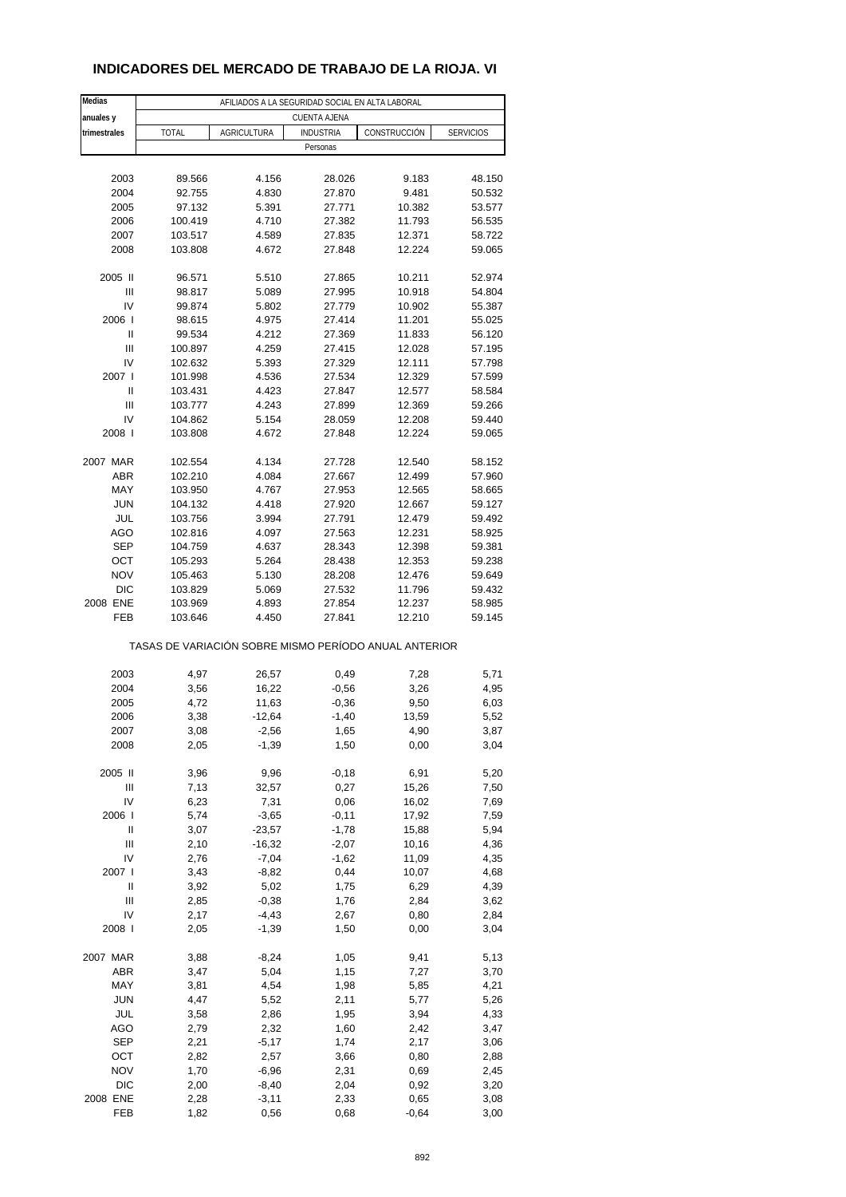# INDICADORES DEL MERCADO DE TRABAJO DE LA RIOJA. VI

| Medias anuales y trimestrales | AFILIADOS A LA SEGURIDAD SOCIAL EN ALTA LABORAL | | | | |
|---|---|---|---|---|---|
| | CUENTA AJENA | | | | |
| | TOTAL | AGRICULTURA | INDUSTRIA | CONSTRUCCIÓN | SERVICIOS |
| | Personas | | | | |
| 2003 | 89.566 | 4.156 | 28.026 | 9.183 | 48.150 |
| 2004 | 92.755 | 4.830 | 27.870 | 9.481 | 50.532 |
| 2005 | 97.132 | 5.391 | 27.771 | 10.382 | 53.577 |
| 2006 | 100.419 | 4.710 | 27.382 | 11.793 | 56.535 |
| 2007 | 103.517 | 4.589 | 27.835 | 12.371 | 58.722 |
| 2008 | 103.808 | 4.672 | 27.848 | 12.224 | 59.065 |
| 2005 II | 96.571 | 5.510 | 27.865 | 10.211 | 52.974 |
| III | 98.817 | 5.089 | 27.995 | 10.918 | 54.804 |
| IV | 99.874 | 5.802 | 27.779 | 10.902 | 55.387 |
| 2006 I | 98.615 | 4.975 | 27.414 | 11.201 | 55.025 |
| II | 99.534 | 4.212 | 27.369 | 11.833 | 56.120 |
| III | 100.897 | 4.259 | 27.415 | 12.028 | 57.195 |
| IV | 102.632 | 5.393 | 27.329 | 12.111 | 57.798 |
| 2007 I | 101.998 | 4.536 | 27.534 | 12.329 | 57.599 |
| II | 103.431 | 4.423 | 27.847 | 12.577 | 58.584 |
| III | 103.777 | 4.243 | 27.899 | 12.369 | 59.266 |
| IV | 104.862 | 5.154 | 28.059 | 12.208 | 59.440 |
| 2008 I | 103.808 | 4.672 | 27.848 | 12.224 | 59.065 |
| 2007 MAR | 102.554 | 4.134 | 27.728 | 12.540 | 58.152 |
| ABR | 102.210 | 4.084 | 27.667 | 12.499 | 57.960 |
| MAY | 103.950 | 4.767 | 27.953 | 12.565 | 58.665 |
| JUN | 104.132 | 4.418 | 27.920 | 12.667 | 59.127 |
| JUL | 103.756 | 3.994 | 27.791 | 12.479 | 59.492 |
| AGO | 102.816 | 4.097 | 27.563 | 12.231 | 58.925 |
| SEP | 104.759 | 4.637 | 28.343 | 12.398 | 59.381 |
| OCT | 105.293 | 5.264 | 28.438 | 12.353 | 59.238 |
| NOV | 105.463 | 5.130 | 28.208 | 12.476 | 59.649 |
| DIC | 103.829 | 5.069 | 27.532 | 11.796 | 59.432 |
| 2008 ENE | 103.969 | 4.893 | 27.854 | 12.237 | 58.985 |
| FEB | 103.646 | 4.450 | 27.841 | 12.210 | 59.145 |
| | TASAS DE VARIACIÓN SOBRE MISMO PERÍODO ANUAL ANTERIOR | | | | |
| 2003 | 4,97 | 26,57 | 0,49 | 7,28 | 5,71 |
| 2004 | 3,56 | 16,22 | -0,56 | 3,26 | 4,95 |
| 2005 | 4,72 | 11,63 | -0,36 | 9,50 | 6,03 |
| 2006 | 3,38 | -12,64 | -1,40 | 13,59 | 5,52 |
| 2007 | 3,08 | -2,56 | 1,65 | 4,90 | 3,87 |
| 2008 | 2,05 | -1,39 | 1,50 | 0,00 | 3,04 |
| 2005 II | 3,96 | 9,96 | -0,18 | 6,91 | 5,20 |
| III | 7,13 | 32,57 | 0,27 | 15,26 | 7,50 |
| IV | 6,23 | 7,31 | 0,06 | 16,02 | 7,69 |
| 2006 I | 5,74 | -3,65 | -0,11 | 17,92 | 7,59 |
| II | 3,07 | -23,57 | -1,78 | 15,88 | 5,94 |
| III | 2,10 | -16,32 | -2,07 | 10,16 | 4,36 |
| IV | 2,76 | -7,04 | -1,62 | 11,09 | 4,35 |
| 2007 I | 3,43 | -8,82 | 0,44 | 10,07 | 4,68 |
| II | 3,92 | 5,02 | 1,75 | 6,29 | 4,39 |
| III | 2,85 | -0,38 | 1,76 | 2,84 | 3,62 |
| IV | 2,17 | -4,43 | 2,67 | 0,80 | 2,84 |
| 2008 I | 2,05 | -1,39 | 1,50 | 0,00 | 3,04 |
| 2007 MAR | 3,88 | -8,24 | 1,05 | 9,41 | 5,13 |
| ABR | 3,47 | 5,04 | 1,15 | 7,27 | 3,70 |
| MAY | 3,81 | 4,54 | 1,98 | 5,85 | 4,21 |
| JUN | 4,47 | 5,52 | 2,11 | 5,77 | 5,26 |
| JUL | 3,58 | 2,86 | 1,95 | 3,94 | 4,33 |
| AGO | 2,79 | 2,32 | 1,60 | 2,42 | 3,47 |
| SEP | 2,21 | -5,17 | 1,74 | 2,17 | 3,06 |
| OCT | 2,82 | 2,57 | 3,66 | 0,80 | 2,88 |
| NOV | 1,70 | -6,96 | 2,31 | 0,69 | 2,45 |
| DIC | 2,00 | -8,40 | 2,04 | 0,92 | 3,20 |
| 2008 ENE | 2,28 | -3,11 | 2,33 | 0,65 | 3,08 |
| FEB | 1,82 | 0,56 | 0,68 | -0,64 | 3,00 |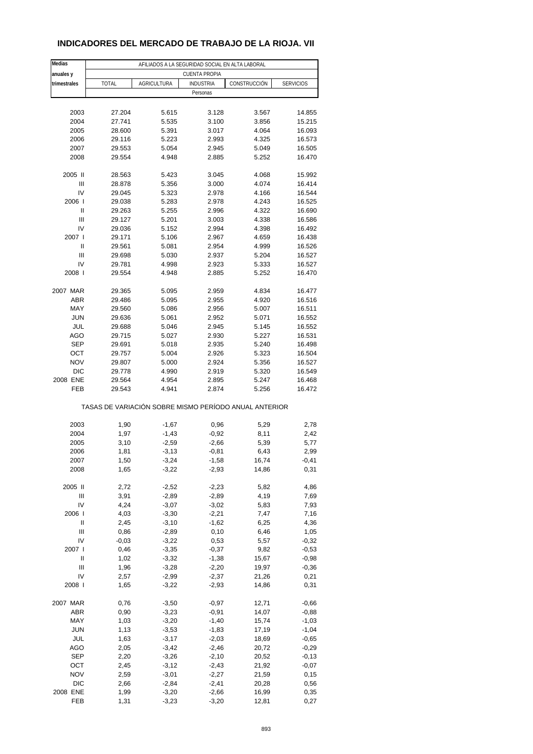## INDICADORES DEL MERCADO DE TRABAJO DE LA RIOJA. VII

| Medias anuales y trimestrales | AFILIADOS A LA SEGURIDAD SOCIAL EN ALTA LABORAL | | | | |
|---|---|---|---|---|---|
| | CUENTA PROPIA | | | | |
| | TOTAL | AGRICULTURA | INDUSTRIA | CONSTRUCCIÓN | SERVICIOS |
| | Personas | | | | |
| 2003 | 27.204 | 5.615 | 3.128 | 3.567 | 14.855 |
| 2004 | 27.741 | 5.535 | 3.100 | 3.856 | 15.215 |
| 2005 | 28.600 | 5.391 | 3.017 | 4.064 | 16.093 |
| 2006 | 29.116 | 5.223 | 2.993 | 4.325 | 16.573 |
| 2007 | 29.553 | 5.054 | 2.945 | 5.049 | 16.505 |
| 2008 | 29.554 | 4.948 | 2.885 | 5.252 | 16.470 |
| 2005 II | 28.563 | 5.423 | 3.045 | 4.068 | 15.992 |
| III | 28.878 | 5.356 | 3.000 | 4.074 | 16.414 |
| IV | 29.045 | 5.323 | 2.978 | 4.166 | 16.544 |
| 2006 I | 29.038 | 5.283 | 2.978 | 4.243 | 16.525 |
| II | 29.263 | 5.255 | 2.996 | 4.322 | 16.690 |
| III | 29.127 | 5.201 | 3.003 | 4.338 | 16.586 |
| IV | 29.036 | 5.152 | 2.994 | 4.398 | 16.492 |
| 2007 I | 29.171 | 5.106 | 2.967 | 4.659 | 16.438 |
| II | 29.561 | 5.081 | 2.954 | 4.999 | 16.526 |
| III | 29.698 | 5.030 | 2.937 | 5.204 | 16.527 |
| IV | 29.781 | 4.998 | 2.923 | 5.333 | 16.527 |
| 2008 I | 29.554 | 4.948 | 2.885 | 5.252 | 16.470 |
| 2007 MAR | 29.365 | 5.095 | 2.959 | 4.834 | 16.477 |
| ABR | 29.486 | 5.095 | 2.955 | 4.920 | 16.516 |
| MAY | 29.560 | 5.086 | 2.956 | 5.007 | 16.511 |
| JUN | 29.636 | 5.061 | 2.952 | 5.071 | 16.552 |
| JUL | 29.688 | 5.046 | 2.945 | 5.145 | 16.552 |
| AGO | 29.715 | 5.027 | 2.930 | 5.227 | 16.531 |
| SEP | 29.691 | 5.018 | 2.935 | 5.240 | 16.498 |
| OCT | 29.757 | 5.004 | 2.926 | 5.323 | 16.504 |
| NOV | 29.807 | 5.000 | 2.924 | 5.356 | 16.527 |
| DIC | 29.778 | 4.990 | 2.919 | 5.320 | 16.549 |
| 2008 ENE | 29.564 | 4.954 | 2.895 | 5.247 | 16.468 |
| FEB | 29.543 | 4.941 | 2.874 | 5.256 | 16.472 |
| | TASAS DE VARIACIÓN SOBRE MISMO PERÍODO ANUAL ANTERIOR | | | | |
| 2003 | 1,90 | -1,67 | 0,96 | 5,29 | 2,78 |
| 2004 | 1,97 | -1,43 | -0,92 | 8,11 | 2,42 |
| 2005 | 3,10 | -2,59 | -2,66 | 5,39 | 5,77 |
| 2006 | 1,81 | -3,13 | -0,81 | 6,43 | 2,99 |
| 2007 | 1,50 | -3,24 | -1,58 | 16,74 | -0,41 |
| 2008 | 1,65 | -3,22 | -2,93 | 14,86 | 0,31 |
| 2005 II | 2,72 | -2,52 | -2,23 | 5,82 | 4,86 |
| III | 3,91 | -2,89 | -2,89 | 4,19 | 7,69 |
| IV | 4,24 | -3,07 | -3,02 | 5,83 | 7,93 |
| 2006 I | 4,03 | -3,30 | -2,21 | 7,47 | 7,16 |
| II | 2,45 | -3,10 | -1,62 | 6,25 | 4,36 |
| III | 0,86 | -2,89 | 0,10 | 6,46 | 1,05 |
| IV | -0,03 | -3,22 | 0,53 | 5,57 | -0,32 |
| 2007 I | 0,46 | -3,35 | -0,37 | 9,82 | -0,53 |
| II | 1,02 | -3,32 | -1,38 | 15,67 | -0,98 |
| III | 1,96 | -3,28 | -2,20 | 19,97 | -0,36 |
| IV | 2,57 | -2,99 | -2,37 | 21,26 | 0,21 |
| 2008 I | 1,65 | -3,22 | -2,93 | 14,86 | 0,31 |
| 2007 MAR | 0,76 | -3,50 | -0,97 | 12,71 | -0,66 |
| ABR | 0,90 | -3,23 | -0,91 | 14,07 | -0,88 |
| MAY | 1,03 | -3,20 | -1,40 | 15,74 | -1,03 |
| JUN | 1,13 | -3,53 | -1,83 | 17,19 | -1,04 |
| JUL | 1,63 | -3,17 | -2,03 | 18,69 | -0,65 |
| AGO | 2,05 | -3,42 | -2,46 | 20,72 | -0,29 |
| SEP | 2,20 | -3,26 | -2,10 | 20,52 | -0,13 |
| OCT | 2,45 | -3,12 | -2,43 | 21,92 | -0,07 |
| NOV | 2,59 | -3,01 | -2,27 | 21,59 | 0,15 |
| DIC | 2,66 | -2,84 | -2,41 | 20,28 | 0,56 |
| 2008 ENE | 1,99 | -3,20 | -2,66 | 16,99 | 0,35 |
| FEB | 1,31 | -3,23 | -3,20 | 12,81 | 0,27 |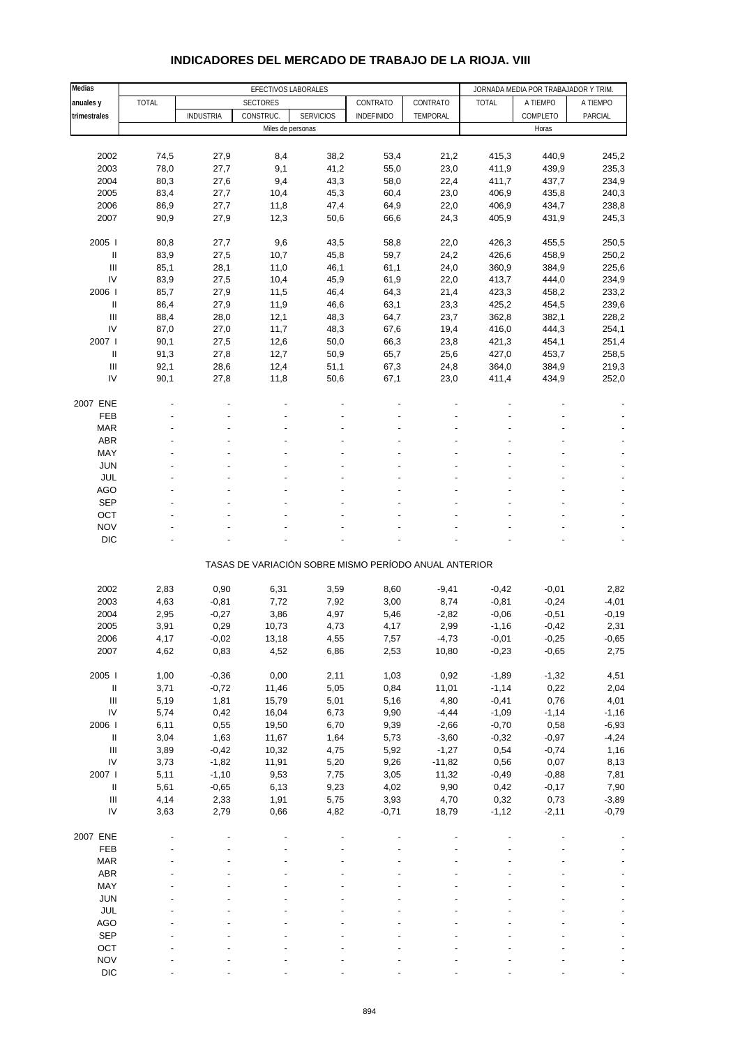# INDICADORES DEL MERCADO DE TRABAJO DE LA RIOJA. VIII

| Medias anuales y trimestrales | EFECTIVOS LABORALES | | | | | | JORNADA MEDIA POR TRABAJADOR Y TRIM. | | |
|---|---|---|---|---|---|---|---|---|---|
| | TOTAL | SECTORES | | | CONTRATO | CONTRATO | TOTAL | A TIEMPO | A TIEMPO |
| | | INDUSTRIA | CONSTRUC. | SERVICIOS | INDEFINIDO | TEMPORAL | | COMPLETO | PARCIAL |
| | Miles de personas | | | | | | Horas | | |
| 2002 | 74,5 | 27,9 | 8,4 | 38,2 | 53,4 | 21,2 | 415,3 | 440,9 | 245,2 |
| 2003 | 78,0 | 27,7 | 9,1 | 41,2 | 55,0 | 23,0 | 411,9 | 439,9 | 235,3 |
| 2004 | 80,3 | 27,6 | 9,4 | 43,3 | 58,0 | 22,4 | 411,7 | 437,7 | 234,9 |
| 2005 | 83,4 | 27,7 | 10,4 | 45,3 | 60,4 | 23,0 | 406,9 | 435,8 | 240,3 |
| 2006 | 86,9 | 27,7 | 11,8 | 47,4 | 64,9 | 22,0 | 406,9 | 434,7 | 238,8 |
| 2007 | 90,9 | 27,9 | 12,3 | 50,6 | 66,6 | 24,3 | 405,9 | 431,9 | 245,3 |
| 2005 I | 80,8 | 27,7 | 9,6 | 43,5 | 58,8 | 22,0 | 426,3 | 455,5 | 250,5 |
| II | 83,9 | 27,5 | 10,7 | 45,8 | 59,7 | 24,2 | 426,6 | 458,9 | 250,2 |
| III | 85,1 | 28,1 | 11,0 | 46,1 | 61,1 | 24,0 | 360,9 | 384,9 | 225,6 |
| IV | 83,9 | 27,5 | 10,4 | 45,9 | 61,9 | 22,0 | 413,7 | 444,0 | 234,9 |
| 2006 I | 85,7 | 27,9 | 11,5 | 46,4 | 64,3 | 21,4 | 423,3 | 458,2 | 233,2 |
| II | 86,4 | 27,9 | 11,9 | 46,6 | 63,1 | 23,3 | 425,2 | 454,5 | 239,6 |
| III | 88,4 | 28,0 | 12,1 | 48,3 | 64,7 | 23,7 | 362,8 | 382,1 | 228,2 |
| IV | 87,0 | 27,0 | 11,7 | 48,3 | 67,6 | 19,4 | 416,0 | 444,3 | 254,1 |
| 2007 I | 90,1 | 27,5 | 12,6 | 50,0 | 66,3 | 23,8 | 421,3 | 454,1 | 251,4 |
| II | 91,3 | 27,8 | 12,7 | 50,9 | 65,7 | 25,6 | 427,0 | 453,7 | 258,5 |
| III | 92,1 | 28,6 | 12,4 | 51,1 | 67,3 | 24,8 | 364,0 | 384,9 | 219,3 |
| IV | 90,1 | 27,8 | 11,8 | 50,6 | 67,1 | 23,0 | 411,4 | 434,9 | 252,0 |
| 2007 ENE | - | - | - | - | - | - | - | - | - |
| FEB | - | - | - | - | - | - | - | - | - |
| MAR | - | - | - | - | - | - | - | - | - |
| ABR | - | - | - | - | - | - | - | - | - |
| MAY | - | - | - | - | - | - | - | - | - |
| JUN | - | - | - | - | - | - | - | - | - |
| JUL | - | - | - | - | - | - | - | - | - |
| AGO | - | - | - | - | - | - | - | - | - |
| SEP | - | - | - | - | - | - | - | - | - |
| OCT | - | - | - | - | - | - | - | - | - |
| NOV | - | - | - | - | - | - | - | - | - |
| DIC | - | - | - | - | - | - | - | - | - |
| | TASAS DE VARIACIÓN SOBRE MISMO PERÍODO ANUAL ANTERIOR | | | | | | | | |
| 2002 | 2,83 | 0,90 | 6,31 | 3,59 | 8,60 | -9,41 | -0,42 | -0,01 | 2,82 |
| 2003 | 4,63 | -0,81 | 7,72 | 7,92 | 3,00 | 8,74 | -0,81 | -0,24 | -4,01 |
| 2004 | 2,95 | -0,27 | 3,86 | 4,97 | 5,46 | -2,82 | -0,06 | -0,51 | -0,19 |
| 2005 | 3,91 | 0,29 | 10,73 | 4,73 | 4,17 | 2,99 | -1,16 | -0,42 | 2,31 |
| 2006 | 4,17 | -0,02 | 13,18 | 4,55 | 7,57 | -4,73 | -0,01 | -0,25 | -0,65 |
| 2007 | 4,62 | 0,83 | 4,52 | 6,86 | 2,53 | 10,80 | -0,23 | -0,65 | 2,75 |
| 2005 I | 1,00 | -0,36 | 0,00 | 2,11 | 1,03 | 0,92 | -1,89 | -1,32 | 4,51 |
| II | 3,71 | -0,72 | 11,46 | 5,05 | 0,84 | 11,01 | -1,14 | 0,22 | 2,04 |
| III | 5,19 | 1,81 | 15,79 | 5,01 | 5,16 | 4,80 | -0,41 | 0,76 | 4,01 |
| IV | 5,74 | 0,42 | 16,04 | 6,73 | 9,90 | -4,44 | -1,09 | -1,14 | -1,16 |
| 2006 I | 6,11 | 0,55 | 19,50 | 6,70 | 9,39 | -2,66 | -0,70 | 0,58 | -6,93 |
| II | 3,04 | 1,63 | 11,67 | 1,64 | 5,73 | -3,60 | -0,32 | -0,97 | -4,24 |
| III | 3,89 | -0,42 | 10,32 | 4,75 | 5,92 | -1,27 | 0,54 | -0,74 | 1,16 |
| IV | 3,73 | -1,82 | 11,91 | 5,20 | 9,26 | -11,82 | 0,56 | 0,07 | 8,13 |
| 2007 I | 5,11 | -1,10 | 9,53 | 7,75 | 3,05 | 11,32 | -0,49 | -0,88 | 7,81 |
| II | 5,61 | -0,65 | 6,13 | 9,23 | 4,02 | 9,90 | 0,42 | -0,17 | 7,90 |
| III | 4,14 | 2,33 | 1,91 | 5,75 | 3,93 | 4,70 | 0,32 | 0,73 | -3,89 |
| IV | 3,63 | 2,79 | 0,66 | 4,82 | -0,71 | 18,79 | -1,12 | -2,11 | -0,79 |
| 2007 ENE | - | - | - | - | - | - | - | - | - |
| FEB | - | - | - | - | - | - | - | - | - |
| MAR | - | - | - | - | - | - | - | - | - |
| ABR | - | - | - | - | - | - | - | - | - |
| MAY | - | - | - | - | - | - | - | - | - |
| JUN | - | - | - | - | - | - | - | - | - |
| JUL | - | - | - | - | - | - | - | - | - |
| AGO | - | - | - | - | - | - | - | - | - |
| SEP | - | - | - | - | - | - | - | - | - |
| OCT | - | - | - | - | - | - | - | - | - |
| NOV | - | - | - | - | - | - | - | - | - |
| DIC | - | - | - | - | - | - | - | - | - |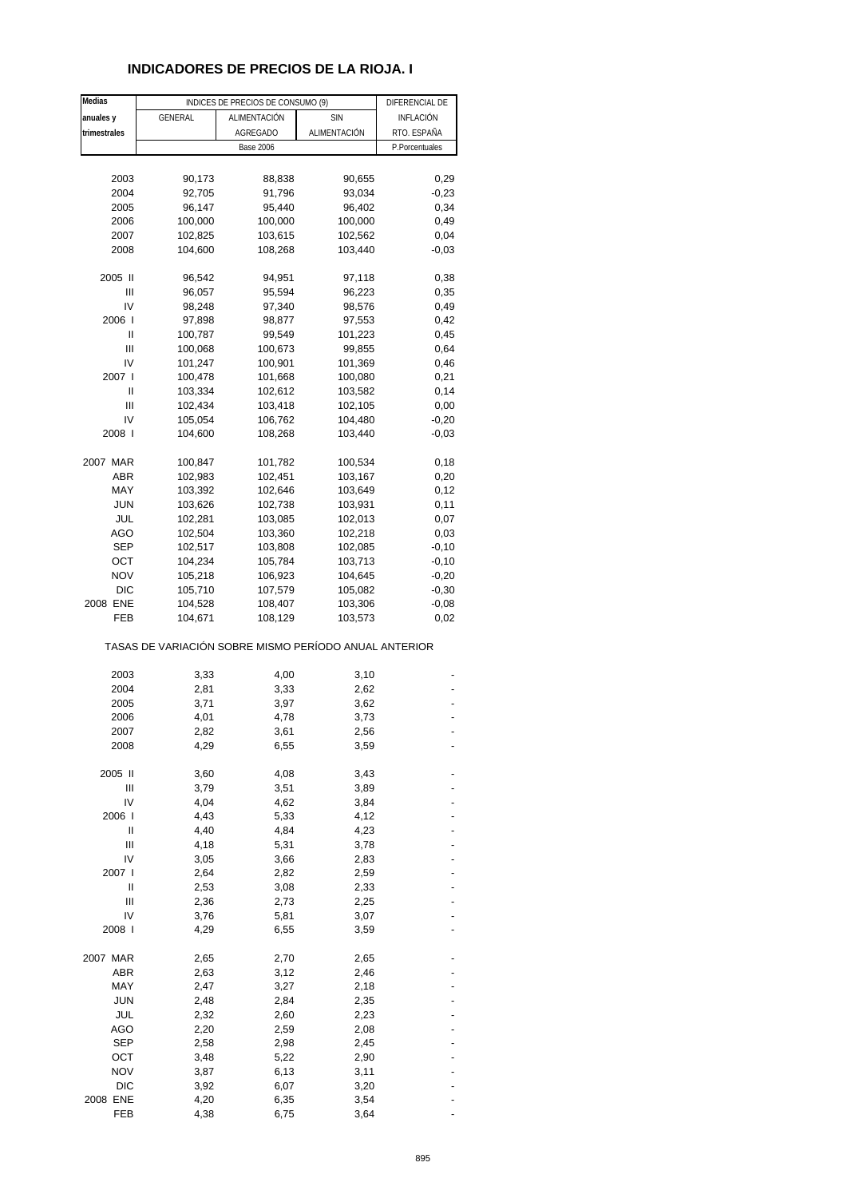# INDICADORES DE PRECIOS DE LA RIOJA. I

| Medias anuales y trimestrales | INDICES DE PRECIOS DE CONSUMO (9) | | | DIFERENCIAL DE INFLACIÓN RTO. ESPAÑA |
|---|---|---|---|---|
| | GENERAL | ALIMENTACIÓN AGREGADO | SIN ALIMENTACIÓN | |
| | Base 2006 | | | P.Porcentuales |
| 2003 | 90,173 | 88,838 | 90,655 | 0,29 |
| 2004 | 92,705 | 91,796 | 93,034 | -0,23 |
| 2005 | 96,147 | 95,440 | 96,402 | 0,34 |
| 2006 | 100,000 | 100,000 | 100,000 | 0,49 |
| 2007 | 102,825 | 103,615 | 102,562 | 0,04 |
| 2008 | 104,600 | 108,268 | 103,440 | -0,03 |
| 2005 II | 96,542 | 94,951 | 97,118 | 0,38 |
| III | 96,057 | 95,594 | 96,223 | 0,35 |
| IV | 98,248 | 97,340 | 98,576 | 0,49 |
| 2006 I | 97,898 | 98,877 | 97,553 | 0,42 |
| II | 100,787 | 99,549 | 101,223 | 0,45 |
| III | 100,068 | 100,673 | 99,855 | 0,64 |
| IV | 101,247 | 100,901 | 101,369 | 0,46 |
| 2007 I | 100,478 | 101,668 | 100,080 | 0,21 |
| II | 103,334 | 102,612 | 103,582 | 0,14 |
| III | 102,434 | 103,418 | 102,105 | 0,00 |
| IV | 105,054 | 106,762 | 104,480 | -0,20 |
| 2008 I | 104,600 | 108,268 | 103,440 | -0,03 |
| 2007 MAR | 100,847 | 101,782 | 100,534 | 0,18 |
| ABR | 102,983 | 102,451 | 103,167 | 0,20 |
| MAY | 103,392 | 102,646 | 103,649 | 0,12 |
| JUN | 103,626 | 102,738 | 103,931 | 0,11 |
| JUL | 102,281 | 103,085 | 102,013 | 0,07 |
| AGO | 102,504 | 103,360 | 102,218 | 0,03 |
| SEP | 102,517 | 103,808 | 102,085 | -0,10 |
| OCT | 104,234 | 105,784 | 103,713 | -0,10 |
| NOV | 105,218 | 106,923 | 104,645 | -0,20 |
| DIC | 105,710 | 107,579 | 105,082 | -0,30 |
| 2008 ENE | 104,528 | 108,407 | 103,306 | -0,08 |
| FEB | 104,671 | 108,129 | 103,573 | 0,02 |
| TASAS DE VARIACIÓN SOBRE MISMO PERÍODO ANUAL ANTERIOR | | | | |
| 2003 | 3,33 | 4,00 | 3,10 | - |
| 2004 | 2,81 | 3,33 | 2,62 | - |
| 2005 | 3,71 | 3,97 | 3,62 | - |
| 2006 | 4,01 | 4,78 | 3,73 | - |
| 2007 | 2,82 | 3,61 | 2,56 | - |
| 2008 | 4,29 | 6,55 | 3,59 | - |
| 2005 II | 3,60 | 4,08 | 3,43 | - |
| III | 3,79 | 3,51 | 3,89 | - |
| IV | 4,04 | 4,62 | 3,84 | - |
| 2006 I | 4,43 | 5,33 | 4,12 | - |
| II | 4,40 | 4,84 | 4,23 | - |
| III | 4,18 | 5,31 | 3,78 | - |
| IV | 3,05 | 3,66 | 2,83 | - |
| 2007 I | 2,64 | 2,82 | 2,59 | - |
| II | 2,53 | 3,08 | 2,33 | - |
| III | 2,36 | 2,73 | 2,25 | - |
| IV | 3,76 | 5,81 | 3,07 | - |
| 2008 I | 4,29 | 6,55 | 3,59 | - |
| 2007 MAR | 2,65 | 2,70 | 2,65 | - |
| ABR | 2,63 | 3,12 | 2,46 | - |
| MAY | 2,47 | 3,27 | 2,18 | - |
| JUN | 2,48 | 2,84 | 2,35 | - |
| JUL | 2,32 | 2,60 | 2,23 | - |
| AGO | 2,20 | 2,59 | 2,08 | - |
| SEP | 2,58 | 2,98 | 2,45 | - |
| OCT | 3,48 | 5,22 | 2,90 | - |
| NOV | 3,87 | 6,13 | 3,11 | - |
| DIC | 3,92 | 6,07 | 3,20 | - |
| 2008 ENE | 4,20 | 6,35 | 3,54 | - |
| FEB | 4,38 | 6,75 | 3,64 | - |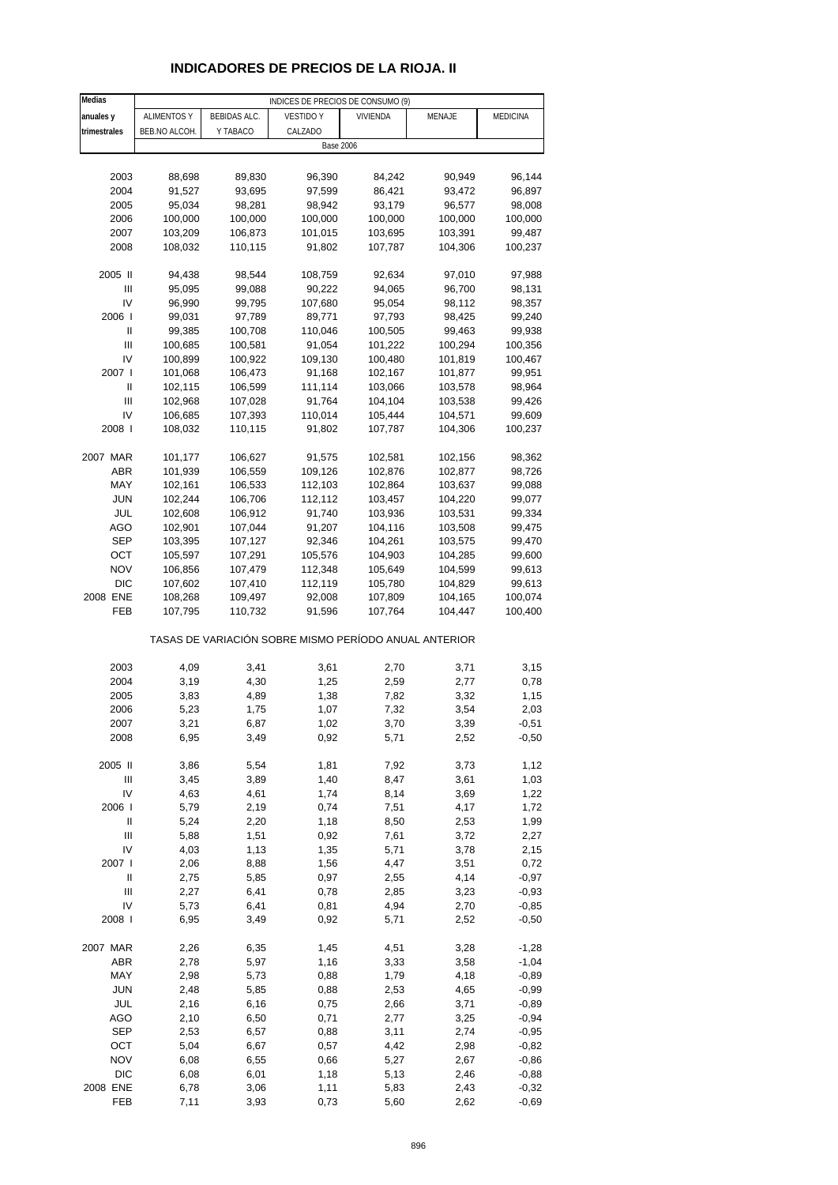# INDICADORES DE PRECIOS DE LA RIOJA. II

| Medias anuales y trimestrales | INDICES DE PRECIOS DE CONSUMO (9) | | | | | |
|---|---|---|---|---|---|---|
| | ALIMENTOS Y BEB.NO ALCOH. | BEBIDAS ALC. Y TABACO | VESTIDO Y CALZADO | VIVIENDA | MENAJE | MEDICINA |
| | Base 2006 | | | | | |
| 2003 | 88,698 | 89,830 | 96,390 | 84,242 | 90,949 | 96,144 |
| 2004 | 91,527 | 93,695 | 97,599 | 86,421 | 93,472 | 96,897 |
| 2005 | 95,034 | 98,281 | 98,942 | 93,179 | 96,577 | 98,008 |
| 2006 | 100,000 | 100,000 | 100,000 | 100,000 | 100,000 | 100,000 |
| 2007 | 103,209 | 106,873 | 101,015 | 103,695 | 103,391 | 99,487 |
| 2008 | 108,032 | 110,115 | 91,802 | 107,787 | 104,306 | 100,237 |
| 2005 II | 94,438 | 98,544 | 108,759 | 92,634 | 97,010 | 97,988 |
| III | 95,095 | 99,088 | 90,222 | 94,065 | 96,700 | 98,131 |
| IV | 96,990 | 99,795 | 107,680 | 95,054 | 98,112 | 98,357 |
| 2006 I | 99,031 | 97,789 | 89,771 | 97,793 | 98,425 | 99,240 |
| II | 99,385 | 100,708 | 110,046 | 100,505 | 99,463 | 99,938 |
| III | 100,685 | 100,581 | 91,054 | 101,222 | 100,294 | 100,356 |
| IV | 100,899 | 100,922 | 109,130 | 100,480 | 101,819 | 100,467 |
| 2007 I | 101,068 | 106,473 | 91,168 | 102,167 | 101,877 | 99,951 |
| II | 102,115 | 106,599 | 111,114 | 103,066 | 103,578 | 98,964 |
| III | 102,968 | 107,028 | 91,764 | 104,104 | 103,538 | 99,426 |
| IV | 106,685 | 107,393 | 110,014 | 105,444 | 104,571 | 99,609 |
| 2008 I | 108,032 | 110,115 | 91,802 | 107,787 | 104,306 | 100,237 |
| 2007 MAR | 101,177 | 106,627 | 91,575 | 102,581 | 102,156 | 98,362 |
| ABR | 101,939 | 106,559 | 109,126 | 102,876 | 102,877 | 98,726 |
| MAY | 102,161 | 106,533 | 112,103 | 102,864 | 103,637 | 99,088 |
| JUN | 102,244 | 106,706 | 112,112 | 103,457 | 104,220 | 99,077 |
| JUL | 102,608 | 106,912 | 91,740 | 103,936 | 103,531 | 99,334 |
| AGO | 102,901 | 107,044 | 91,207 | 104,116 | 103,508 | 99,475 |
| SEP | 103,395 | 107,127 | 92,346 | 104,261 | 103,575 | 99,470 |
| OCT | 105,597 | 107,291 | 105,576 | 104,903 | 104,285 | 99,600 |
| NOV | 106,856 | 107,479 | 112,348 | 105,649 | 104,599 | 99,613 |
| DIC | 107,602 | 107,410 | 112,119 | 105,780 | 104,829 | 99,613 |
| 2008 ENE | 108,268 | 109,497 | 92,008 | 107,809 | 104,165 | 100,074 |
| FEB | 107,795 | 110,732 | 91,596 | 107,764 | 104,447 | 100,400 |
| | TASAS DE VARIACIÓN SOBRE MISMO PERÍODO ANUAL ANTERIOR | | | | | |
| 2003 | 4,09 | 3,41 | 3,61 | 2,70 | 3,71 | 3,15 |
| 2004 | 3,19 | 4,30 | 1,25 | 2,59 | 2,77 | 0,78 |
| 2005 | 3,83 | 4,89 | 1,38 | 7,82 | 3,32 | 1,15 |
| 2006 | 5,23 | 1,75 | 1,07 | 7,32 | 3,54 | 2,03 |
| 2007 | 3,21 | 6,87 | 1,02 | 3,70 | 3,39 | -0,51 |
| 2008 | 6,95 | 3,49 | 0,92 | 5,71 | 2,52 | -0,50 |
| 2005 II | 3,86 | 5,54 | 1,81 | 7,92 | 3,73 | 1,12 |
| III | 3,45 | 3,89 | 1,40 | 8,47 | 3,61 | 1,03 |
| IV | 4,63 | 4,61 | 1,74 | 8,14 | 3,69 | 1,22 |
| 2006 I | 5,79 | 2,19 | 0,74 | 7,51 | 4,17 | 1,72 |
| II | 5,24 | 2,20 | 1,18 | 8,50 | 2,53 | 1,99 |
| III | 5,88 | 1,51 | 0,92 | 7,61 | 3,72 | 2,27 |
| IV | 4,03 | 1,13 | 1,35 | 5,71 | 3,78 | 2,15 |
| 2007 I | 2,06 | 8,88 | 1,56 | 4,47 | 3,51 | 0,72 |
| II | 2,75 | 5,85 | 0,97 | 2,55 | 4,14 | -0,97 |
| III | 2,27 | 6,41 | 0,78 | 2,85 | 3,23 | -0,93 |
| IV | 5,73 | 6,41 | 0,81 | 4,94 | 2,70 | -0,85 |
| 2008 I | 6,95 | 3,49 | 0,92 | 5,71 | 2,52 | -0,50 |
| 2007 MAR | 2,26 | 6,35 | 1,45 | 4,51 | 3,28 | -1,28 |
| ABR | 2,78 | 5,97 | 1,16 | 3,33 | 3,58 | -1,04 |
| MAY | 2,98 | 5,73 | 0,88 | 1,79 | 4,18 | -0,89 |
| JUN | 2,48 | 5,85 | 0,88 | 2,53 | 4,65 | -0,99 |
| JUL | 2,16 | 6,16 | 0,75 | 2,66 | 3,71 | -0,89 |
| AGO | 2,10 | 6,50 | 0,71 | 2,77 | 3,25 | -0,94 |
| SEP | 2,53 | 6,57 | 0,88 | 3,11 | 2,74 | -0,95 |
| OCT | 5,04 | 6,67 | 0,57 | 4,42 | 2,98 | -0,82 |
| NOV | 6,08 | 6,55 | 0,66 | 5,27 | 2,67 | -0,86 |
| DIC | 6,08 | 6,01 | 1,18 | 5,13 | 2,46 | -0,88 |
| 2008 ENE | 6,78 | 3,06 | 1,11 | 5,83 | 2,43 | -0,32 |
| FEB | 7,11 | 3,93 | 0,73 | 5,60 | 2,62 | -0,69 |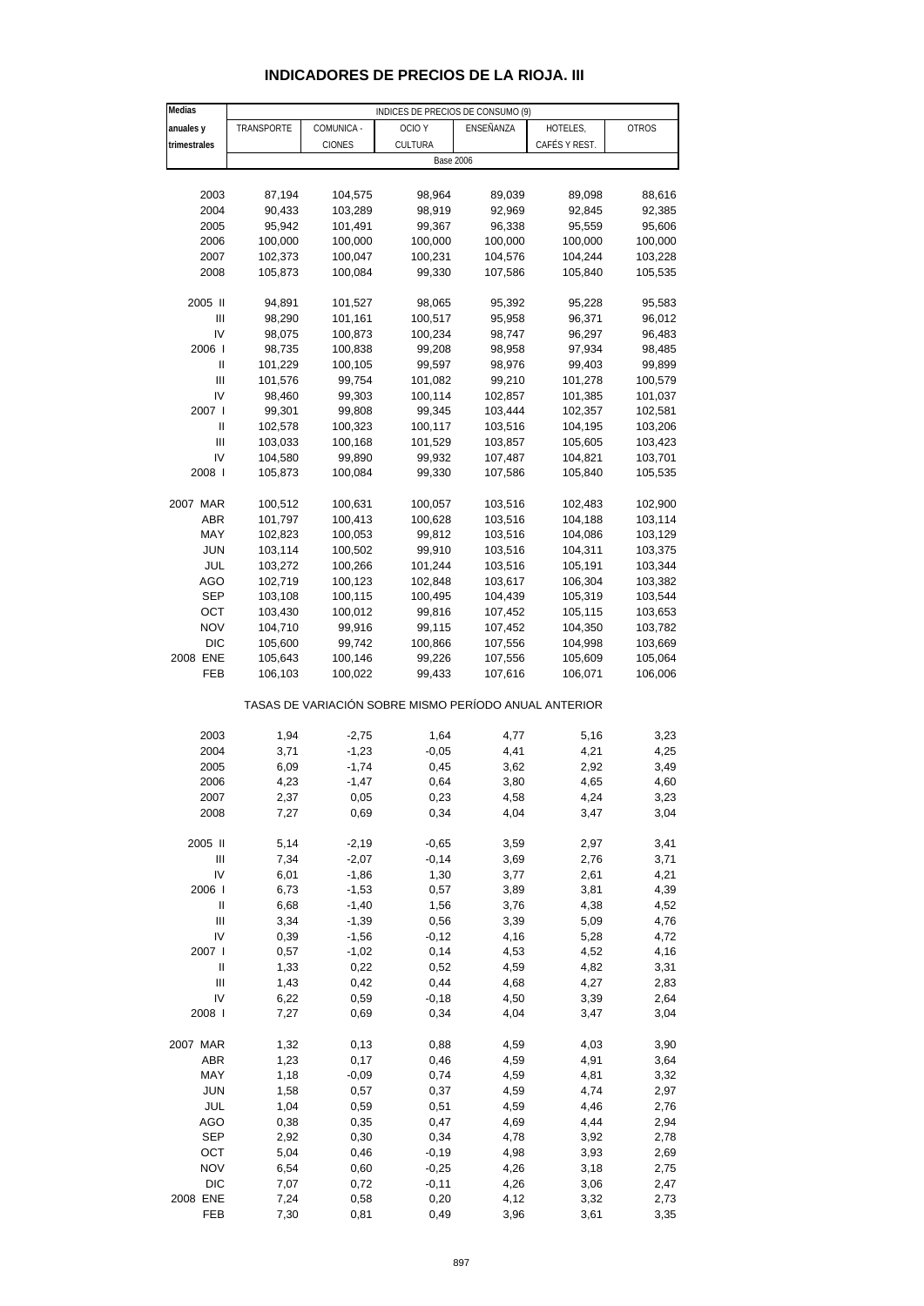## INDICADORES DE PRECIOS DE LA RIOJA. III

| Medias anuales y trimestrales | INDICES DE PRECIOS DE CONSUMO (9) | | | | | |
|---|---|---|---|---|---|---|
| | TRANSPORTE | COMUNICA - CIONES | OCIO Y CULTURA | ENSEÑANZA | HOTELES, CAFÉS Y REST. | OTROS |
| | Base 2006 | | | | | |
| 2003 | 87,194 | 104,575 | 98,964 | 89,039 | 89,098 | 88,616 |
| 2004 | 90,433 | 103,289 | 98,919 | 92,969 | 92,845 | 92,385 |
| 2005 | 95,942 | 101,491 | 99,367 | 96,338 | 95,559 | 95,606 |
| 2006 | 100,000 | 100,000 | 100,000 | 100,000 | 100,000 | 100,000 |
| 2007 | 102,373 | 100,047 | 100,231 | 104,576 | 104,244 | 103,228 |
| 2008 | 105,873 | 100,084 | 99,330 | 107,586 | 105,840 | 105,535 |
| 2005 II | 94,891 | 101,527 | 98,065 | 95,392 | 95,228 | 95,583 |
| III | 98,290 | 101,161 | 100,517 | 95,958 | 96,371 | 96,012 |
| IV | 98,075 | 100,873 | 100,234 | 98,747 | 96,297 | 96,483 |
| 2006 I | 98,735 | 100,838 | 99,208 | 98,958 | 97,934 | 98,485 |
| II | 101,229 | 100,105 | 99,597 | 98,976 | 99,403 | 99,899 |
| III | 101,576 | 99,754 | 101,082 | 99,210 | 101,278 | 100,579 |
| IV | 98,460 | 99,303 | 100,114 | 102,857 | 101,385 | 101,037 |
| 2007 I | 99,301 | 99,808 | 99,345 | 103,444 | 102,357 | 102,581 |
| II | 102,578 | 100,323 | 100,117 | 103,516 | 104,195 | 103,206 |
| III | 103,033 | 100,168 | 101,529 | 103,857 | 105,605 | 103,423 |
| IV | 104,580 | 99,890 | 99,932 | 107,487 | 104,821 | 103,701 |
| 2008 I | 105,873 | 100,084 | 99,330 | 107,586 | 105,840 | 105,535 |
| 2007 MAR | 100,512 | 100,631 | 100,057 | 103,516 | 102,483 | 102,900 |
| ABR | 101,797 | 100,413 | 100,628 | 103,516 | 104,188 | 103,114 |
| MAY | 102,823 | 100,053 | 99,812 | 103,516 | 104,086 | 103,129 |
| JUN | 103,114 | 100,502 | 99,910 | 103,516 | 104,311 | 103,375 |
| JUL | 103,272 | 100,266 | 101,244 | 103,516 | 105,191 | 103,344 |
| AGO | 102,719 | 100,123 | 102,848 | 103,617 | 106,304 | 103,382 |
| SEP | 103,108 | 100,115 | 100,495 | 104,439 | 105,319 | 103,544 |
| OCT | 103,430 | 100,012 | 99,816 | 107,452 | 105,115 | 103,653 |
| NOV | 104,710 | 99,916 | 99,115 | 107,452 | 104,350 | 103,782 |
| DIC | 105,600 | 99,742 | 100,866 | 107,556 | 104,998 | 103,669 |
| 2008 ENE | 105,643 | 100,146 | 99,226 | 107,556 | 105,609 | 105,064 |
| FEB | 106,103 | 100,022 | 99,433 | 107,616 | 106,071 | 106,006 |
| | TASAS DE VARIACIÓN SOBRE MISMO PERÍODO ANUAL ANTERIOR | | | | | |
| 2003 | 1,94 | -2,75 | 1,64 | 4,77 | 5,16 | 3,23 |
| 2004 | 3,71 | -1,23 | -0,05 | 4,41 | 4,21 | 4,25 |
| 2005 | 6,09 | -1,74 | 0,45 | 3,62 | 2,92 | 3,49 |
| 2006 | 4,23 | -1,47 | 0,64 | 3,80 | 4,65 | 4,60 |
| 2007 | 2,37 | 0,05 | 0,23 | 4,58 | 4,24 | 3,23 |
| 2008 | 7,27 | 0,69 | 0,34 | 4,04 | 3,47 | 3,04 |
| 2005 II | 5,14 | -2,19 | -0,65 | 3,59 | 2,97 | 3,41 |
| III | 7,34 | -2,07 | -0,14 | 3,69 | 2,76 | 3,71 |
| IV | 6,01 | -1,86 | 1,30 | 3,77 | 2,61 | 4,21 |
| 2006 I | 6,73 | -1,53 | 0,57 | 3,89 | 3,81 | 4,39 |
| II | 6,68 | -1,40 | 1,56 | 3,76 | 4,38 | 4,52 |
| III | 3,34 | -1,39 | 0,56 | 3,39 | 5,09 | 4,76 |
| IV | 0,39 | -1,56 | -0,12 | 4,16 | 5,28 | 4,72 |
| 2007 I | 0,57 | -1,02 | 0,14 | 4,53 | 4,52 | 4,16 |
| II | 1,33 | 0,22 | 0,52 | 4,59 | 4,82 | 3,31 |
| III | 1,43 | 0,42 | 0,44 | 4,68 | 4,27 | 2,83 |
| IV | 6,22 | 0,59 | -0,18 | 4,50 | 3,39 | 2,64 |
| 2008 I | 7,27 | 0,69 | 0,34 | 4,04 | 3,47 | 3,04 |
| 2007 MAR | 1,32 | 0,13 | 0,88 | 4,59 | 4,03 | 3,90 |
| ABR | 1,23 | 0,17 | 0,46 | 4,59 | 4,91 | 3,64 |
| MAY | 1,18 | -0,09 | 0,74 | 4,59 | 4,81 | 3,32 |
| JUN | 1,58 | 0,57 | 0,37 | 4,59 | 4,74 | 2,97 |
| JUL | 1,04 | 0,59 | 0,51 | 4,59 | 4,46 | 2,76 |
| AGO | 0,38 | 0,35 | 0,47 | 4,69 | 4,44 | 2,94 |
| SEP | 2,92 | 0,30 | 0,34 | 4,78 | 3,92 | 2,78 |
| OCT | 5,04 | 0,46 | -0,19 | 4,98 | 3,93 | 2,69 |
| NOV | 6,54 | 0,60 | -0,25 | 4,26 | 3,18 | 2,75 |
| DIC | 7,07 | 0,72 | -0,11 | 4,26 | 3,06 | 2,47 |
| 2008 ENE | 7,24 | 0,58 | 0,20 | 4,12 | 3,32 | 2,73 |
| FEB | 7,30 | 0,81 | 0,49 | 3,96 | 3,61 | 3,35 |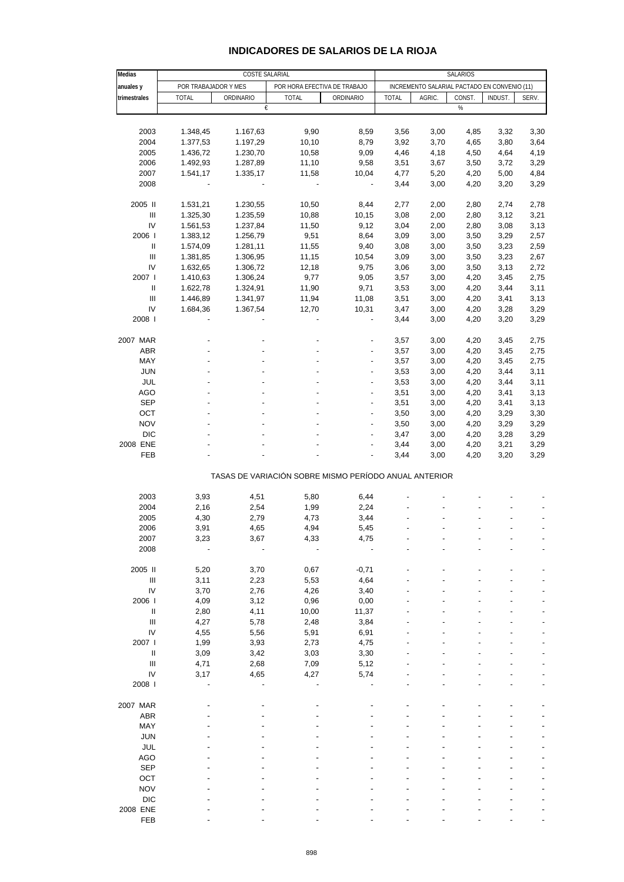# INDICADORES DE SALARIOS DE LA RIOJA

| Medias anuales y trimestrales | COSTE SALARIAL | | | | SALARIOS | | | | |
|---|---|---|---|---|---|---|---|---|---|
| | POR TRABAJADOR Y MES | | POR HORA EFECTIVA DE TRABAJO | | INCREMENTO SALARIAL PACTADO EN CONVENIO (11) | | | | |
| | TOTAL | ORDINARIO | TOTAL | ORDINARIO | TOTAL | AGRIC. | CONST. | INDUST. | SERV. |
| | € | | | | % | | | | |
| 2003 | 1.348,45 | 1.167,63 | 9,90 | 8,59 | 3,56 | 3,00 | 4,85 | 3,32 | 3,30 |
| 2004 | 1.377,53 | 1.197,29 | 10,10 | 8,79 | 3,92 | 3,70 | 4,65 | 3,80 | 3,64 |
| 2005 | 1.436,72 | 1.230,70 | 10,58 | 9,09 | 4,46 | 4,18 | 4,50 | 4,64 | 4,19 |
| 2006 | 1.492,93 | 1.287,89 | 11,10 | 9,58 | 3,51 | 3,67 | 3,50 | 3,72 | 3,29 |
| 2007 | 1.541,17 | 1.335,17 | 11,58 | 10,04 | 4,77 | 5,20 | 4,20 | 5,00 | 4,84 |
| 2008 | - | - | - | - | 3,44 | 3,00 | 4,20 | 3,20 | 3,29 |
| 2005 II | 1.531,21 | 1.230,55 | 10,50 | 8,44 | 2,77 | 2,00 | 2,80 | 2,74 | 2,78 |
| III | 1.325,30 | 1.235,59 | 10,88 | 10,15 | 3,08 | 2,00 | 2,80 | 3,12 | 3,21 |
| IV | 1.561,53 | 1.237,84 | 11,50 | 9,12 | 3,04 | 2,00 | 2,80 | 3,08 | 3,13 |
| 2006 I | 1.383,12 | 1.256,79 | 9,51 | 8,64 | 3,09 | 3,00 | 3,50 | 3,29 | 2,57 |
| II | 1.574,09 | 1.281,11 | 11,55 | 9,40 | 3,08 | 3,00 | 3,50 | 3,23 | 2,59 |
| III | 1.381,85 | 1.306,95 | 11,15 | 10,54 | 3,09 | 3,00 | 3,50 | 3,23 | 2,67 |
| IV | 1.632,65 | 1.306,72 | 12,18 | 9,75 | 3,06 | 3,00 | 3,50 | 3,13 | 2,72 |
| 2007 I | 1.410,63 | 1.306,24 | 9,77 | 9,05 | 3,57 | 3,00 | 4,20 | 3,45 | 2,75 |
| II | 1.622,78 | 1.324,91 | 11,90 | 9,71 | 3,53 | 3,00 | 4,20 | 3,44 | 3,11 |
| III | 1.446,89 | 1.341,97 | 11,94 | 11,08 | 3,51 | 3,00 | 4,20 | 3,41 | 3,13 |
| IV | 1.684,36 | 1.367,54 | 12,70 | 10,31 | 3,47 | 3,00 | 4,20 | 3,28 | 3,29 |
| 2008 I | - | - | - | - | 3,44 | 3,00 | 4,20 | 3,20 | 3,29 |
| 2007 MAR | - | - | - | - | 3,57 | 3,00 | 4,20 | 3,45 | 2,75 |
| ABR | - | - | - | - | 3,57 | 3,00 | 4,20 | 3,45 | 2,75 |
| MAY | - | - | - | - | 3,57 | 3,00 | 4,20 | 3,45 | 2,75 |
| JUN | - | - | - | - | 3,53 | 3,00 | 4,20 | 3,44 | 3,11 |
| JUL | - | - | - | - | 3,53 | 3,00 | 4,20 | 3,44 | 3,11 |
| AGO | - | - | - | - | 3,51 | 3,00 | 4,20 | 3,41 | 3,13 |
| SEP | - | - | - | - | 3,51 | 3,00 | 4,20 | 3,41 | 3,13 |
| OCT | - | - | - | - | 3,50 | 3,00 | 4,20 | 3,29 | 3,30 |
| NOV | - | - | - | - | 3,50 | 3,00 | 4,20 | 3,29 | 3,29 |
| DIC | - | - | - | - | 3,47 | 3,00 | 4,20 | 3,28 | 3,29 |
| 2008 ENE | - | - | - | - | 3,44 | 3,00 | 4,20 | 3,21 | 3,29 |
| FEB | - | - | - | - | 3,44 | 3,00 | 4,20 | 3,20 | 3,29 |
| **TASAS DE VARIACIÓN SOBRE MISMO PERÍODO ANUAL ANTERIOR** | | | | | | | | | |
| 2003 | 3,93 | 4,51 | 5,80 | 6,44 | - | - | - | - | - |
| 2004 | 2,16 | 2,54 | 1,99 | 2,24 | - | - | - | - | - |
| 2005 | 4,30 | 2,79 | 4,73 | 3,44 | - | - | - | - | - |
| 2006 | 3,91 | 4,65 | 4,94 | 5,45 | - | - | - | - | - |
| 2007 | 3,23 | 3,67 | 4,33 | 4,75 | - | - | - | - | - |
| 2008 | - | - | - | - | - | - | - | - | - |
| 2005 II | 5,20 | 3,70 | 0,67 | -0,71 | - | - | - | - | - |
| III | 3,11 | 2,23 | 5,53 | 4,64 | - | - | - | - | - |
| IV | 3,70 | 2,76 | 4,26 | 3,40 | - | - | - | - | - |
| 2006 I | 4,09 | 3,12 | 0,96 | 0,00 | - | - | - | - | - |
| II | 2,80 | 4,11 | 10,00 | 11,37 | - | - | - | - | - |
| III | 4,27 | 5,78 | 2,48 | 3,84 | - | - | - | - | - |
| IV | 4,55 | 5,56 | 5,91 | 6,91 | - | - | - | - | - |
| 2007 I | 1,99 | 3,93 | 2,73 | 4,75 | - | - | - | - | - |
| II | 3,09 | 3,42 | 3,03 | 3,30 | - | - | - | - | - |
| III | 4,71 | 2,68 | 7,09 | 5,12 | - | - | - | - | - |
| IV | 3,17 | 4,65 | 4,27 | 5,74 | - | - | - | - | - |
| 2008 I | - | - | - | - | - | - | - | - | - |
| 2007 MAR | - | - | - | - | - | - | - | - | - |
| ABR | - | - | - | - | - | - | - | - | - |
| MAY | - | - | - | - | - | - | - | - | - |
| JUN | - | - | - | - | - | - | - | - | - |
| JUL | - | - | - | - | - | - | - | - | - |
| AGO | - | - | - | - | - | - | - | - | - |
| SEP | - | - | - | - | - | - | - | - | - |
| OCT | - | - | - | - | - | - | - | - | - |
| NOV | - | - | - | - | - | - | - | - | - |
| DIC | - | - | - | - | - | - | - | - | - |
| 2008 ENE | - | - | - | - | - | - | - | - | - |
| FEB | - | - | - | - | - | - | - | - | - |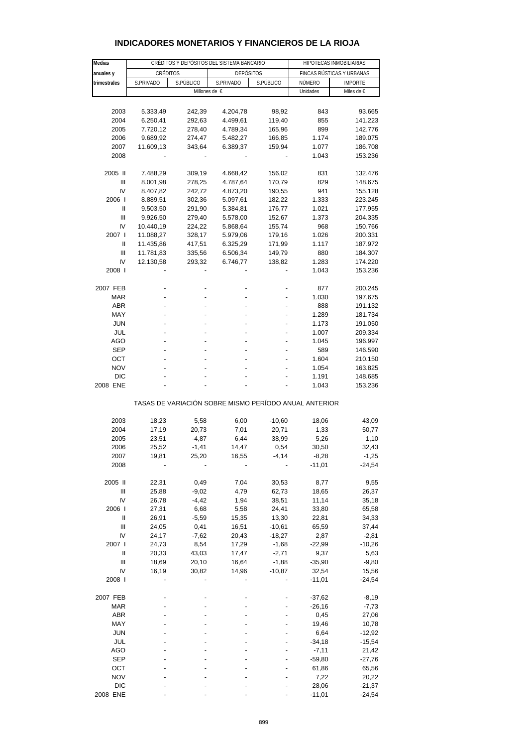# INDICADORES MONETARIOS Y FINANCIEROS DE LA RIOJA

| Medias anuales y trimestrales | CRÉDITOS Y DEPÓSITOS DEL SISTEMA BANCARIO | | | | HIPOTECAS INMOBILIARIAS | |
|---|---|---|---|---|---|---|
| | CRÉDITOS | | DEPÓSITOS | | FINCAS RÚSTICAS Y URBANAS | |
| | S.PRIVADO | S.PÚBLICO | S.PRIVADO | S.PÚBLICO | NÚMERO | IMPORTE |
| | Millones de € | | | | Unidades | Miles de € |
| 2003 | 5.333,49 | 242,39 | 4.204,78 | 98,92 | 843 | 93.665 |
| 2004 | 6.250,41 | 292,63 | 4.499,61 | 119,40 | 855 | 141.223 |
| 2005 | 7.720,12 | 278,40 | 4.789,34 | 165,96 | 899 | 142.776 |
| 2006 | 9.689,92 | 274,47 | 5.482,27 | 166,85 | 1.174 | 189.075 |
| 2007 | 11.609,13 | 343,64 | 6.389,37 | 159,94 | 1.077 | 186.708 |
| 2008 | - | - | - | - | 1.043 | 153.236 |
| 2005 II | 7.488,29 | 309,19 | 4.668,42 | 156,02 | 831 | 132.476 |
| III | 8.001,98 | 278,25 | 4.787,64 | 170,79 | 829 | 148.675 |
| IV | 8.407,82 | 242,72 | 4.873,20 | 190,55 | 941 | 155.128 |
| 2006 I | 8.889,51 | 302,36 | 5.097,61 | 182,22 | 1.333 | 223.245 |
| II | 9.503,50 | 291,90 | 5.384,81 | 176,77 | 1.021 | 177.955 |
| III | 9.926,50 | 279,40 | 5.578,00 | 152,67 | 1.373 | 204.335 |
| IV | 10.440,19 | 224,22 | 5.868,64 | 155,74 | 968 | 150.766 |
| 2007 I | 11.088,27 | 328,17 | 5.979,06 | 179,16 | 1.026 | 200.331 |
| II | 11.435,86 | 417,51 | 6.325,29 | 171,99 | 1.117 | 187.972 |
| III | 11.781,83 | 335,56 | 6.506,34 | 149,79 | 880 | 184.307 |
| IV | 12.130,58 | 293,32 | 6.746,77 | 138,82 | 1.283 | 174.220 |
| 2008 I | - | - | - | - | 1.043 | 153.236 |
| 2007 FEB | - | - | - | - | 877 | 200.245 |
| MAR | - | - | - | - | 1.030 | 197.675 |
| ABR | - | - | - | - | 888 | 191.132 |
| MAY | - | - | - | - | 1.289 | 181.734 |
| JUN | - | - | - | - | 1.173 | 191.050 |
| JUL | - | - | - | - | 1.007 | 209.334 |
| AGO | - | - | - | - | 1.045 | 196.997 |
| SEP | - | - | - | - | 589 | 146.590 |
| OCT | - | - | - | - | 1.604 | 210.150 |
| NOV | - | - | - | - | 1.054 | 163.825 |
| DIC | - | - | - | - | 1.191 | 148.685 |
| 2008 ENE | - | - | - | - | 1.043 | 153.236 |
| TASAS DE VARIACIÓN SOBRE MISMO PERÍODO ANUAL ANTERIOR | | | | | | |
| 2003 | 18,23 | 5,58 | 6,00 | -10,60 | 18,06 | 43,09 |
| 2004 | 17,19 | 20,73 | 7,01 | 20,71 | 1,33 | 50,77 |
| 2005 | 23,51 | -4,87 | 6,44 | 38,99 | 5,26 | 1,10 |
| 2006 | 25,52 | -1,41 | 14,47 | 0,54 | 30,50 | 32,43 |
| 2007 | 19,81 | 25,20 | 16,55 | -4,14 | -8,28 | -1,25 |
| 2008 | - | - | - | - | -11,01 | -24,54 |
| 2005 II | 22,31 | 0,49 | 7,04 | 30,53 | 8,77 | 9,55 |
| III | 25,88 | -9,02 | 4,79 | 62,73 | 18,65 | 26,37 |
| IV | 26,78 | -4,42 | 1,94 | 38,51 | 11,14 | 35,18 |
| 2006 I | 27,31 | 6,68 | 5,58 | 24,41 | 33,80 | 65,58 |
| II | 26,91 | -5,59 | 15,35 | 13,30 | 22,81 | 34,33 |
| III | 24,05 | 0,41 | 16,51 | -10,61 | 65,59 | 37,44 |
| IV | 24,17 | -7,62 | 20,43 | -18,27 | 2,87 | -2,81 |
| 2007 I | 24,73 | 8,54 | 17,29 | -1,68 | -22,99 | -10,26 |
| II | 20,33 | 43,03 | 17,47 | -2,71 | 9,37 | 5,63 |
| III | 18,69 | 20,10 | 16,64 | -1,88 | -35,90 | -9,80 |
| IV | 16,19 | 30,82 | 14,96 | -10,87 | 32,54 | 15,56 |
| 2008 I | - | - | - | - | -11,01 | -24,54 |
| 2007 FEB | - | - | - | - | -37,62 | -8,19 |
| MAR | - | - | - | - | -26,16 | -7,73 |
| ABR | - | - | - | - | 0,45 | 27,06 |
| MAY | - | - | - | - | 19,46 | 10,78 |
| JUN | - | - | - | - | 6,64 | -12,92 |
| JUL | - | - | - | - | -34,18 | -15,54 |
| AGO | - | - | - | - | -7,11 | 21,42 |
| SEP | - | - | - | - | -59,80 | -27,76 |
| OCT | - | - | - | - | 61,86 | 65,56 |
| NOV | - | - | - | - | 7,22 | 20,22 |
| DIC | - | - | - | - | 28,06 | -21,37 |
| 2008 ENE | - | - | - | - | -11,01 | -24,54 |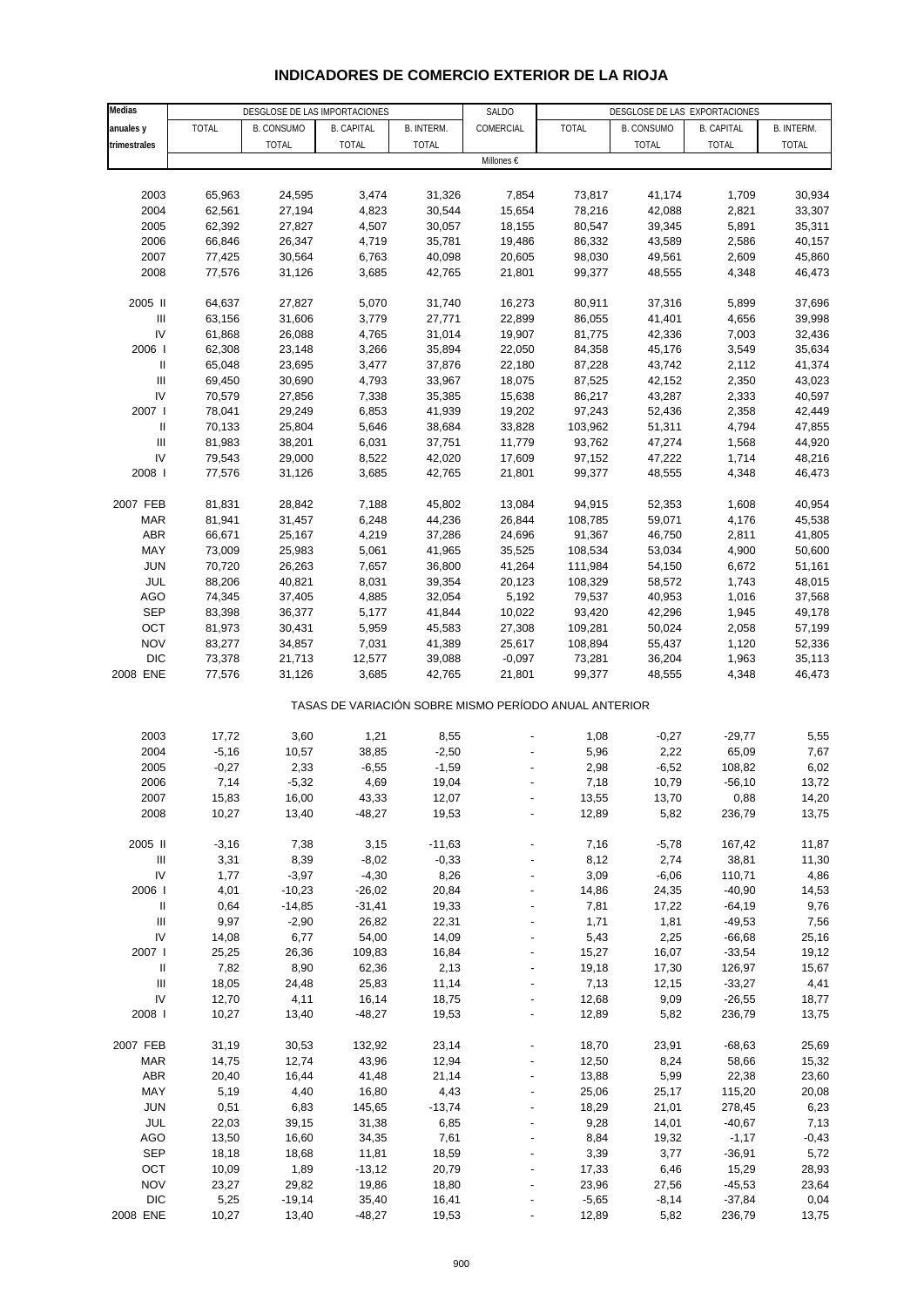# INDICADORES DE COMERCIO EXTERIOR DE LA RIOJA

| Medias anuales y trimestrales | DESGLOSE DE LAS IMPORTACIONES | | | | SALDO | DESGLOSE DE LAS EXPORTACIONES | | | |
|---|---|---|---|---|---|---|---|---|---|
| | TOTAL | B. CONSUMO TOTAL | B. CAPITAL TOTAL | B. INTERM. TOTAL | COMERCIAL | TOTAL | B. CONSUMO TOTAL | B. CAPITAL TOTAL | B. INTERM. TOTAL |
| | | | | | Millones € | | | | |
| 2003 | 65,963 | 24,595 | 3,474 | 31,326 | 7,854 | 73,817 | 41,174 | 1,709 | 30,934 |
| 2004 | 62,561 | 27,194 | 4,823 | 30,544 | 15,654 | 78,216 | 42,088 | 2,821 | 33,307 |
| 2005 | 62,392 | 27,827 | 4,507 | 30,057 | 18,155 | 80,547 | 39,345 | 5,891 | 35,311 |
| 2006 | 66,846 | 26,347 | 4,719 | 35,781 | 19,486 | 86,332 | 43,589 | 2,586 | 40,157 |
| 2007 | 77,425 | 30,564 | 6,763 | 40,098 | 20,605 | 98,030 | 49,561 | 2,609 | 45,860 |
| 2008 | 77,576 | 31,126 | 3,685 | 42,765 | 21,801 | 99,377 | 48,555 | 4,348 | 46,473 |
| 2005 II | 64,637 | 27,827 | 5,070 | 31,740 | 16,273 | 80,911 | 37,316 | 5,899 | 37,696 |
| III | 63,156 | 31,606 | 3,779 | 27,771 | 22,899 | 86,055 | 41,401 | 4,656 | 39,998 |
| IV | 61,868 | 26,088 | 4,765 | 31,014 | 19,907 | 81,775 | 42,336 | 7,003 | 32,436 |
| 2006 I | 62,308 | 23,148 | 3,266 | 35,894 | 22,050 | 84,358 | 45,176 | 3,549 | 35,634 |
| II | 65,048 | 23,695 | 3,477 | 37,876 | 22,180 | 87,228 | 43,742 | 2,112 | 41,374 |
| III | 69,450 | 30,690 | 4,793 | 33,967 | 18,075 | 87,525 | 42,152 | 2,350 | 43,023 |
| IV | 70,579 | 27,856 | 7,338 | 35,385 | 15,638 | 86,217 | 43,287 | 2,333 | 40,597 |
| 2007 I | 78,041 | 29,249 | 6,853 | 41,939 | 19,202 | 97,243 | 52,436 | 2,358 | 42,449 |
| II | 70,133 | 25,804 | 5,646 | 38,684 | 33,828 | 103,962 | 51,311 | 4,794 | 47,855 |
| III | 81,983 | 38,201 | 6,031 | 37,751 | 11,779 | 93,762 | 47,274 | 1,568 | 44,920 |
| IV | 79,543 | 29,000 | 8,522 | 42,020 | 17,609 | 97,152 | 47,222 | 1,714 | 48,216 |
| 2008 I | 77,576 | 31,126 | 3,685 | 42,765 | 21,801 | 99,377 | 48,555 | 4,348 | 46,473 |
| 2007 FEB | 81,831 | 28,842 | 7,188 | 45,802 | 13,084 | 94,915 | 52,353 | 1,608 | 40,954 |
| MAR | 81,941 | 31,457 | 6,248 | 44,236 | 26,844 | 108,785 | 59,071 | 4,176 | 45,538 |
| ABR | 66,671 | 25,167 | 4,219 | 37,286 | 24,696 | 91,367 | 46,750 | 2,811 | 41,805 |
| MAY | 73,009 | 25,983 | 5,061 | 41,965 | 35,525 | 108,534 | 53,034 | 4,900 | 50,600 |
| JUN | 70,720 | 26,263 | 7,657 | 36,800 | 41,264 | 111,984 | 54,150 | 6,672 | 51,161 |
| JUL | 88,206 | 40,821 | 8,031 | 39,354 | 20,123 | 108,329 | 58,572 | 1,743 | 48,015 |
| AGO | 74,345 | 37,405 | 4,885 | 32,054 | 5,192 | 79,537 | 40,953 | 1,016 | 37,568 |
| SEP | 83,398 | 36,377 | 5,177 | 41,844 | 10,022 | 93,420 | 42,296 | 1,945 | 49,178 |
| OCT | 81,973 | 30,431 | 5,959 | 45,583 | 27,308 | 109,281 | 50,024 | 2,058 | 57,199 |
| NOV | 83,277 | 34,857 | 7,031 | 41,389 | 25,617 | 108,894 | 55,437 | 1,120 | 52,336 |
| DIC | 73,378 | 21,713 | 12,577 | 39,088 | -0,097 | 73,281 | 36,204 | 1,963 | 35,113 |
| 2008 ENE | 77,576 | 31,126 | 3,685 | 42,765 | 21,801 | 99,377 | 48,555 | 4,348 | 46,473 |
| | | | | TASAS DE VARIACIÓN SOBRE MISMO PERÍODO ANUAL ANTERIOR | | | | | |
| 2003 | 17,72 | 3,60 | 1,21 | 8,55 | - | 1,08 | -0,27 | -29,77 | 5,55 |
| 2004 | -5,16 | 10,57 | 38,85 | -2,50 | - | 5,96 | 2,22 | 65,09 | 7,67 |
| 2005 | -0,27 | 2,33 | -6,55 | -1,59 | - | 2,98 | -6,52 | 108,82 | 6,02 |
| 2006 | 7,14 | -5,32 | 4,69 | 19,04 | - | 7,18 | 10,79 | -56,10 | 13,72 |
| 2007 | 15,83 | 16,00 | 43,33 | 12,07 | - | 13,55 | 13,70 | 0,88 | 14,20 |
| 2008 | 10,27 | 13,40 | -48,27 | 19,53 | - | 12,89 | 5,82 | 236,79 | 13,75 |
| 2005 II | -3,16 | 7,38 | 3,15 | -11,63 | - | 7,16 | -5,78 | 167,42 | 11,87 |
| III | 3,31 | 8,39 | -8,02 | -0,33 | - | 8,12 | 2,74 | 38,81 | 11,30 |
| IV | 1,77 | -3,97 | -4,30 | 8,26 | - | 3,09 | -6,06 | 110,71 | 4,86 |
| 2006 I | 4,01 | -10,23 | -26,02 | 20,84 | - | 14,86 | 24,35 | -40,90 | 14,53 |
| II | 0,64 | -14,85 | -31,41 | 19,33 | - | 7,81 | 17,22 | -64,19 | 9,76 |
| III | 9,97 | -2,90 | 26,82 | 22,31 | - | 1,71 | 1,81 | -49,53 | 7,56 |
| IV | 14,08 | 6,77 | 54,00 | 14,09 | - | 5,43 | 2,25 | -66,68 | 25,16 |
| 2007 I | 25,25 | 26,36 | 109,83 | 16,84 | - | 15,27 | 16,07 | -33,54 | 19,12 |
| II | 7,82 | 8,90 | 62,36 | 2,13 | - | 19,18 | 17,30 | 126,97 | 15,67 |
| III | 18,05 | 24,48 | 25,83 | 11,14 | - | 7,13 | 12,15 | -33,27 | 4,41 |
| IV | 12,70 | 4,11 | 16,14 | 18,75 | - | 12,68 | 9,09 | -26,55 | 18,77 |
| 2008 I | 10,27 | 13,40 | -48,27 | 19,53 | - | 12,89 | 5,82 | 236,79 | 13,75 |
| 2007 FEB | 31,19 | 30,53 | 132,92 | 23,14 | - | 18,70 | 23,91 | -68,63 | 25,69 |
| MAR | 14,75 | 12,74 | 43,96 | 12,94 | - | 12,50 | 8,24 | 58,66 | 15,32 |
| ABR | 20,40 | 16,44 | 41,48 | 21,14 | - | 13,88 | 5,99 | 22,38 | 23,60 |
| MAY | 5,19 | 4,40 | 16,80 | 4,43 | - | 25,06 | 25,17 | 115,20 | 20,08 |
| JUN | 0,51 | 6,83 | 145,65 | -13,74 | - | 18,29 | 21,01 | 278,45 | 6,23 |
| JUL | 22,03 | 39,15 | 31,38 | 6,85 | - | 9,28 | 14,01 | -40,67 | 7,13 |
| AGO | 13,50 | 16,60 | 34,35 | 7,61 | - | 8,84 | 19,32 | -1,17 | -0,43 |
| SEP | 18,18 | 18,68 | 11,81 | 18,59 | - | 3,39 | 3,77 | -36,91 | 5,72 |
| OCT | 10,09 | 1,89 | -13,12 | 20,79 | - | 17,33 | 6,46 | 15,29 | 28,93 |
| NOV | 23,27 | 29,82 | 19,86 | 18,80 | - | 23,96 | 27,56 | -45,53 | 23,64 |
| DIC | 5,25 | -19,14 | 35,40 | 16,41 | - | -5,65 | -8,14 | -37,84 | 0,04 |
| 2008 ENE | 10,27 | 13,40 | -48,27 | 19,53 | - | 12,89 | 5,82 | 236,79 | 13,75 |